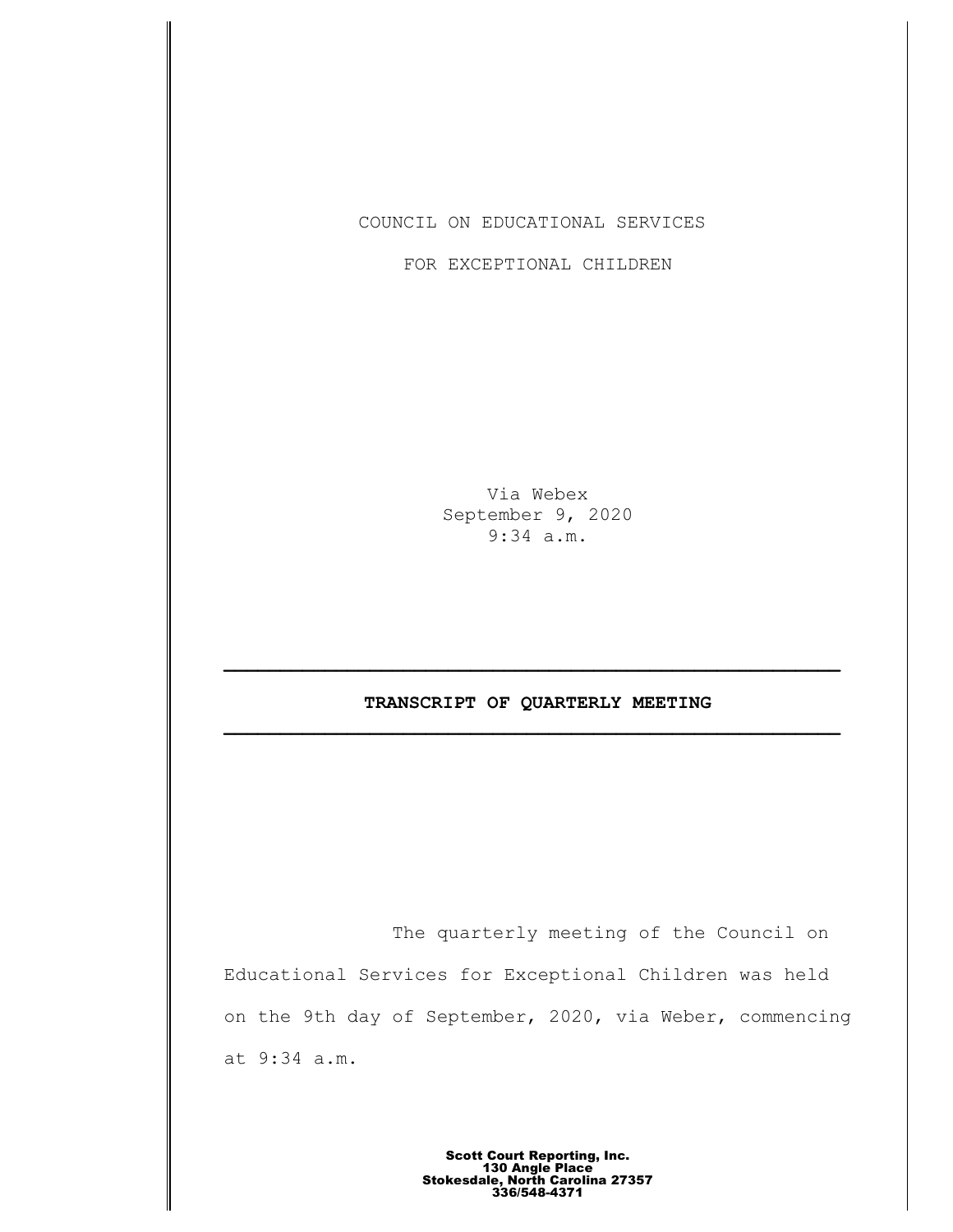COUNCIL ON EDUCATIONAL SERVICES

FOR EXCEPTIONAL CHILDREN

Via Webex
September 9, 2020
9:34 a.m.

---

**TRANSCRIPT OF QUARTERLY MEETING**

---

The quarterly meeting of the Council on Educational Services for Exceptional Children was held on the 9th day of September, 2020, via Weber, commencing at 9:34 a.m.

**Scott Court Reporting, Inc.**
**130 Angle Place**
**Stokesdale, North Carolina 27357**
**336/548-4371**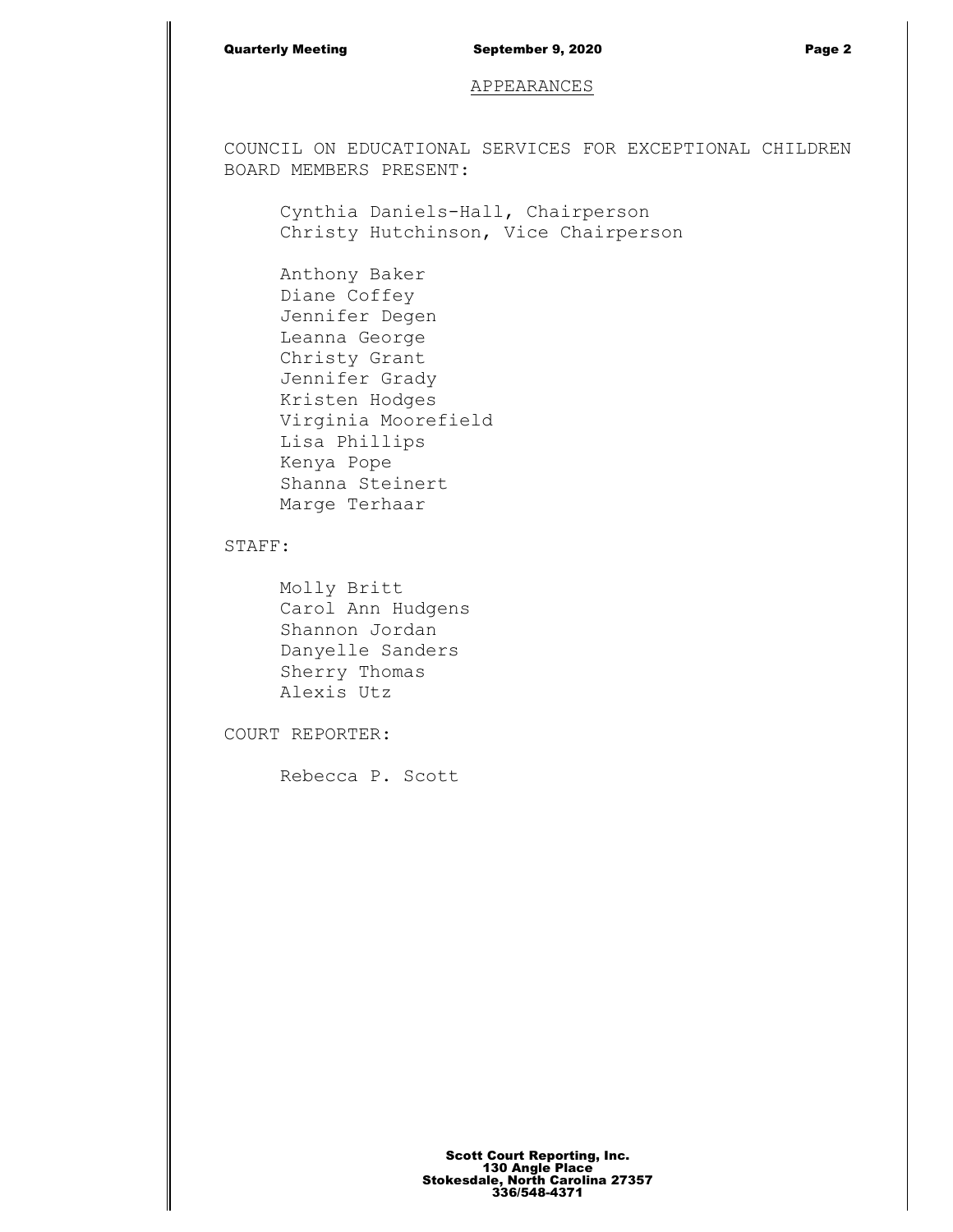## APPEARANCES

COUNCIL ON EDUCATIONAL SERVICES FOR EXCEPTIONAL CHILDREN BOARD MEMBERS PRESENT:

Cynthia Daniels-Hall, Chairperson
Christy Hutchinson, Vice Chairperson

Anthony Baker
Diane Coffey
Jennifer Degen
Leanna George
Christy Grant
Jennifer Grady
Kristen Hodges
Virginia Moorefield
Lisa Phillips
Kenya Pope
Shanna Steinert
Marge Terhaar

STAFF:

Molly Britt
Carol Ann Hudgens
Shannon Jordan
Danyelle Sanders
Sherry Thomas
Alexis Utz

COURT REPORTER:

Rebecca P. Scott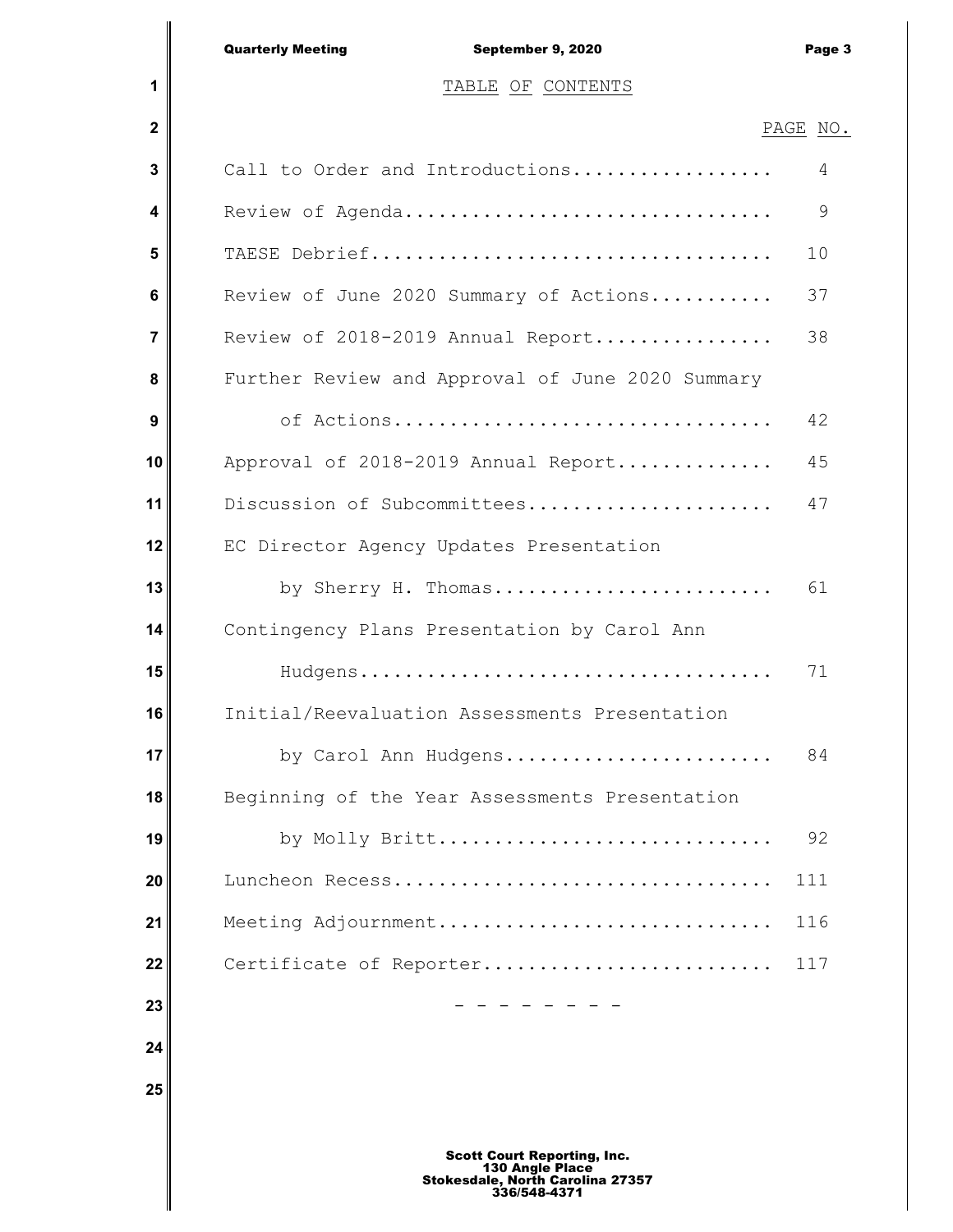# TABLE OF CONTENTS

| | PAGE NO. |
|---|---|
| Call to Order and Introductions | 4 |
| Review of Agenda | 9 |
| TAESE Debrief | 10 |
| Review of June 2020 Summary of Actions | 37 |
| Review of 2018-2019 Annual Report | 38 |
| Further Review and Approval of June 2020 Summary of Actions | 42 |
| Approval of 2018-2019 Annual Report | 45 |
| Discussion of Subcommittees | 47 |
| EC Director Agency Updates Presentation by Sherry H. Thomas | 61 |
| Contingency Plans Presentation by Carol Ann Hudgens | 71 |
| Initial/Reevaluation Assessments Presentation by Carol Ann Hudgens | 84 |
| Beginning of the Year Assessments Presentation by Molly Britt | 92 |
| Luncheon Recess | 111 |
| Meeting Adjournment | 116 |
| Certificate of Reporter | 117 |

\- - - - - - - -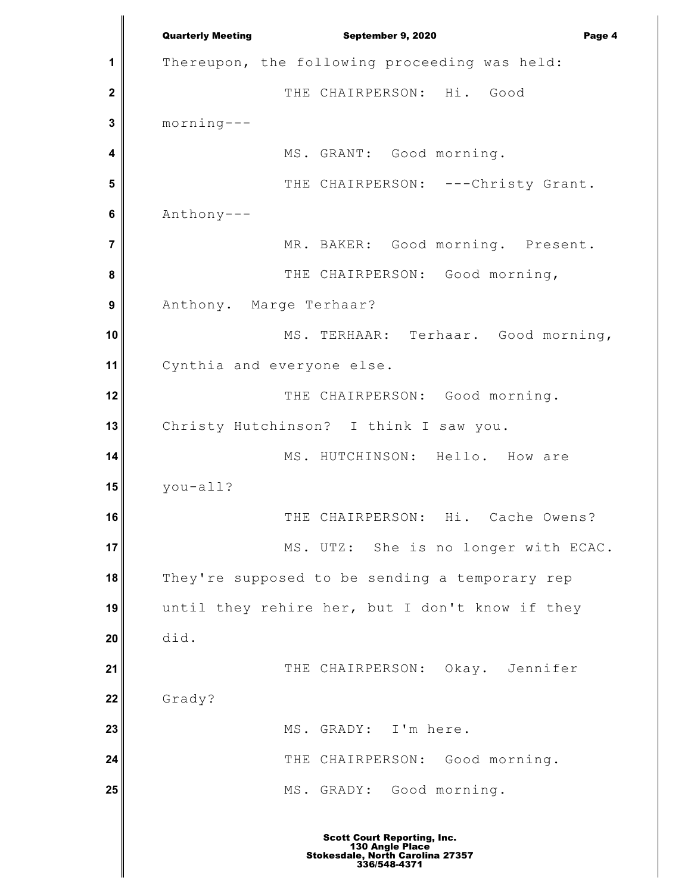Thereupon, the following proceeding was held:

THE CHAIRPERSON: Hi. Good morning---

MS. GRANT: Good morning.

THE CHAIRPERSON: ---Christy Grant. Anthony---

MR. BAKER: Good morning. Present.

THE CHAIRPERSON: Good morning, Anthony. Marge Terhaar?

MS. TERHAAR: Terhaar. Good morning, Cynthia and everyone else.

THE CHAIRPERSON: Good morning. Christy Hutchinson? I think I saw you.

MS. HUTCHINSON: Hello. How are you-all?

THE CHAIRPERSON: Hi. Cache Owens?

MS. UTZ: She is no longer with ECAC. They're supposed to be sending a temporary rep until they rehire her, but I don't know if they did.

THE CHAIRPERSON: Okay. Jennifer Grady?

MS. GRADY: I'm here.

THE CHAIRPERSON: Good morning.

MS. GRADY: Good morning.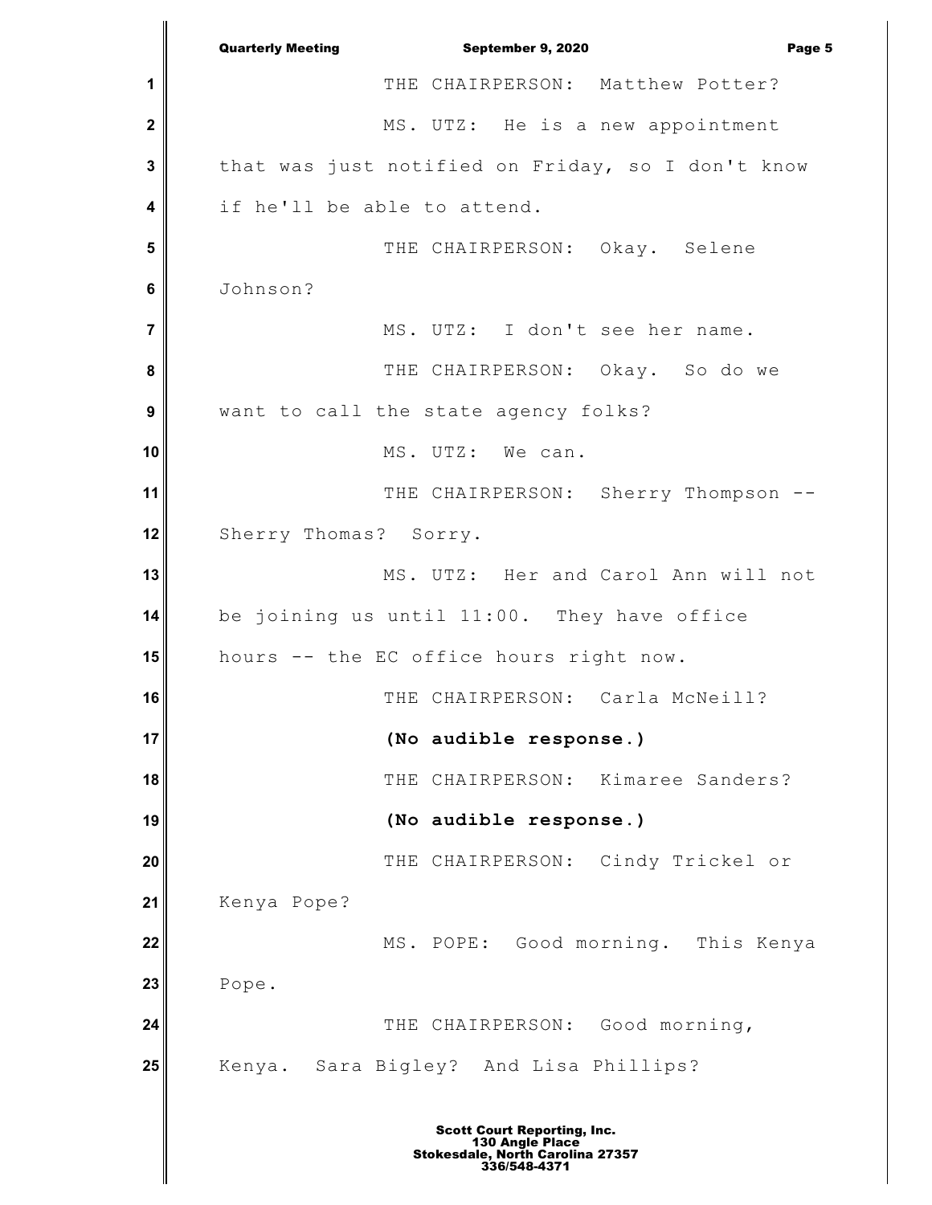THE CHAIRPERSON: Matthew Potter?

MS. UTZ: He is a new appointment that was just notified on Friday, so I don't know if he'll be able to attend.

THE CHAIRPERSON: Okay. Selene Johnson?

MS. UTZ: I don't see her name.

THE CHAIRPERSON: Okay. So do we want to call the state agency folks?

MS. UTZ: We can.

THE CHAIRPERSON: Sherry Thompson -- Sherry Thomas? Sorry.

MS. UTZ: Her and Carol Ann will not be joining us until 11:00. They have office hours -- the EC office hours right now.

THE CHAIRPERSON: Carla McNeill?

**(No audible response.)**

THE CHAIRPERSON: Kimaree Sanders?

**(No audible response.)**

THE CHAIRPERSON: Cindy Trickel or Kenya Pope?

MS. POPE: Good morning. This Kenya Pope.

THE CHAIRPERSON: Good morning, Kenya. Sara Bigley? And Lisa Phillips?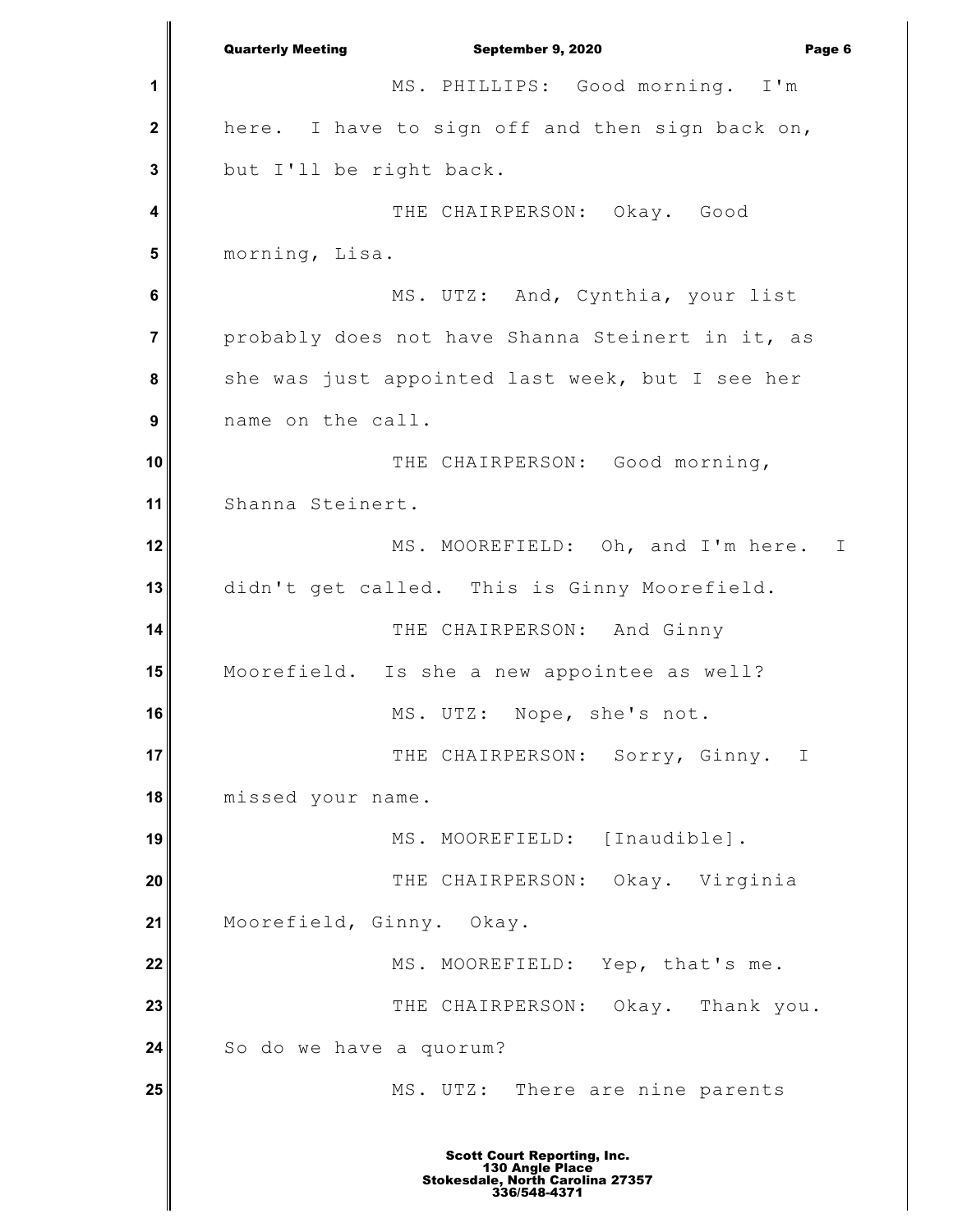MS. PHILLIPS: Good morning. I'm here. I have to sign off and then sign back on, but I'll be right back.

THE CHAIRPERSON: Okay. Good morning, Lisa.

MS. UTZ: And, Cynthia, your list probably does not have Shanna Steinert in it, as she was just appointed last week, but I see her name on the call.

THE CHAIRPERSON: Good morning, Shanna Steinert.

MS. MOOREFIELD: Oh, and I'm here. I didn't get called. This is Ginny Moorefield.

THE CHAIRPERSON: And Ginny Moorefield. Is she a new appointee as well?

MS. UTZ: Nope, she's not.

THE CHAIRPERSON: Sorry, Ginny. I missed your name.

MS. MOOREFIELD: [Inaudible].

THE CHAIRPERSON: Okay. Virginia Moorefield, Ginny. Okay.

MS. MOOREFIELD: Yep, that's me.

THE CHAIRPERSON: Okay. Thank you. So do we have a quorum?

MS. UTZ: There are nine parents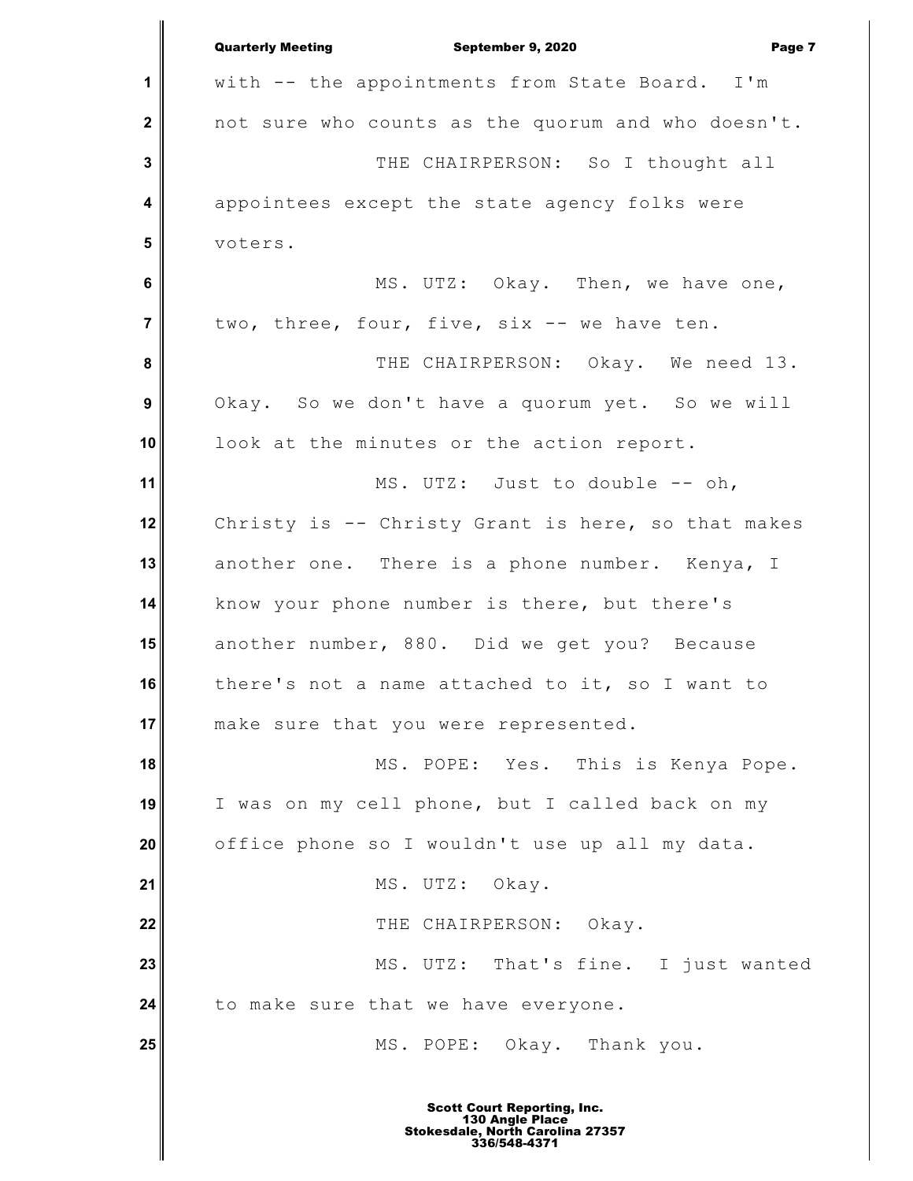with -- the appointments from State Board. I'm not sure who counts as the quorum and who doesn't.

THE CHAIRPERSON: So I thought all appointees except the state agency folks were voters.

MS. UTZ: Okay. Then, we have one, two, three, four, five, six -- we have ten.

THE CHAIRPERSON: Okay. We need 13. Okay. So we don't have a quorum yet. So we will look at the minutes or the action report.

MS. UTZ: Just to double -- oh, Christy is -- Christy Grant is here, so that makes another one. There is a phone number. Kenya, I know your phone number is there, but there's another number, 880. Did we get you? Because there's not a name attached to it, so I want to make sure that you were represented.

MS. POPE: Yes. This is Kenya Pope. I was on my cell phone, but I called back on my office phone so I wouldn't use up all my data.

MS. UTZ: Okay.

THE CHAIRPERSON: Okay.

MS. UTZ: That's fine. I just wanted to make sure that we have everyone.

MS. POPE: Okay. Thank you.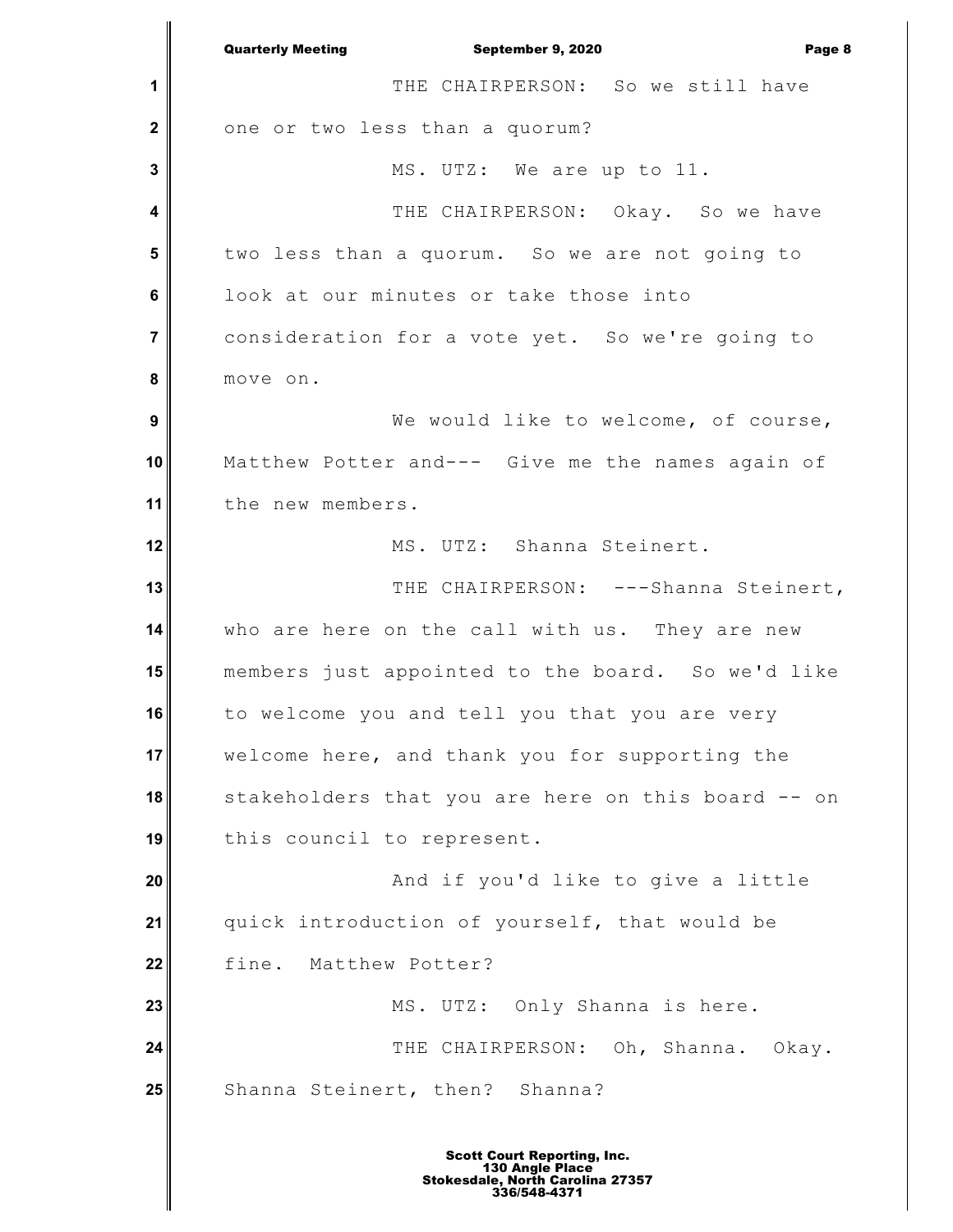THE CHAIRPERSON: So we still have one or two less than a quorum?

MS. UTZ: We are up to 11.

THE CHAIRPERSON: Okay. So we have two less than a quorum. So we are not going to look at our minutes or take those into consideration for a vote yet. So we're going to move on.

We would like to welcome, of course, Matthew Potter and--- Give me the names again of the new members.

MS. UTZ: Shanna Steinert.

THE CHAIRPERSON: ---Shanna Steinert, who are here on the call with us. They are new members just appointed to the board. So we'd like to welcome you and tell you that you are very welcome here, and thank you for supporting the stakeholders that you are here on this board -- on this council to represent.

And if you'd like to give a little quick introduction of yourself, that would be fine. Matthew Potter?

MS. UTZ: Only Shanna is here.

THE CHAIRPERSON: Oh, Shanna. Okay. Shanna Steinert, then? Shanna?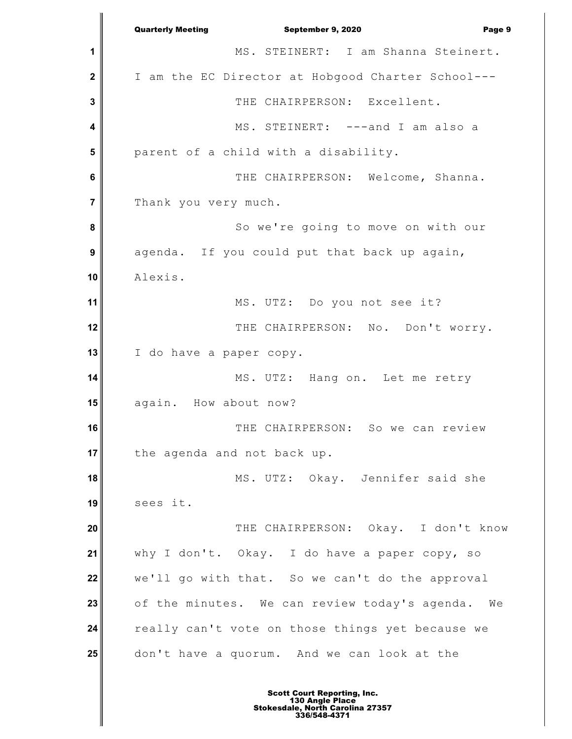MS. STEINERT: I am Shanna Steinert. I am the EC Director at Hobgood Charter School---

THE CHAIRPERSON: Excellent.

MS. STEINERT: ---and I am also a parent of a child with a disability.

THE CHAIRPERSON: Welcome, Shanna. Thank you very much.

So we're going to move on with our agenda. If you could put that back up again, Alexis.

MS. UTZ: Do you not see it?

THE CHAIRPERSON: No. Don't worry. I do have a paper copy.

MS. UTZ: Hang on. Let me retry again. How about now?

THE CHAIRPERSON: So we can review the agenda and not back up.

MS. UTZ: Okay. Jennifer said she sees it.

THE CHAIRPERSON: Okay. I don't know why I don't. Okay. I do have a paper copy, so we'll go with that. So we can't do the approval of the minutes. We can review today's agenda. We really can't vote on those things yet because we don't have a quorum. And we can look at the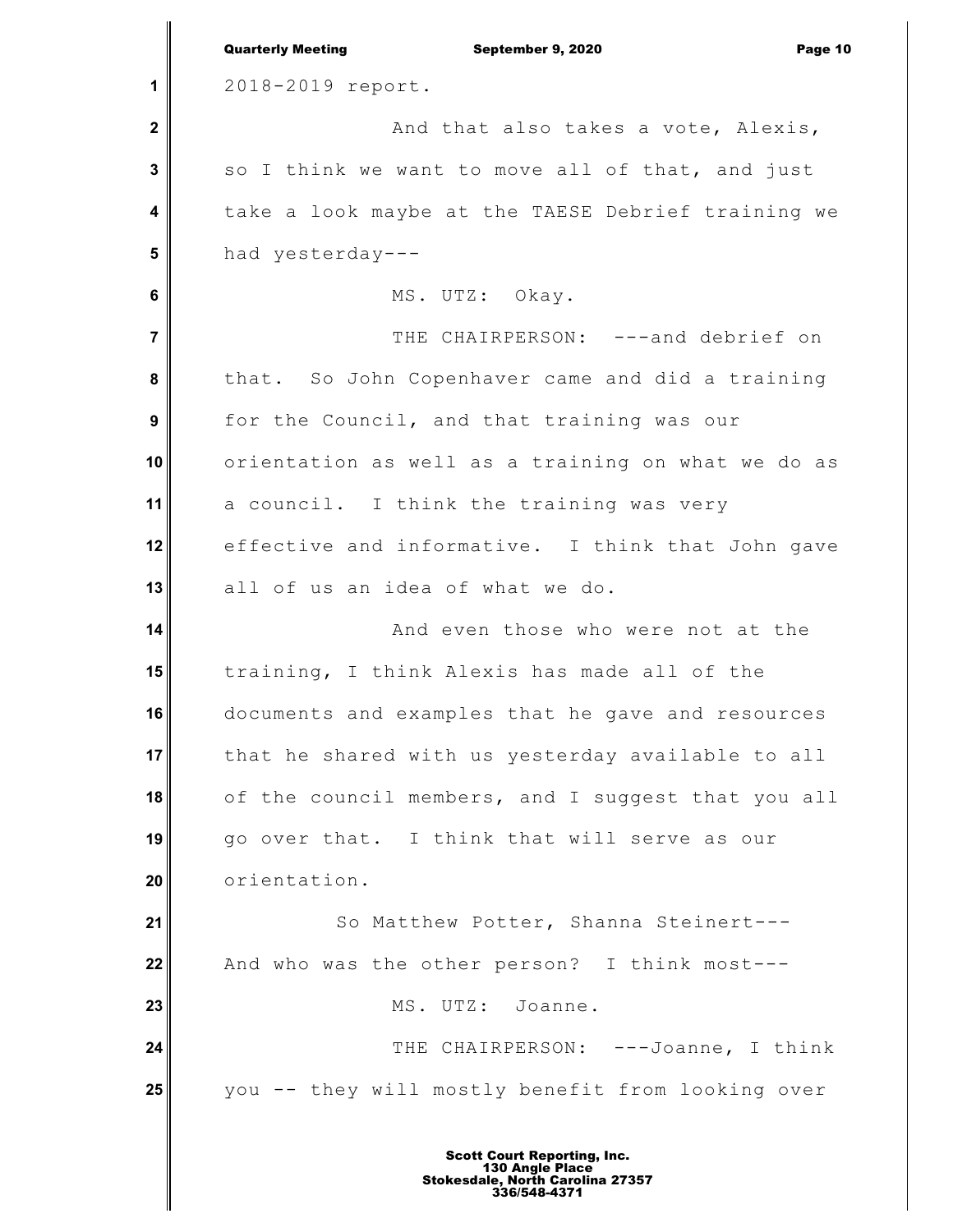2018-2019 report.

And that also takes a vote, Alexis, so I think we want to move all of that, and just take a look maybe at the TAESE Debrief training we had yesterday---

MS. UTZ: Okay.

THE CHAIRPERSON: ---and debrief on that. So John Copenhaver came and did a training for the Council, and that training was our orientation as well as a training on what we do as a council. I think the training was very effective and informative. I think that John gave all of us an idea of what we do.

And even those who were not at the training, I think Alexis has made all of the documents and examples that he gave and resources that he shared with us yesterday available to all of the council members, and I suggest that you all go over that. I think that will serve as our orientation.

So Matthew Potter, Shanna Steinert--- And who was the other person? I think most---

MS. UTZ: Joanne.

THE CHAIRPERSON: ---Joanne, I think you -- they will mostly benefit from looking over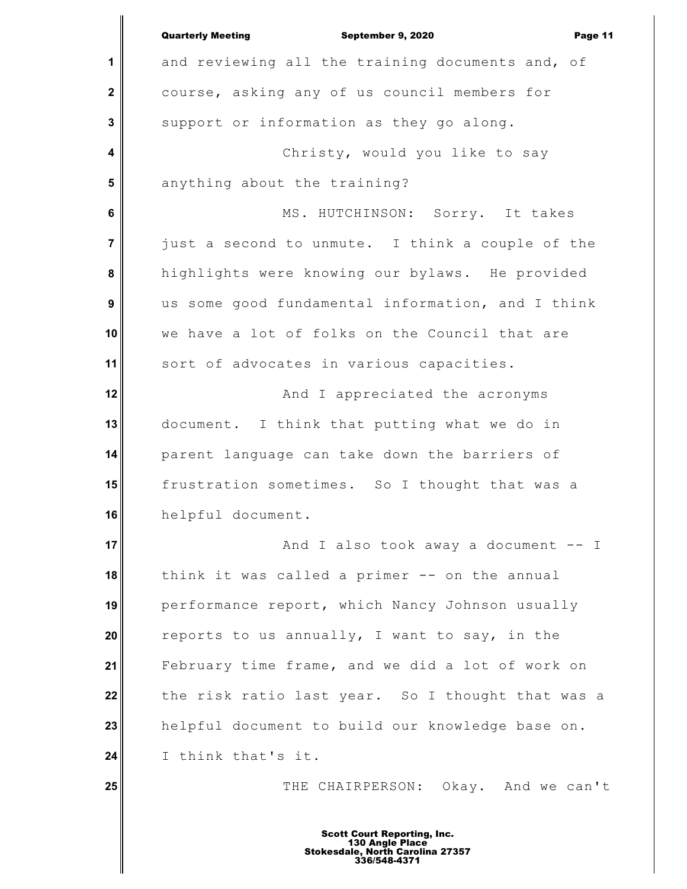and reviewing all the training documents and, of course, asking any of us council members for support or information as they go along.

Christy, would you like to say anything about the training?

MS. HUTCHINSON: Sorry. It takes just a second to unmute. I think a couple of the highlights were knowing our bylaws. He provided us some good fundamental information, and I think we have a lot of folks on the Council that are sort of advocates in various capacities.

And I appreciated the acronyms document. I think that putting what we do in parent language can take down the barriers of frustration sometimes. So I thought that was a helpful document.

And I also took away a document -- I think it was called a primer -- on the annual performance report, which Nancy Johnson usually reports to us annually, I want to say, in the February time frame, and we did a lot of work on the risk ratio last year. So I thought that was a helpful document to build our knowledge base on. I think that's it.

THE CHAIRPERSON: Okay. And we can't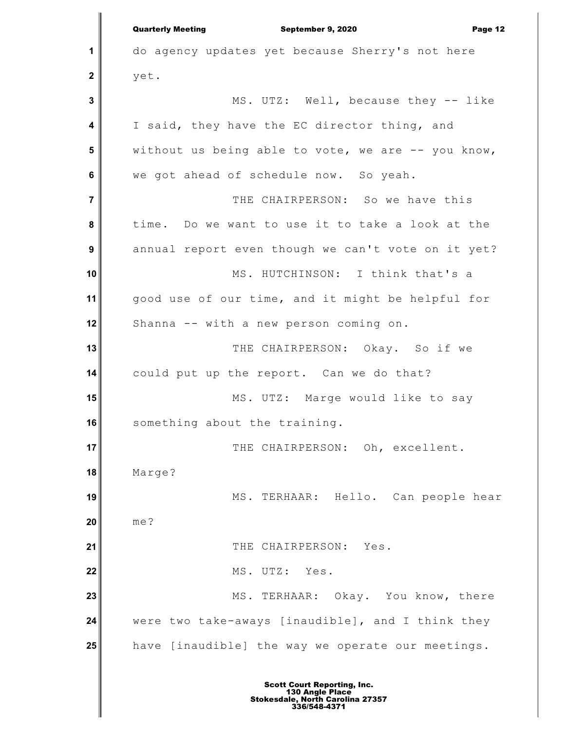do agency updates yet because Sherry's not here yet.

MS. UTZ: Well, because they -- like I said, they have the EC director thing, and without us being able to vote, we are -- you know, we got ahead of schedule now. So yeah.

THE CHAIRPERSON: So we have this time. Do we want to use it to take a look at the annual report even though we can't vote on it yet?

MS. HUTCHINSON: I think that's a good use of our time, and it might be helpful for Shanna -- with a new person coming on.

THE CHAIRPERSON: Okay. So if we could put up the report. Can we do that?

MS. UTZ: Marge would like to say something about the training.

THE CHAIRPERSON: Oh, excellent. Marge?

MS. TERHAAR: Hello. Can people hear me?

THE CHAIRPERSON: Yes.

MS. UTZ: Yes.

MS. TERHAAR: Okay. You know, there were two take-aways [inaudible], and I think they have [inaudible] the way we operate our meetings.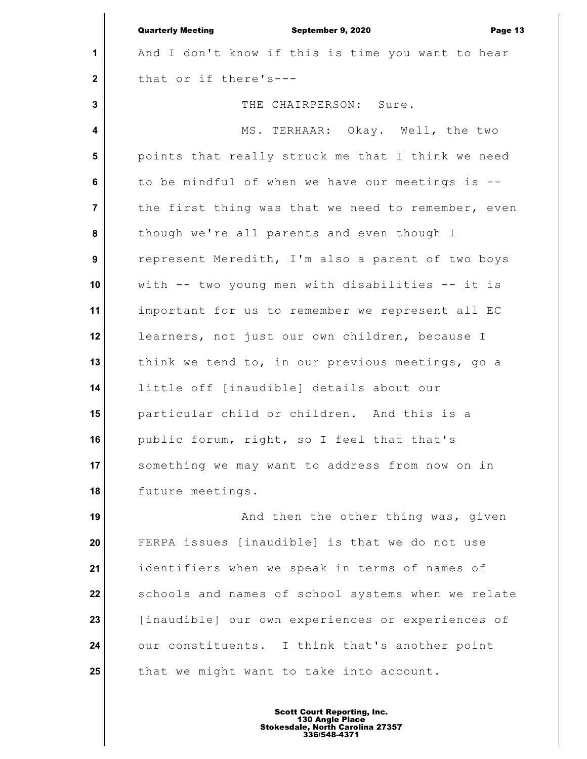And I don't know if this is time you want to hear that or if there's---

THE CHAIRPERSON: Sure.

MS. TERHAAR: Okay. Well, the two points that really struck me that I think we need to be mindful of when we have our meetings is -- the first thing was that we need to remember, even though we're all parents and even though I represent Meredith, I'm also a parent of two boys with -- two young men with disabilities -- it is important for us to remember we represent all EC learners, not just our own children, because I think we tend to, in our previous meetings, go a little off [inaudible] details about our particular child or children. And this is a public forum, right, so I feel that that's something we may want to address from now on in future meetings.

And then the other thing was, given FERPA issues [inaudible] is that we do not use identifiers when we speak in terms of names of schools and names of school systems when we relate [inaudible] our own experiences or experiences of our constituents. I think that's another point that we might want to take into account.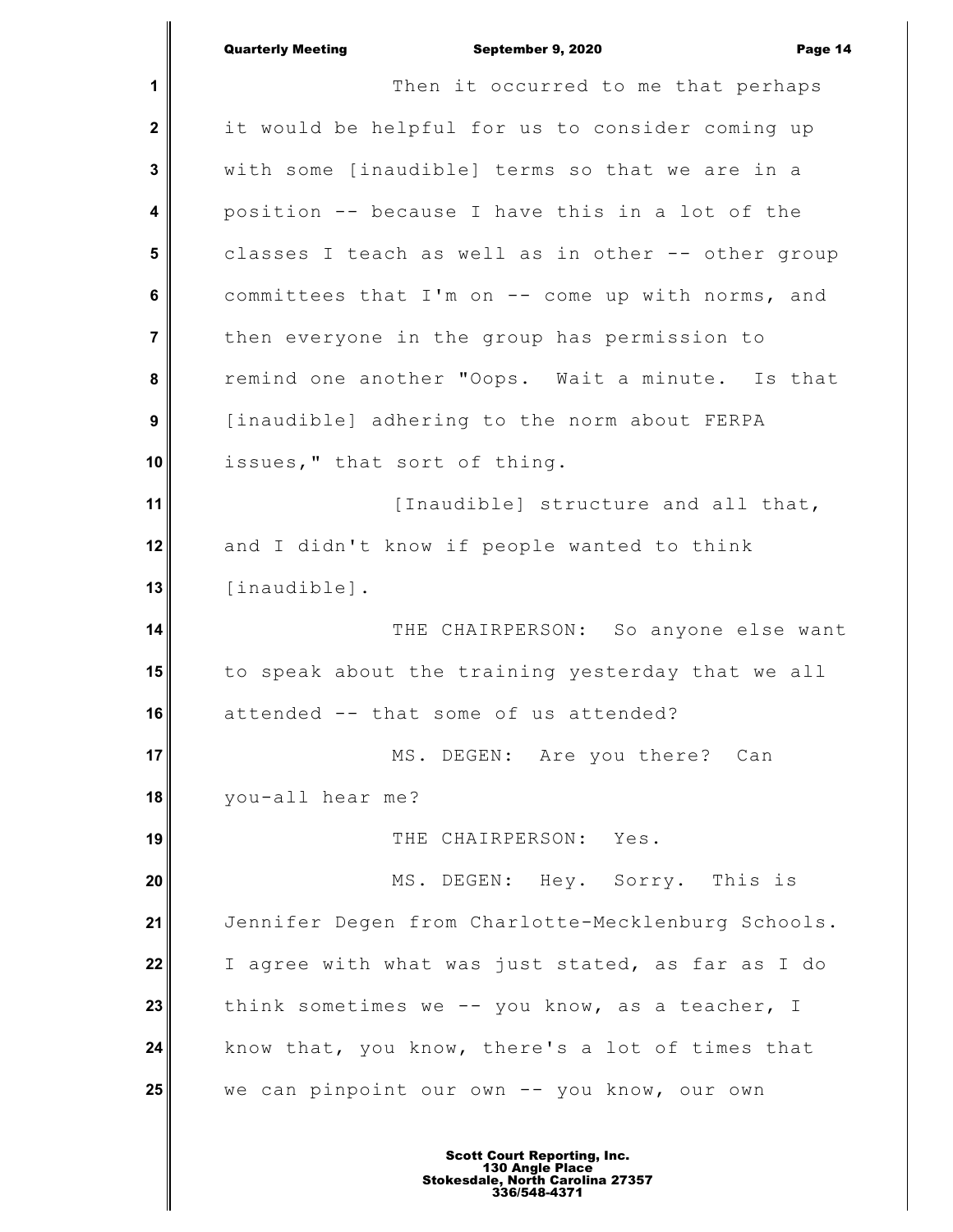Then it occurred to me that perhaps it would be helpful for us to consider coming up with some [inaudible] terms so that we are in a position -- because I have this in a lot of the classes I teach as well as in other -- other group committees that I'm on -- come up with norms, and then everyone in the group has permission to remind one another "Oops. Wait a minute. Is that [inaudible] adhering to the norm about FERPA issues," that sort of thing.

[Inaudible] structure and all that, and I didn't know if people wanted to think [inaudible].

THE CHAIRPERSON: So anyone else want to speak about the training yesterday that we all attended -- that some of us attended?

MS. DEGEN: Are you there? Can you-all hear me?

THE CHAIRPERSON: Yes.

MS. DEGEN: Hey. Sorry. This is Jennifer Degen from Charlotte-Mecklenburg Schools. I agree with what was just stated, as far as I do think sometimes we -- you know, as a teacher, I know that, you know, there's a lot of times that we can pinpoint our own -- you know, our own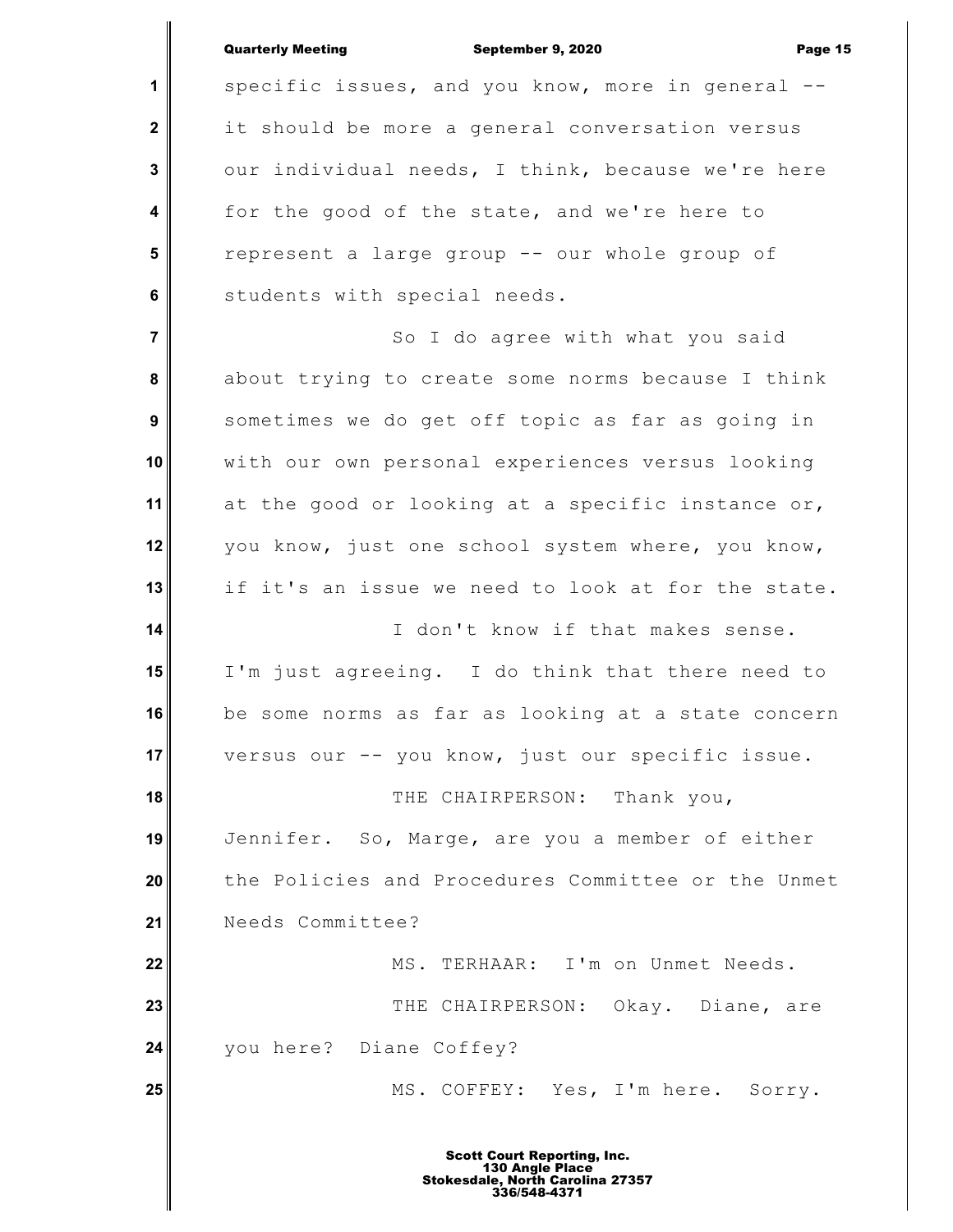specific issues, and you know, more in general -- it should be more a general conversation versus our individual needs, I think, because we're here for the good of the state, and we're here to represent a large group -- our whole group of students with special needs.

So I do agree with what you said about trying to create some norms because I think sometimes we do get off topic as far as going in with our own personal experiences versus looking at the good or looking at a specific instance or, you know, just one school system where, you know, if it's an issue we need to look at for the state.

I don't know if that makes sense. I'm just agreeing. I do think that there need to be some norms as far as looking at a state concern versus our -- you know, just our specific issue.

THE CHAIRPERSON: Thank you, Jennifer. So, Marge, are you a member of either the Policies and Procedures Committee or the Unmet Needs Committee?

MS. TERHAAR: I'm on Unmet Needs.

THE CHAIRPERSON: Okay. Diane, are you here? Diane Coffey?

MS. COFFEY: Yes, I'm here. Sorry.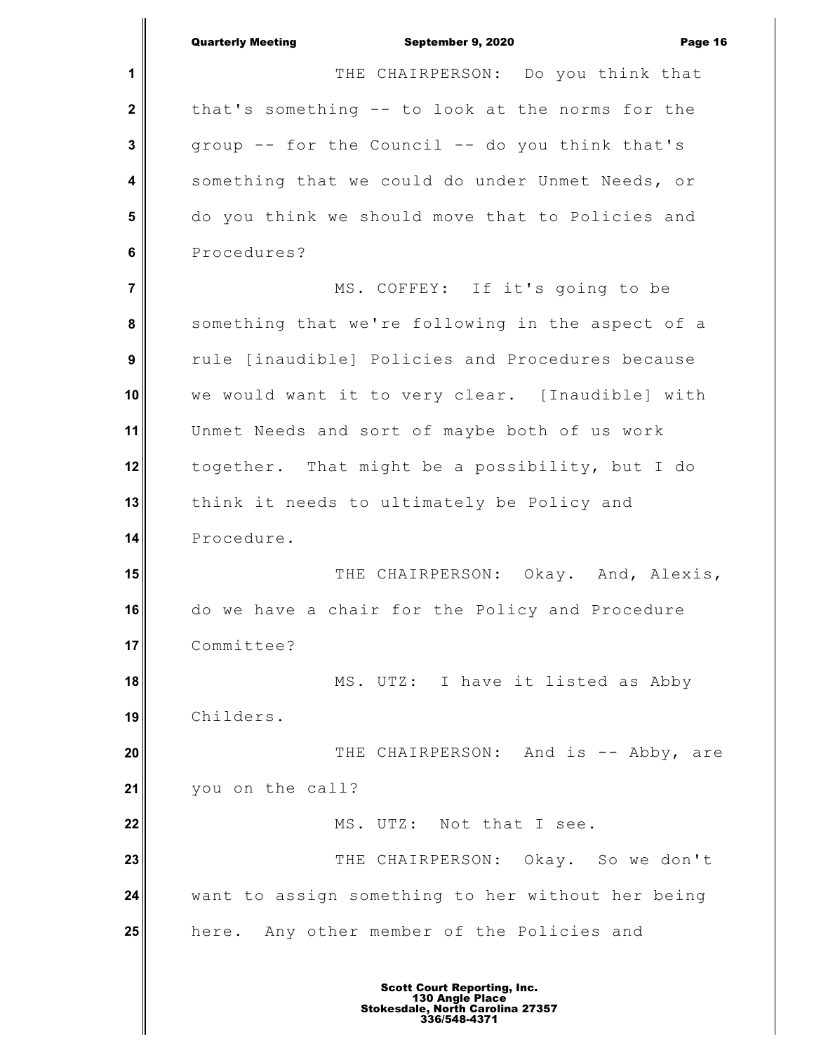THE CHAIRPERSON: Do you think that that's something -- to look at the norms for the group -- for the Council -- do you think that's something that we could do under Unmet Needs, or do you think we should move that to Policies and Procedures?

MS. COFFEY: If it's going to be something that we're following in the aspect of a rule [inaudible] Policies and Procedures because we would want it to very clear. [Inaudible] with Unmet Needs and sort of maybe both of us work together. That might be a possibility, but I do think it needs to ultimately be Policy and Procedure.

THE CHAIRPERSON: Okay. And, Alexis, do we have a chair for the Policy and Procedure Committee?

MS. UTZ: I have it listed as Abby Childers.

THE CHAIRPERSON: And is -- Abby, are you on the call?

MS. UTZ: Not that I see.

THE CHAIRPERSON: Okay. So we don't want to assign something to her without her being here. Any other member of the Policies and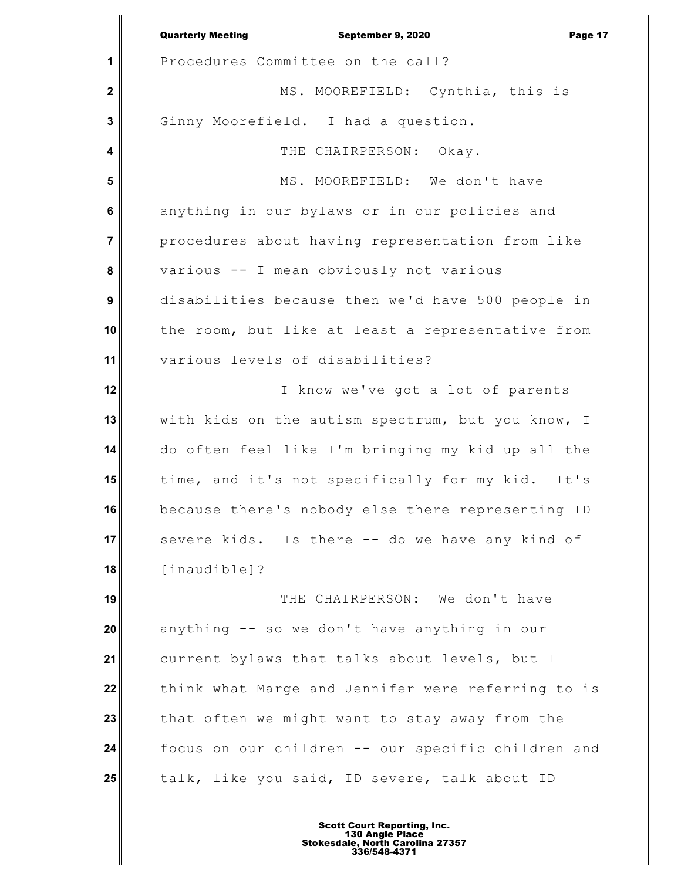Procedures Committee on the call?

MS. MOOREFIELD: Cynthia, this is Ginny Moorefield. I had a question.

THE CHAIRPERSON: Okay.

MS. MOOREFIELD: We don't have anything in our bylaws or in our policies and procedures about having representation from like various -- I mean obviously not various disabilities because then we'd have 500 people in the room, but like at least a representative from various levels of disabilities?

I know we've got a lot of parents with kids on the autism spectrum, but you know, I do often feel like I'm bringing my kid up all the time, and it's not specifically for my kid. It's because there's nobody else there representing ID severe kids. Is there -- do we have any kind of [inaudible]?

THE CHAIRPERSON: We don't have anything -- so we don't have anything in our current bylaws that talks about levels, but I think what Marge and Jennifer were referring to is that often we might want to stay away from the focus on our children -- our specific children and talk, like you said, ID severe, talk about ID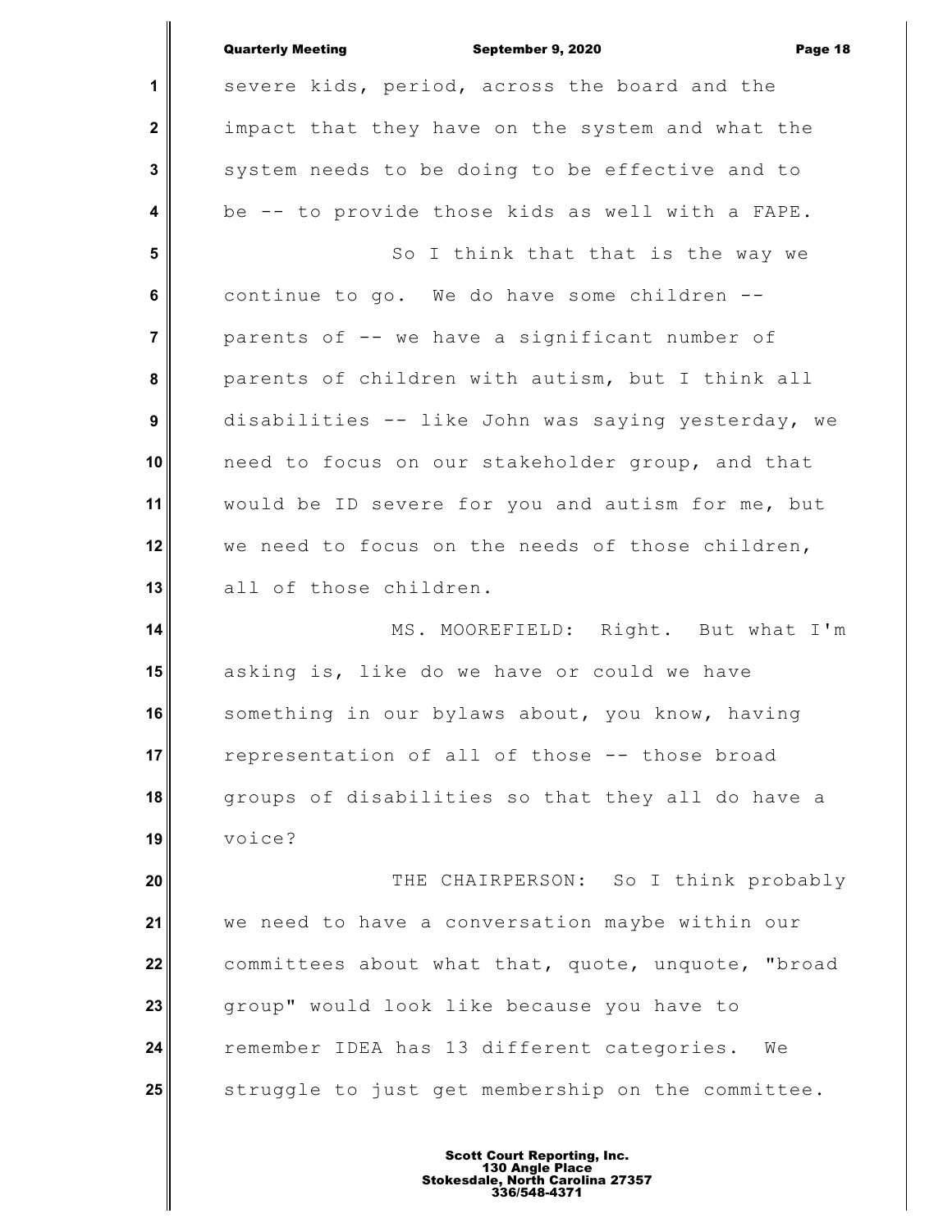severe kids, period, across the board and the impact that they have on the system and what the system needs to be doing to be effective and to be -- to provide those kids as well with a FAPE.

So I think that that is the way we continue to go. We do have some children -- parents of -- we have a significant number of parents of children with autism, but I think all disabilities -- like John was saying yesterday, we need to focus on our stakeholder group, and that would be ID severe for you and autism for me, but we need to focus on the needs of those children, all of those children.

MS. MOOREFIELD: Right. But what I'm asking is, like do we have or could we have something in our bylaws about, you know, having representation of all of those -- those broad groups of disabilities so that they all do have a voice?

THE CHAIRPERSON: So I think probably we need to have a conversation maybe within our committees about what that, quote, unquote, "broad group" would look like because you have to remember IDEA has 13 different categories. We struggle to just get membership on the committee.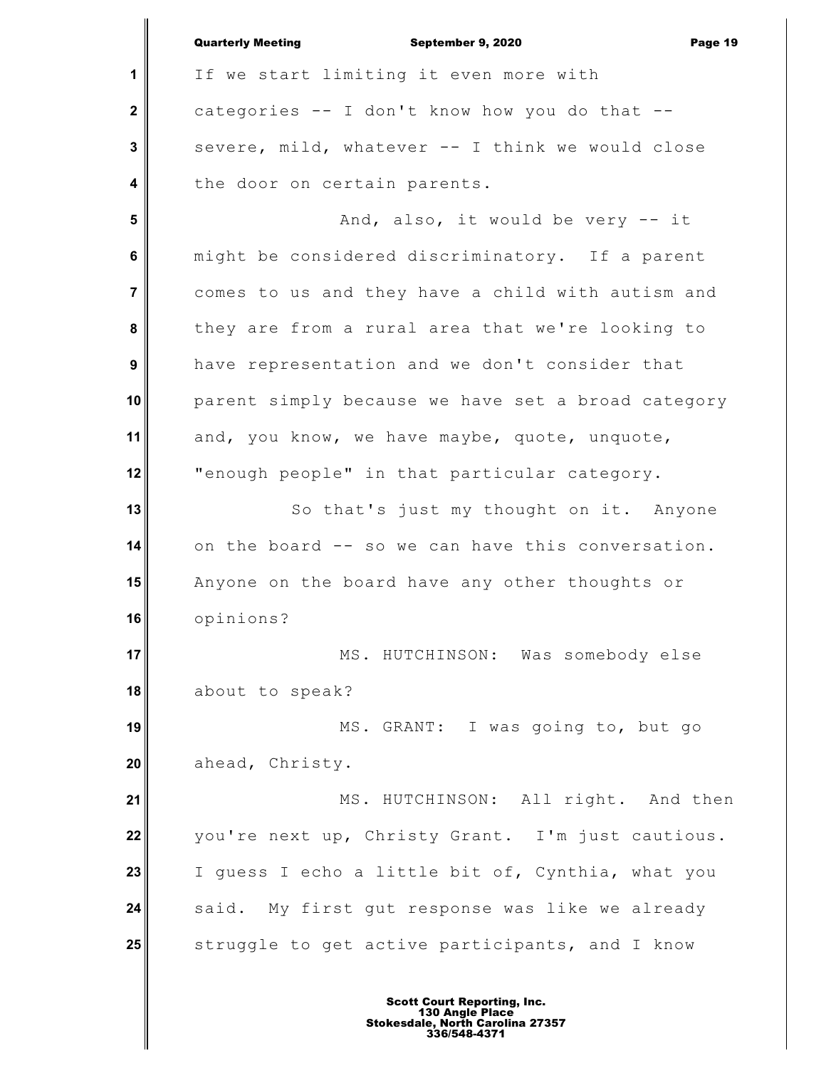If we start limiting it even more with categories -- I don't know how you do that -- severe, mild, whatever -- I think we would close the door on certain parents.

And, also, it would be very -- it might be considered discriminatory. If a parent comes to us and they have a child with autism and they are from a rural area that we're looking to have representation and we don't consider that parent simply because we have set a broad category and, you know, we have maybe, quote, unquote, "enough people" in that particular category.

So that's just my thought on it. Anyone on the board -- so we can have this conversation. Anyone on the board have any other thoughts or opinions?

MS. HUTCHINSON: Was somebody else about to speak?

MS. GRANT: I was going to, but go ahead, Christy.

MS. HUTCHINSON: All right. And then you're next up, Christy Grant. I'm just cautious. I guess I echo a little bit of, Cynthia, what you said. My first gut response was like we already struggle to get active participants, and I know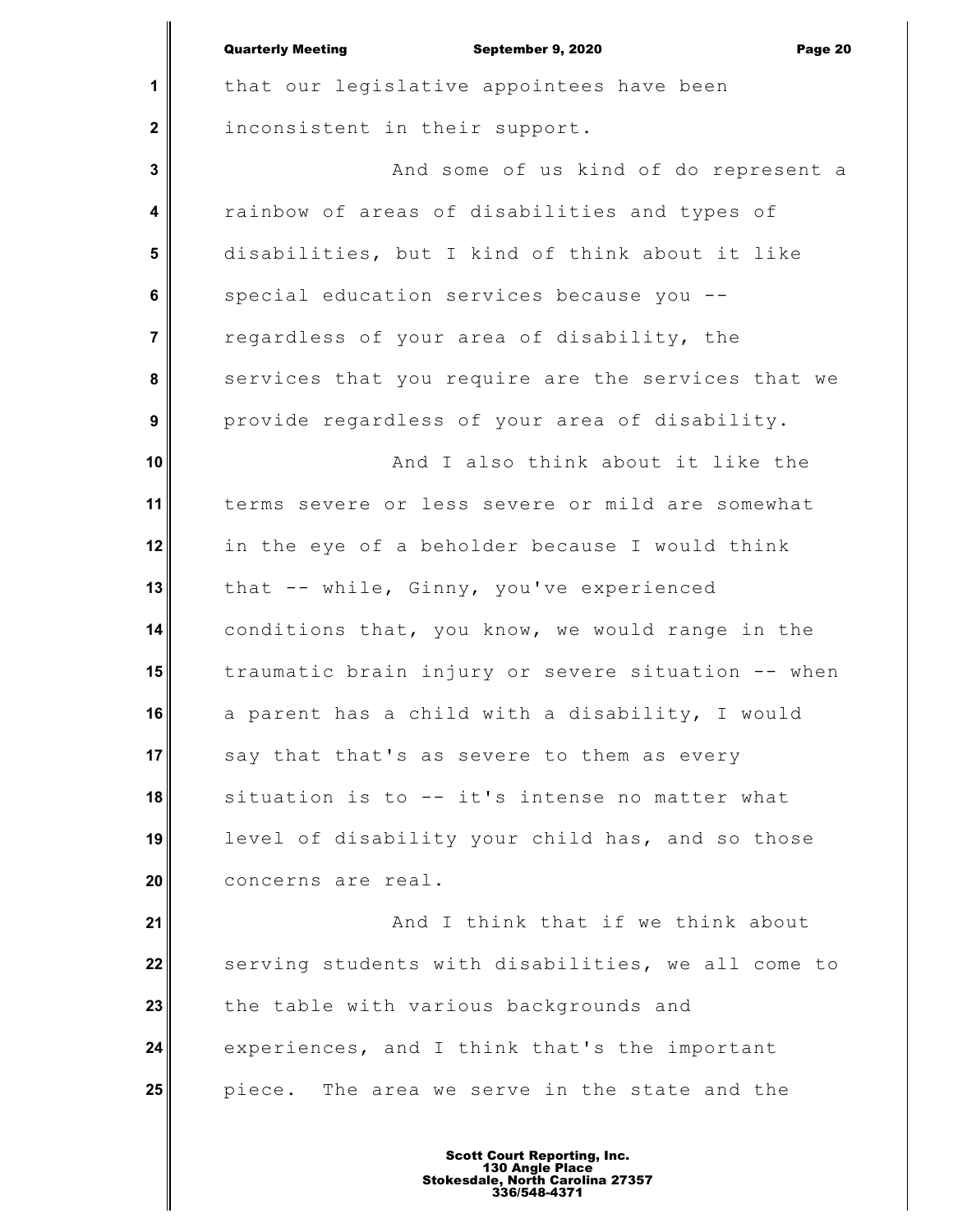that our legislative appointees have been inconsistent in their support.

And some of us kind of do represent a rainbow of areas of disabilities and types of disabilities, but I kind of think about it like special education services because you -- regardless of your area of disability, the services that you require are the services that we provide regardless of your area of disability.

And I also think about it like the terms severe or less severe or mild are somewhat in the eye of a beholder because I would think that -- while, Ginny, you've experienced conditions that, you know, we would range in the traumatic brain injury or severe situation -- when a parent has a child with a disability, I would say that that's as severe to them as every situation is to -- it's intense no matter what level of disability your child has, and so those concerns are real.

And I think that if we think about serving students with disabilities, we all come to the table with various backgrounds and experiences, and I think that's the important piece. The area we serve in the state and the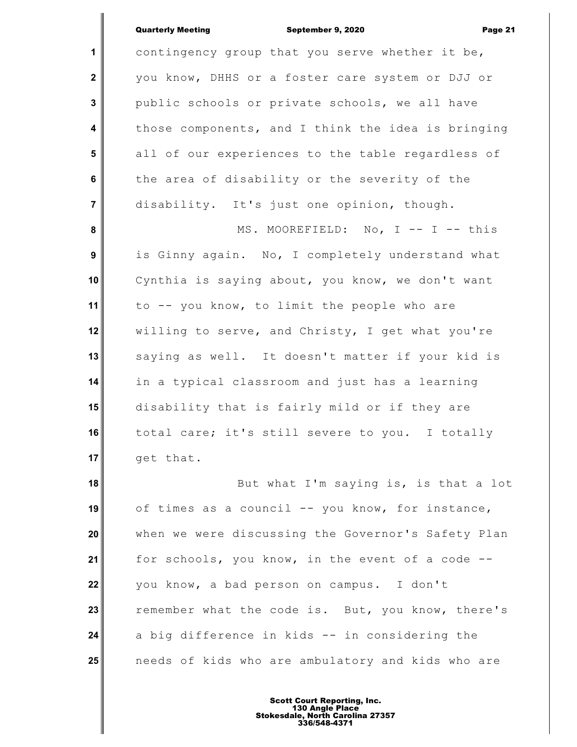contingency group that you serve whether it be, you know, DHHS or a foster care system or DJJ or public schools or private schools, we all have those components, and I think the idea is bringing all of our experiences to the table regardless of the area of disability or the severity of the disability. It's just one opinion, though.

MS. MOOREFIELD: No, I -- I -- this is Ginny again. No, I completely understand what Cynthia is saying about, you know, we don't want to -- you know, to limit the people who are willing to serve, and Christy, I get what you're saying as well. It doesn't matter if your kid is in a typical classroom and just has a learning disability that is fairly mild or if they are total care; it's still severe to you. I totally get that.

But what I'm saying is, is that a lot of times as a council -- you know, for instance, when we were discussing the Governor's Safety Plan for schools, you know, in the event of a code -- you know, a bad person on campus. I don't remember what the code is. But, you know, there's a big difference in kids -- in considering the needs of kids who are ambulatory and kids who are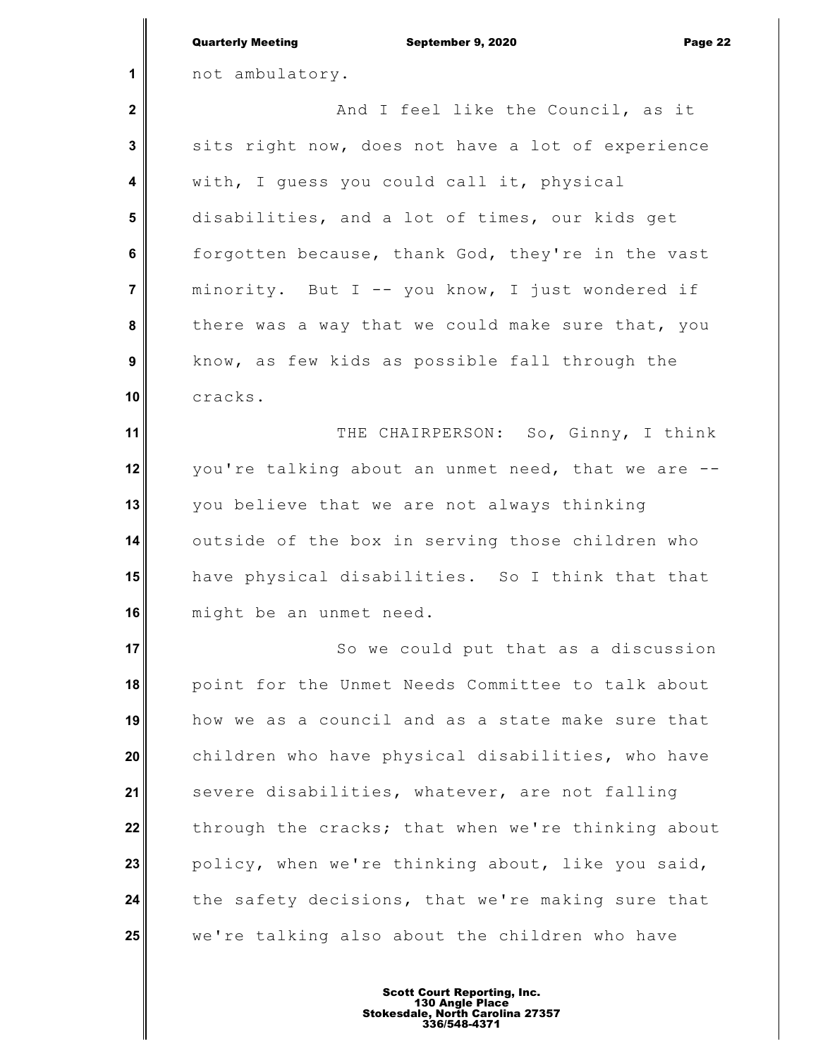not ambulatory.

And I feel like the Council, as it sits right now, does not have a lot of experience with, I guess you could call it, physical disabilities, and a lot of times, our kids get forgotten because, thank God, they're in the vast minority. But I -- you know, I just wondered if there was a way that we could make sure that, you know, as few kids as possible fall through the cracks.

THE CHAIRPERSON: So, Ginny, I think you're talking about an unmet need, that we are -- you believe that we are not always thinking outside of the box in serving those children who have physical disabilities. So I think that that might be an unmet need.

So we could put that as a discussion point for the Unmet Needs Committee to talk about how we as a council and as a state make sure that children who have physical disabilities, who have severe disabilities, whatever, are not falling through the cracks; that when we're thinking about policy, when we're thinking about, like you said, the safety decisions, that we're making sure that we're talking also about the children who have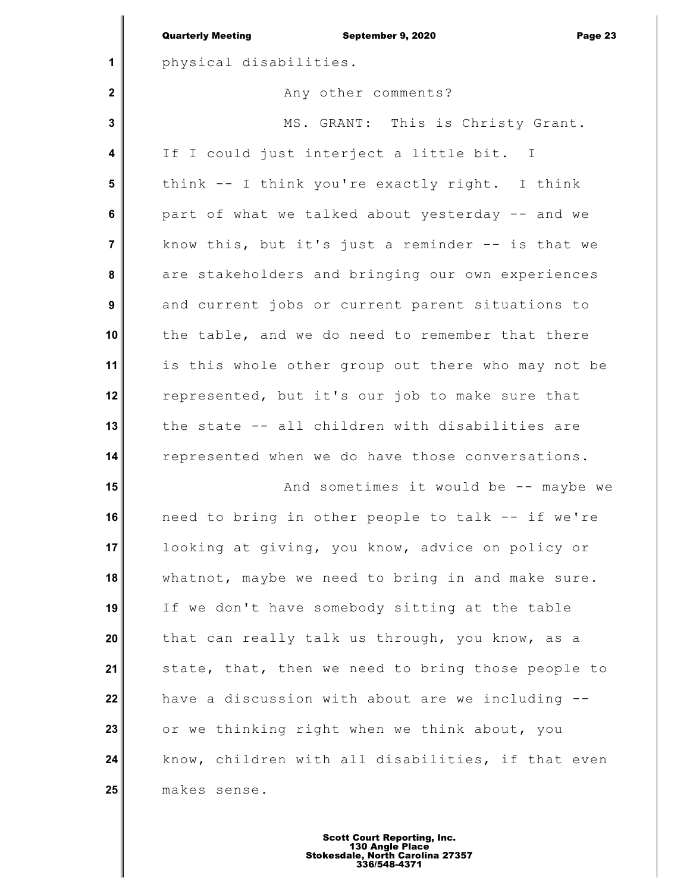physical disabilities.

Any other comments?

MS. GRANT: This is Christy Grant. If I could just interject a little bit. I think -- I think you're exactly right. I think part of what we talked about yesterday -- and we know this, but it's just a reminder -- is that we are stakeholders and bringing our own experiences and current jobs or current parent situations to the table, and we do need to remember that there is this whole other group out there who may not be represented, but it's our job to make sure that the state -- all children with disabilities are represented when we do have those conversations.

And sometimes it would be -- maybe we need to bring in other people to talk -- if we're looking at giving, you know, advice on policy or whatnot, maybe we need to bring in and make sure. If we don't have somebody sitting at the table that can really talk us through, you know, as a state, that, then we need to bring those people to have a discussion with about are we including -- or we thinking right when we think about, you know, children with all disabilities, if that even makes sense.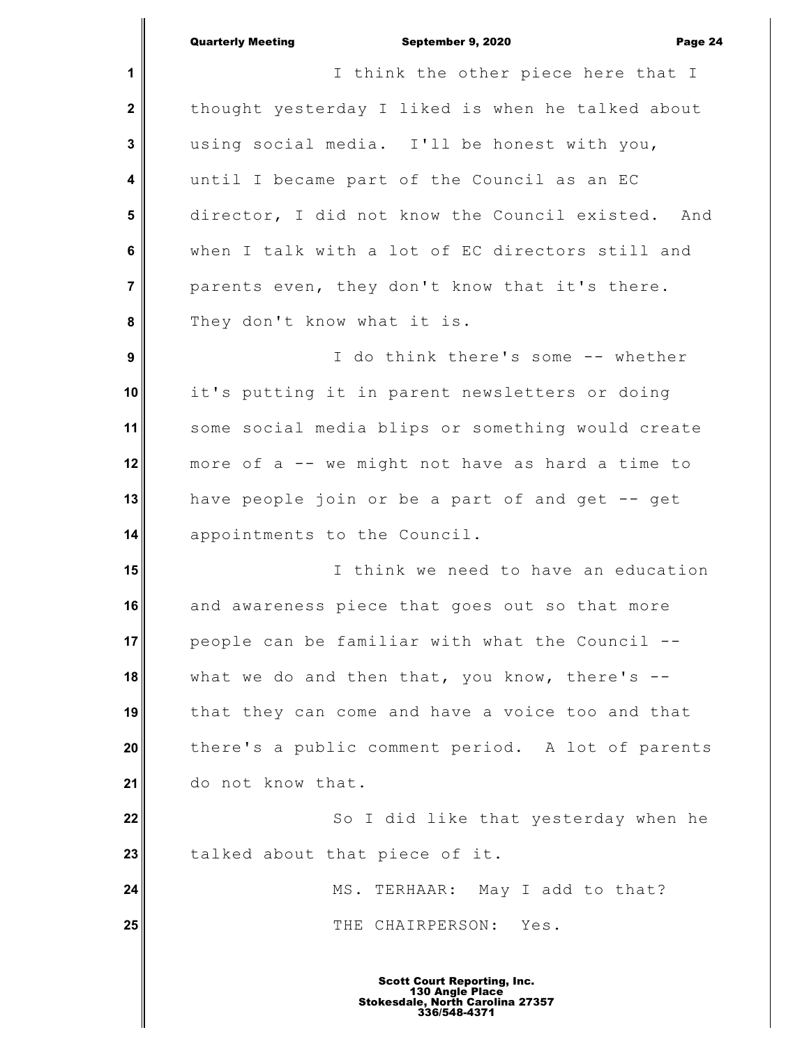I think the other piece here that I thought yesterday I liked is when he talked about using social media. I'll be honest with you, until I became part of the Council as an EC director, I did not know the Council existed. And when I talk with a lot of EC directors still and parents even, they don't know that it's there. They don't know what it is.

I do think there's some -- whether it's putting it in parent newsletters or doing some social media blips or something would create more of a -- we might not have as hard a time to have people join or be a part of and get -- get appointments to the Council.

I think we need to have an education and awareness piece that goes out so that more people can be familiar with what the Council -- what we do and then that, you know, there's -- that they can come and have a voice too and that there's a public comment period. A lot of parents do not know that.

So I did like that yesterday when he talked about that piece of it.

MS. TERHAAR: May I add to that?

THE CHAIRPERSON: Yes.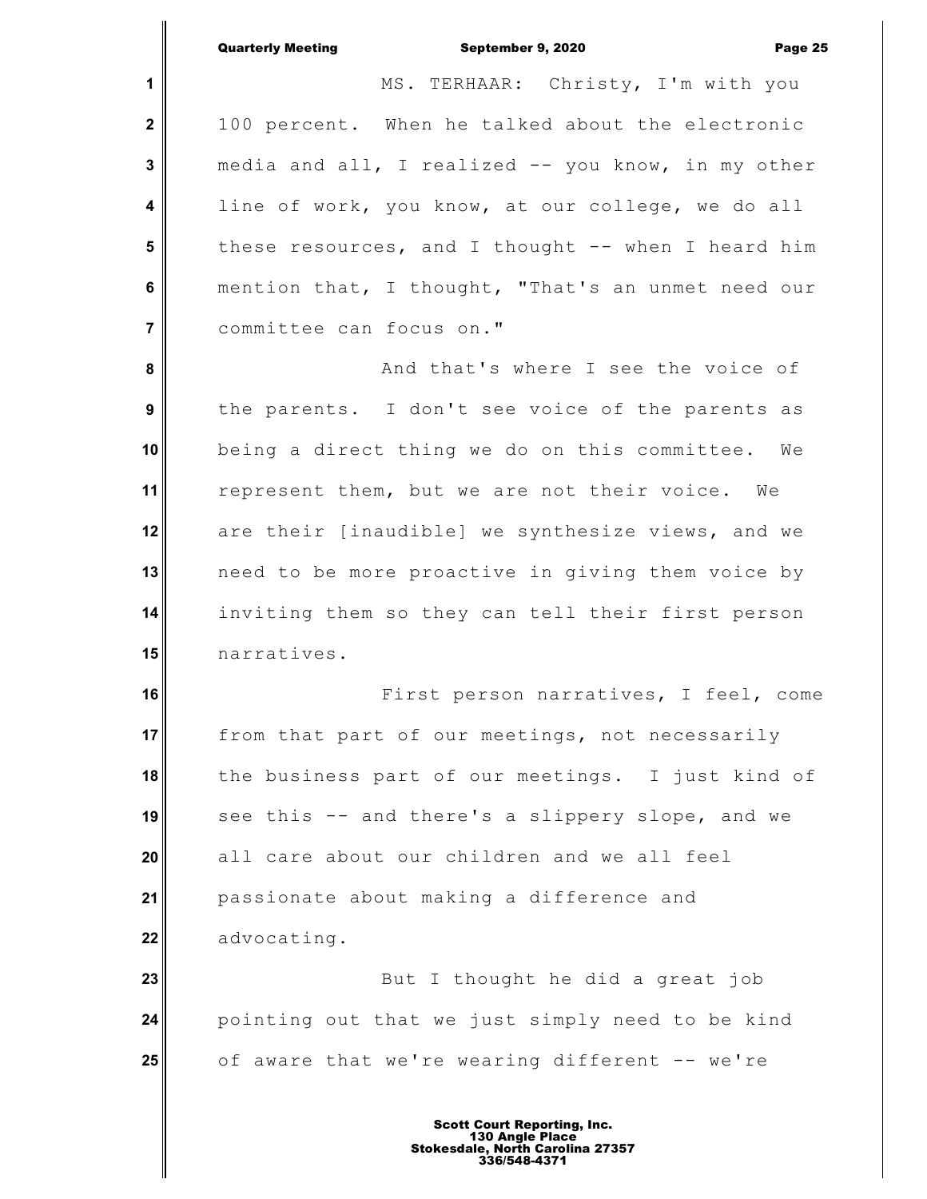MS. TERHAAR: Christy, I'm with you 100 percent. When he talked about the electronic media and all, I realized -- you know, in my other line of work, you know, at our college, we do all these resources, and I thought -- when I heard him mention that, I thought, "That's an unmet need our committee can focus on."

And that's where I see the voice of the parents. I don't see voice of the parents as being a direct thing we do on this committee. We represent them, but we are not their voice. We are their [inaudible] we synthesize views, and we need to be more proactive in giving them voice by inviting them so they can tell their first person narratives.

First person narratives, I feel, come from that part of our meetings, not necessarily the business part of our meetings. I just kind of see this -- and there's a slippery slope, and we all care about our children and we all feel passionate about making a difference and advocating.

But I thought he did a great job pointing out that we just simply need to be kind of aware that we're wearing different -- we're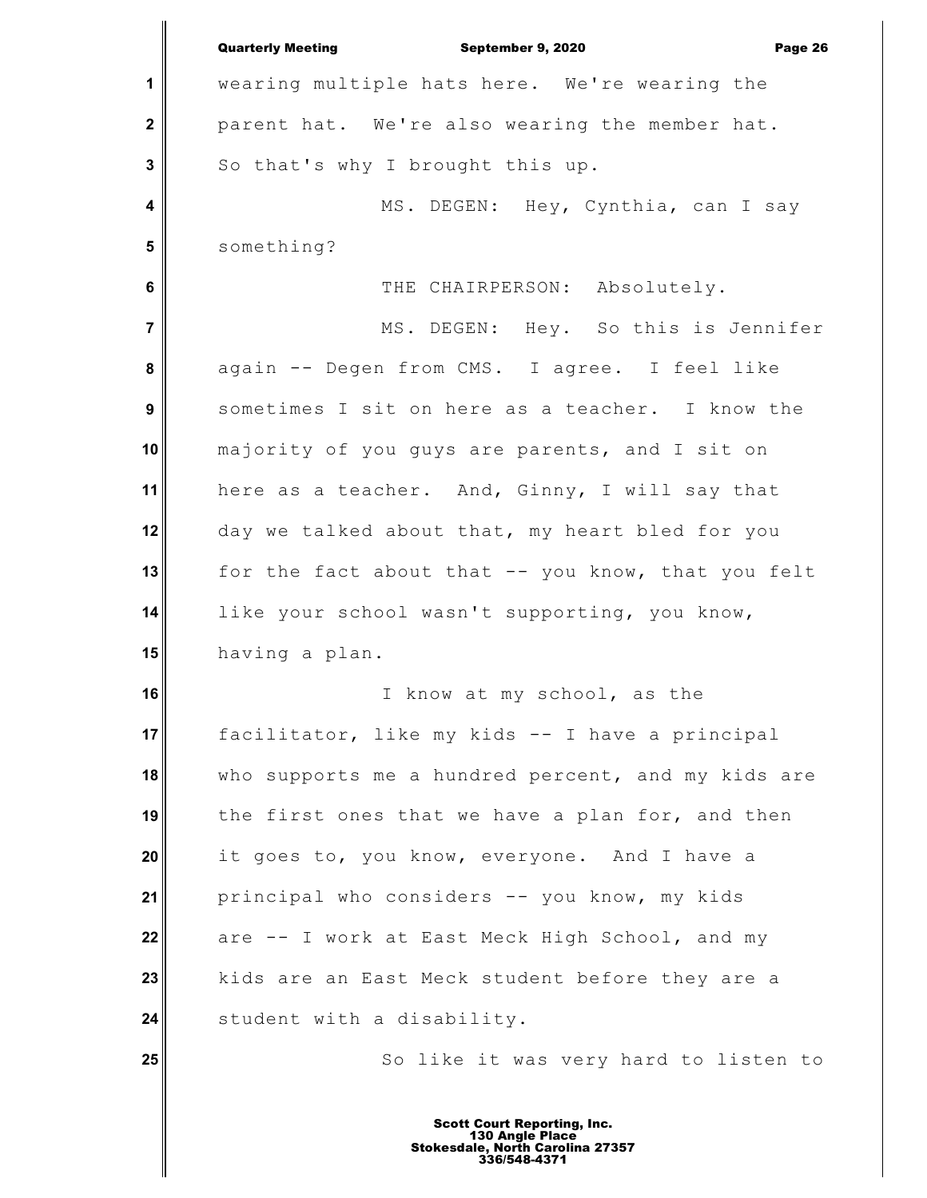wearing multiple hats here. We're wearing the parent hat. We're also wearing the member hat. So that's why I brought this up.

MS. DEGEN: Hey, Cynthia, can I say something?

THE CHAIRPERSON: Absolutely.

MS. DEGEN: Hey. So this is Jennifer again -- Degen from CMS. I agree. I feel like sometimes I sit on here as a teacher. I know the majority of you guys are parents, and I sit on here as a teacher. And, Ginny, I will say that day we talked about that, my heart bled for you for the fact about that -- you know, that you felt like your school wasn't supporting, you know, having a plan.

I know at my school, as the facilitator, like my kids -- I have a principal who supports me a hundred percent, and my kids are the first ones that we have a plan for, and then it goes to, you know, everyone. And I have a principal who considers -- you know, my kids are -- I work at East Meck High School, and my kids are an East Meck student before they are a student with a disability.

So like it was very hard to listen to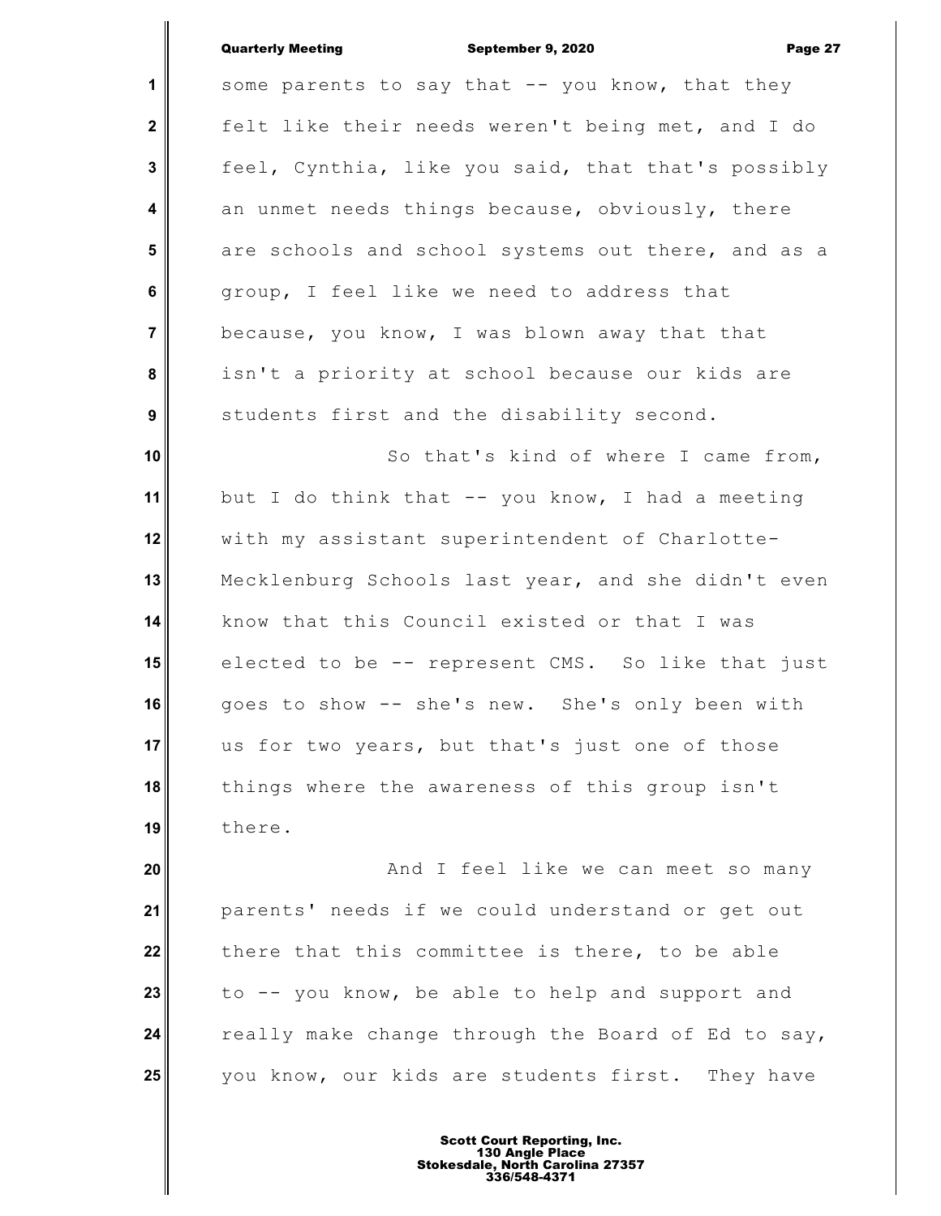some parents to say that -- you know, that they felt like their needs weren't being met, and I do feel, Cynthia, like you said, that that's possibly an unmet needs things because, obviously, there are schools and school systems out there, and as a group, I feel like we need to address that because, you know, I was blown away that that isn't a priority at school because our kids are students first and the disability second.

So that's kind of where I came from, but I do think that -- you know, I had a meeting with my assistant superintendent of Charlotte-Mecklenburg Schools last year, and she didn't even know that this Council existed or that I was elected to be -- represent CMS. So like that just goes to show -- she's new. She's only been with us for two years, but that's just one of those things where the awareness of this group isn't there.

And I feel like we can meet so many parents' needs if we could understand or get out there that this committee is there, to be able to -- you know, be able to help and support and really make change through the Board of Ed to say, you know, our kids are students first. They have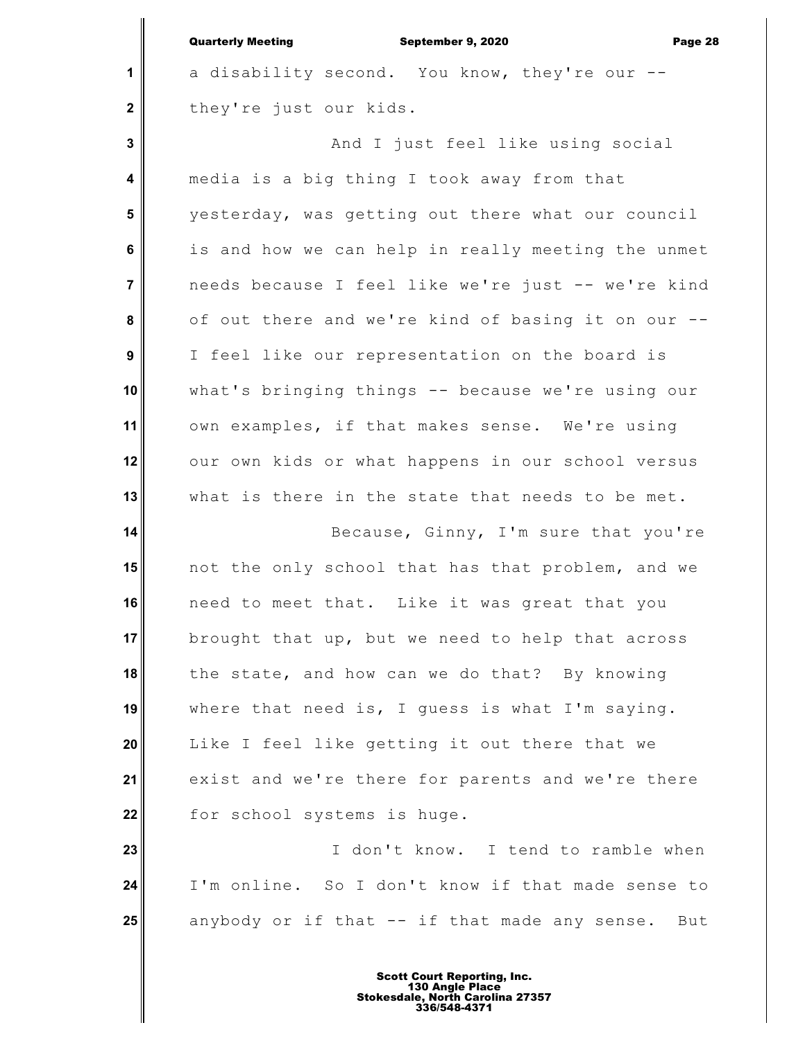a disability second. You know, they're our -- they're just our kids.

And I just feel like using social media is a big thing I took away from that yesterday, was getting out there what our council is and how we can help in really meeting the unmet needs because I feel like we're just -- we're kind of out there and we're kind of basing it on our -- I feel like our representation on the board is what's bringing things -- because we're using our own examples, if that makes sense. We're using our own kids or what happens in our school versus what is there in the state that needs to be met.

Because, Ginny, I'm sure that you're not the only school that has that problem, and we need to meet that. Like it was great that you brought that up, but we need to help that across the state, and how can we do that? By knowing where that need is, I guess is what I'm saying. Like I feel like getting it out there that we exist and we're there for parents and we're there for school systems is huge.

I don't know. I tend to ramble when I'm online. So I don't know if that made sense to anybody or if that -- if that made any sense. But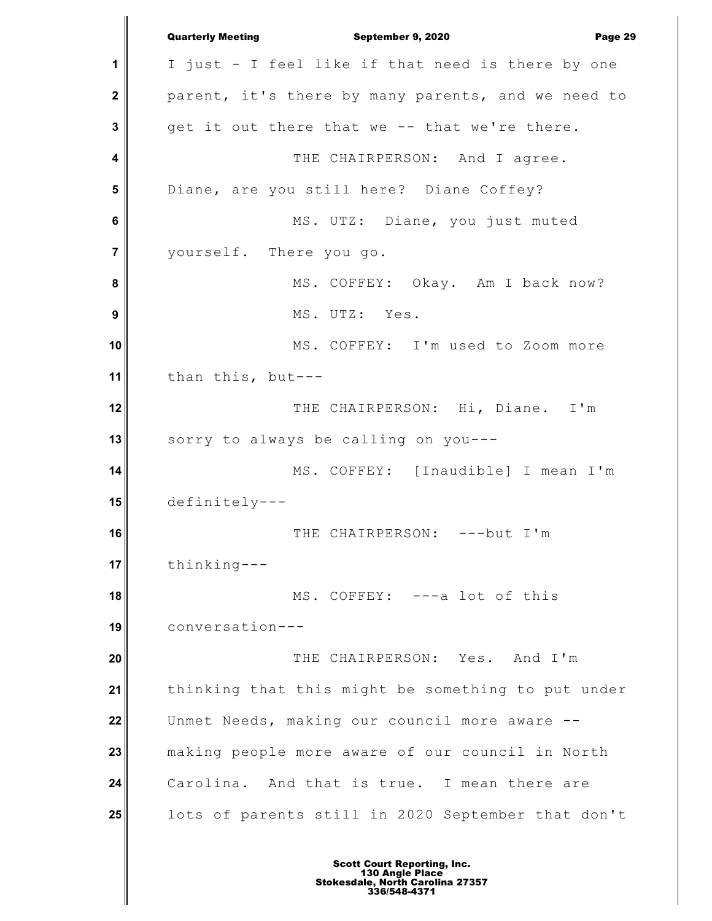I just - I feel like if that need is there by one parent, it's there by many parents, and we need to get it out there that we -- that we're there.

THE CHAIRPERSON: And I agree. Diane, are you still here? Diane Coffey?

MS. UTZ: Diane, you just muted yourself. There you go.

MS. COFFEY: Okay. Am I back now?

MS. UTZ: Yes.

MS. COFFEY: I'm used to Zoom more than this, but---

THE CHAIRPERSON: Hi, Diane. I'm sorry to always be calling on you---

MS. COFFEY: [Inaudible] I mean I'm definitely---

THE CHAIRPERSON: ---but I'm thinking---

MS. COFFEY: ---a lot of this conversation---

THE CHAIRPERSON: Yes. And I'm thinking that this might be something to put under Unmet Needs, making our council more aware -- making people more aware of our council in North Carolina. And that is true. I mean there are lots of parents still in 2020 September that don't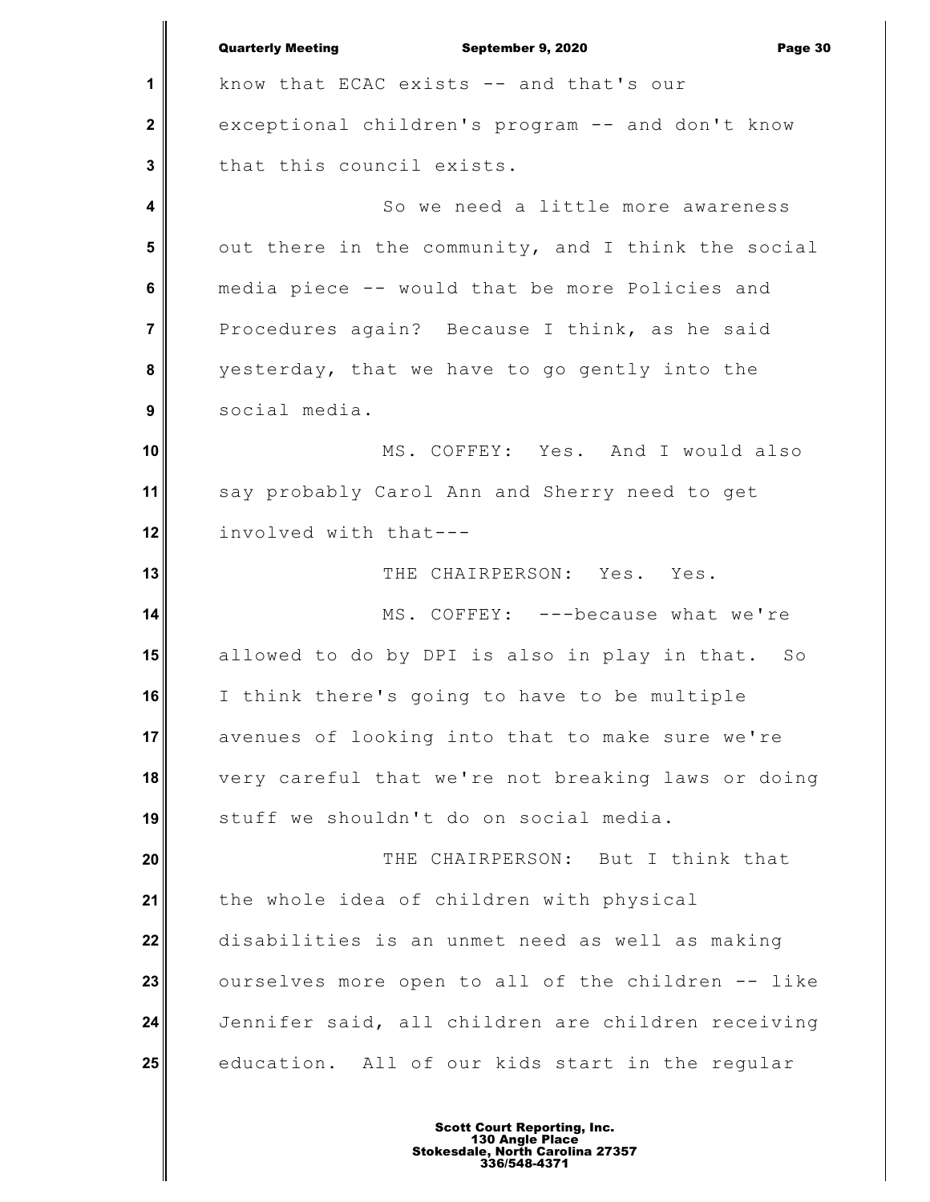know that ECAC exists -- and that's our exceptional children's program -- and don't know that this council exists.

So we need a little more awareness out there in the community, and I think the social media piece -- would that be more Policies and Procedures again? Because I think, as he said yesterday, that we have to go gently into the social media.

MS. COFFEY: Yes. And I would also say probably Carol Ann and Sherry need to get involved with that---

THE CHAIRPERSON: Yes. Yes.

MS. COFFEY: ---because what we're allowed to do by DPI is also in play in that. So I think there's going to have to be multiple avenues of looking into that to make sure we're very careful that we're not breaking laws or doing stuff we shouldn't do on social media.

THE CHAIRPERSON: But I think that the whole idea of children with physical disabilities is an unmet need as well as making ourselves more open to all of the children -- like Jennifer said, all children are children receiving education. All of our kids start in the regular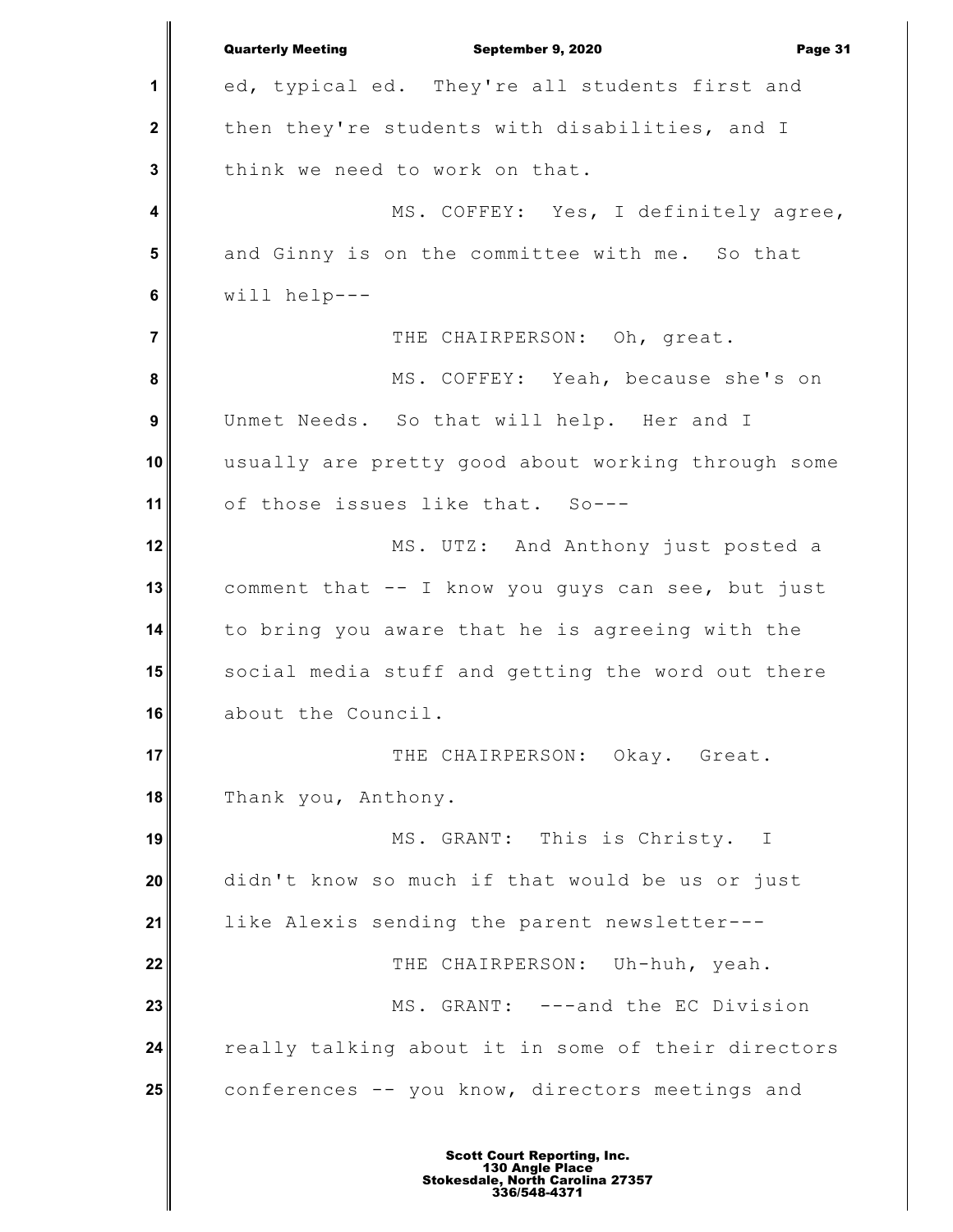ed, typical ed. They're all students first and then they're students with disabilities, and I think we need to work on that.

MS. COFFEY: Yes, I definitely agree, and Ginny is on the committee with me. So that will help---

THE CHAIRPERSON: Oh, great.

MS. COFFEY: Yeah, because she's on Unmet Needs. So that will help. Her and I usually are pretty good about working through some of those issues like that. So---

MS. UTZ: And Anthony just posted a comment that -- I know you guys can see, but just to bring you aware that he is agreeing with the social media stuff and getting the word out there about the Council.

THE CHAIRPERSON: Okay. Great. Thank you, Anthony.

MS. GRANT: This is Christy. I didn't know so much if that would be us or just like Alexis sending the parent newsletter---

THE CHAIRPERSON: Uh-huh, yeah.

MS. GRANT: ---and the EC Division really talking about it in some of their directors conferences -- you know, directors meetings and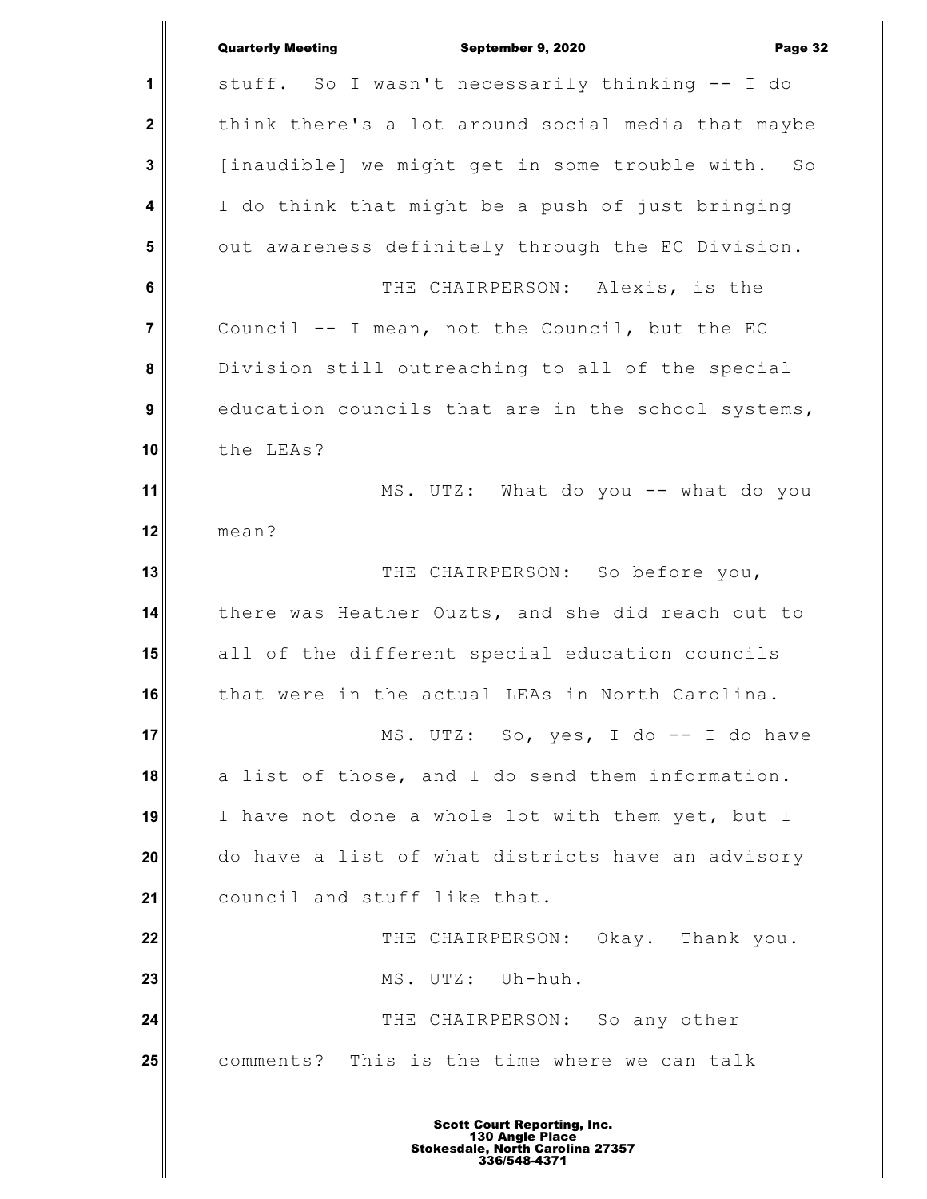stuff. So I wasn't necessarily thinking -- I do think there's a lot around social media that maybe [inaudible] we might get in some trouble with. So I do think that might be a push of just bringing out awareness definitely through the EC Division.

THE CHAIRPERSON: Alexis, is the Council -- I mean, not the Council, but the EC Division still outreaching to all of the special education councils that are in the school systems, the LEAs?

MS. UTZ: What do you -- what do you mean?

THE CHAIRPERSON: So before you, there was Heather Ouzts, and she did reach out to all of the different special education councils that were in the actual LEAs in North Carolina.

MS. UTZ: So, yes, I do -- I do have a list of those, and I do send them information. I have not done a whole lot with them yet, but I do have a list of what districts have an advisory council and stuff like that.

THE CHAIRPERSON: Okay. Thank you.

MS. UTZ: Uh-huh.

THE CHAIRPERSON: So any other comments? This is the time where we can talk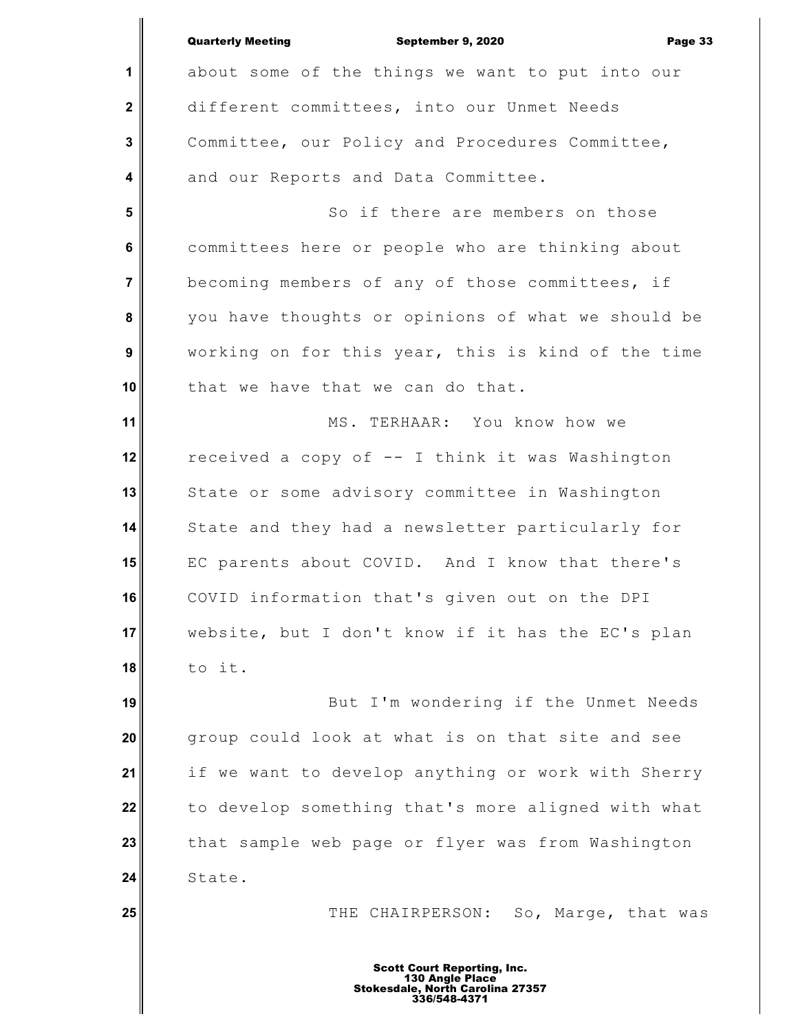about some of the things we want to put into our different committees, into our Unmet Needs Committee, our Policy and Procedures Committee, and our Reports and Data Committee.

So if there are members on those committees here or people who are thinking about becoming members of any of those committees, if you have thoughts or opinions of what we should be working on for this year, this is kind of the time that we have that we can do that.

MS. TERHAAR: You know how we received a copy of -- I think it was Washington State or some advisory committee in Washington State and they had a newsletter particularly for EC parents about COVID. And I know that there's COVID information that's given out on the DPI website, but I don't know if it has the EC's plan to it.

But I'm wondering if the Unmet Needs group could look at what is on that site and see if we want to develop anything or work with Sherry to develop something that's more aligned with what that sample web page or flyer was from Washington State.

THE CHAIRPERSON: So, Marge, that was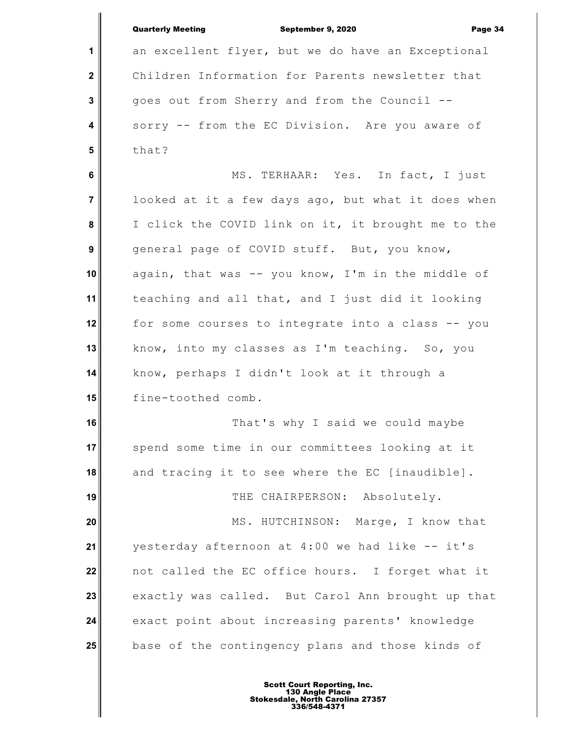an excellent flyer, but we do have an Exceptional Children Information for Parents newsletter that goes out from Sherry and from the Council -- sorry -- from the EC Division. Are you aware of that?

MS. TERHAAR: Yes. In fact, I just looked at it a few days ago, but what it does when I click the COVID link on it, it brought me to the general page of COVID stuff. But, you know, again, that was -- you know, I'm in the middle of teaching and all that, and I just did it looking for some courses to integrate into a class -- you know, into my classes as I'm teaching. So, you know, perhaps I didn't look at it through a fine-toothed comb.

That's why I said we could maybe spend some time in our committees looking at it and tracing it to see where the EC [inaudible].

THE CHAIRPERSON: Absolutely.

MS. HUTCHINSON: Marge, I know that yesterday afternoon at 4:00 we had like -- it's not called the EC office hours. I forget what it exactly was called. But Carol Ann brought up that exact point about increasing parents' knowledge base of the contingency plans and those kinds of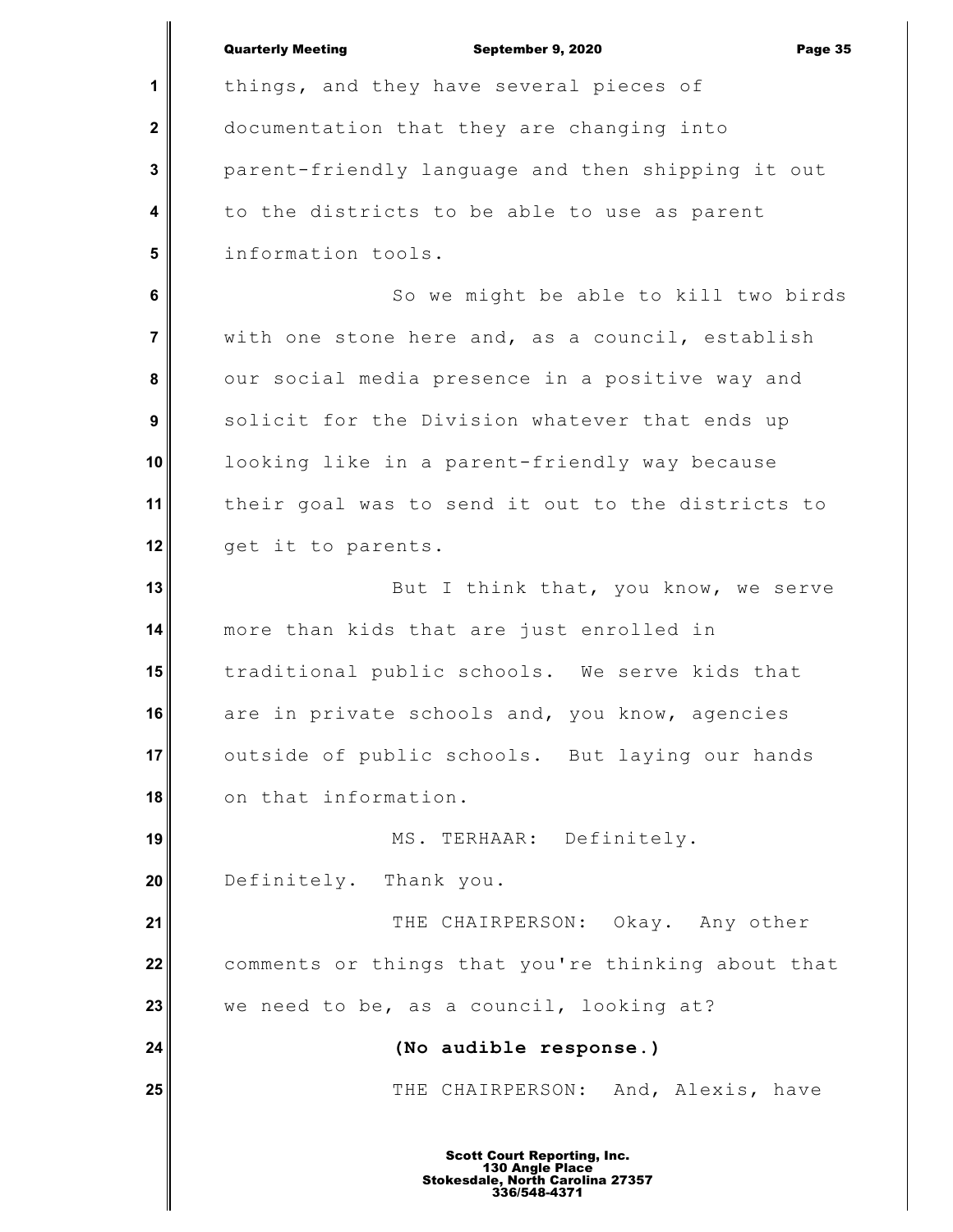things, and they have several pieces of documentation that they are changing into parent-friendly language and then shipping it out to the districts to be able to use as parent information tools.

So we might be able to kill two birds with one stone here and, as a council, establish our social media presence in a positive way and solicit for the Division whatever that ends up looking like in a parent-friendly way because their goal was to send it out to the districts to get it to parents.

But I think that, you know, we serve more than kids that are just enrolled in traditional public schools. We serve kids that are in private schools and, you know, agencies outside of public schools. But laying our hands on that information.

MS. TERHAAR: Definitely. Definitely. Thank you.

THE CHAIRPERSON: Okay. Any other comments or things that you're thinking about that we need to be, as a council, looking at?

**(No audible response.)**

THE CHAIRPERSON: And, Alexis, have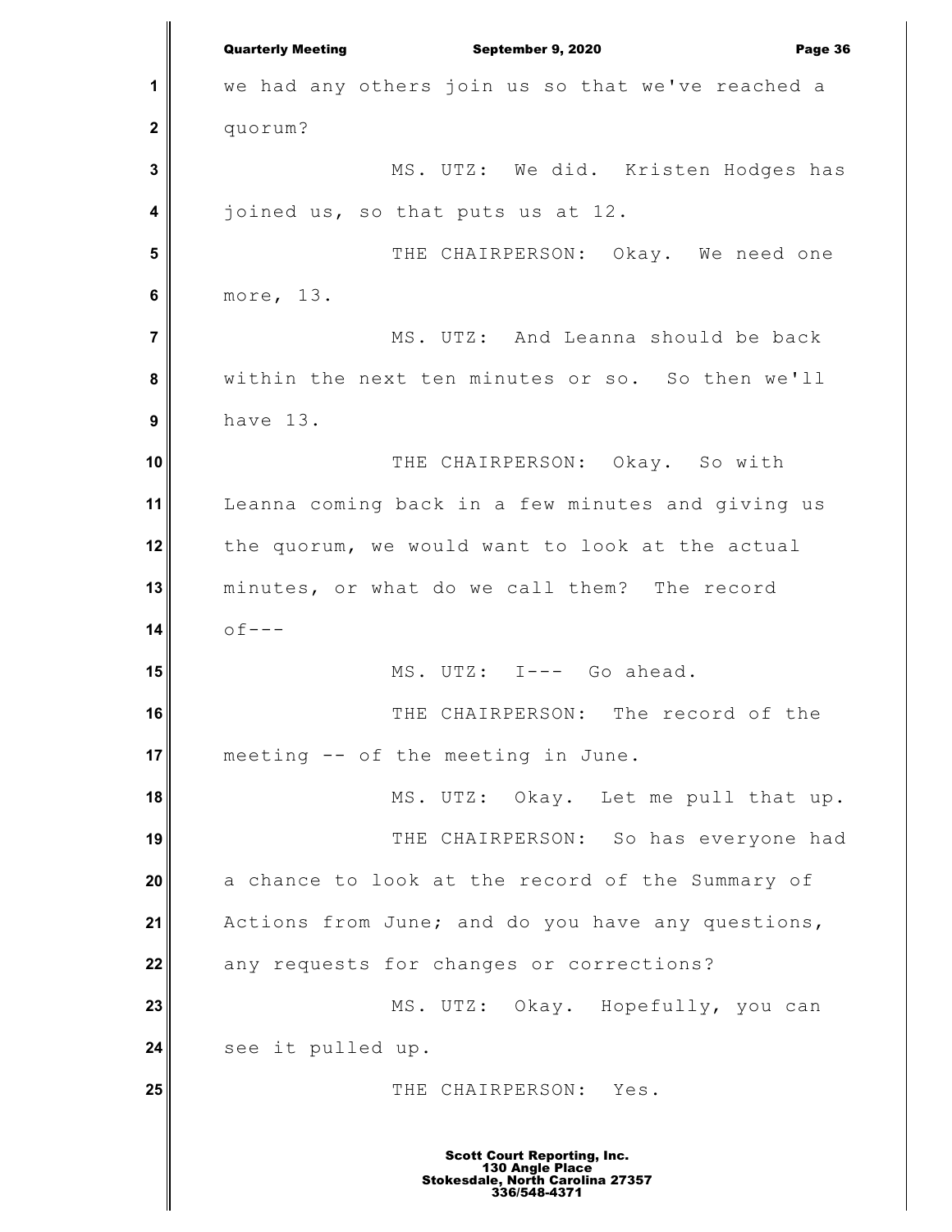we had any others join us so that we've reached a quorum?

MS. UTZ: We did. Kristen Hodges has joined us, so that puts us at 12.

THE CHAIRPERSON: Okay. We need one more, 13.

MS. UTZ: And Leanna should be back within the next ten minutes or so. So then we'll have 13.

THE CHAIRPERSON: Okay. So with Leanna coming back in a few minutes and giving us the quorum, we would want to look at the actual minutes, or what do we call them? The record of---

MS. UTZ: I--- Go ahead.

THE CHAIRPERSON: The record of the meeting -- of the meeting in June.

MS. UTZ: Okay. Let me pull that up.

THE CHAIRPERSON: So has everyone had a chance to look at the record of the Summary of Actions from June; and do you have any questions, any requests for changes or corrections?

MS. UTZ: Okay. Hopefully, you can see it pulled up.

THE CHAIRPERSON: Yes.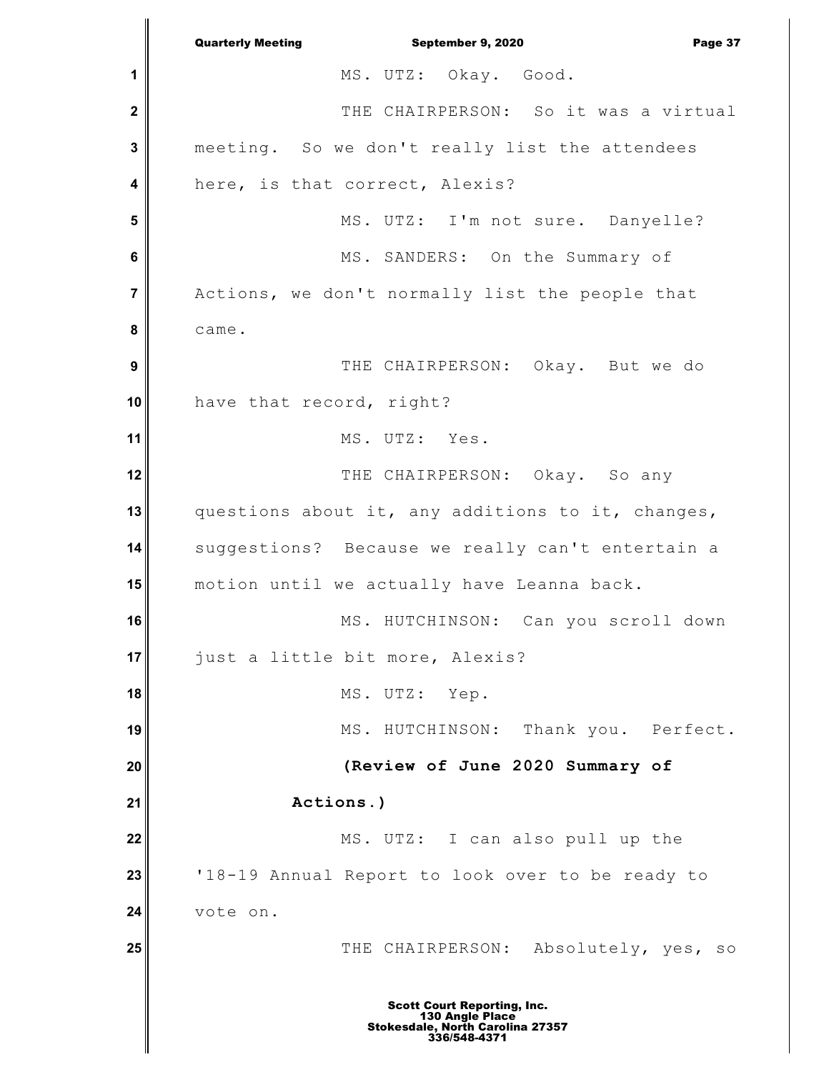MS. UTZ: Okay. Good.

THE CHAIRPERSON: So it was a virtual meeting. So we don't really list the attendees here, is that correct, Alexis?

MS. UTZ: I'm not sure. Danyelle?

MS. SANDERS: On the Summary of Actions, we don't normally list the people that came.

THE CHAIRPERSON: Okay. But we do have that record, right?

MS. UTZ: Yes.

THE CHAIRPERSON: Okay. So any questions about it, any additions to it, changes, suggestions? Because we really can't entertain a motion until we actually have Leanna back.

MS. HUTCHINSON: Can you scroll down just a little bit more, Alexis?

MS. UTZ: Yep.

MS. HUTCHINSON: Thank you. Perfect.

**(Review of June 2020 Summary of Actions.)**

MS. UTZ: I can also pull up the '18-19 Annual Report to look over to be ready to vote on.

THE CHAIRPERSON: Absolutely, yes, so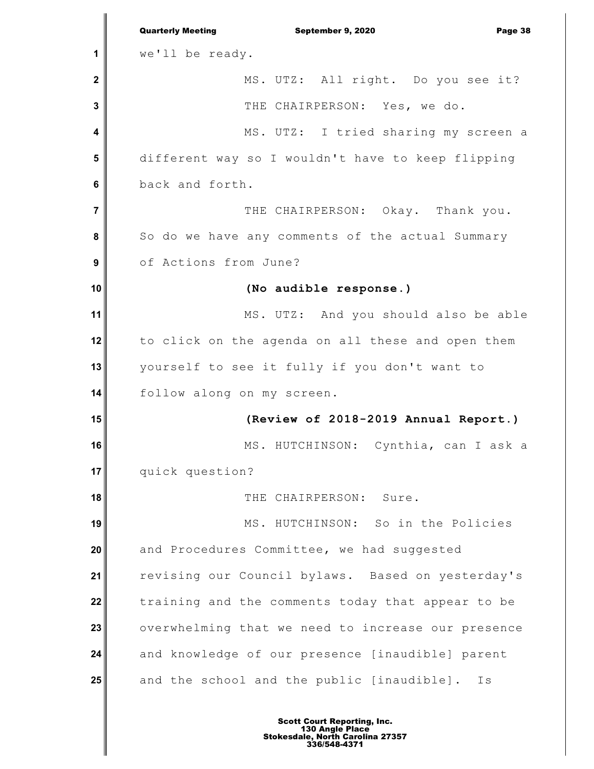we'll be ready.

MS. UTZ: All right. Do you see it?

THE CHAIRPERSON: Yes, we do.

MS. UTZ: I tried sharing my screen a different way so I wouldn't have to keep flipping back and forth.

THE CHAIRPERSON: Okay. Thank you. So do we have any comments of the actual Summary of Actions from June?

**(No audible response.)**

MS. UTZ: And you should also be able to click on the agenda on all these and open them yourself to see it fully if you don't want to follow along on my screen.

**(Review of 2018-2019 Annual Report.)**

MS. HUTCHINSON: Cynthia, can I ask a quick question?

THE CHAIRPERSON: Sure.

MS. HUTCHINSON: So in the Policies and Procedures Committee, we had suggested revising our Council bylaws. Based on yesterday's training and the comments today that appear to be overwhelming that we need to increase our presence and knowledge of our presence [inaudible] parent and the school and the public [inaudible]. Is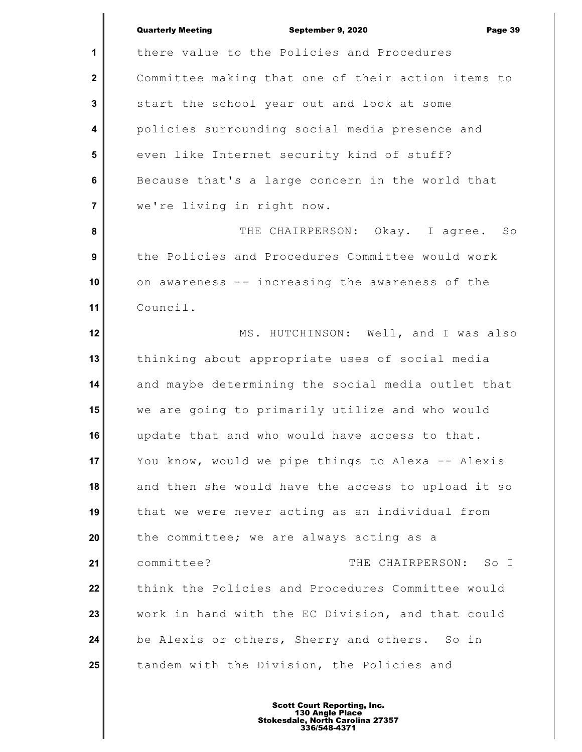there value to the Policies and Procedures Committee making that one of their action items to start the school year out and look at some policies surrounding social media presence and even like Internet security kind of stuff? Because that's a large concern in the world that we're living in right now.

THE CHAIRPERSON: Okay. I agree. So the Policies and Procedures Committee would work on awareness -- increasing the awareness of the Council.

MS. HUTCHINSON: Well, and I was also thinking about appropriate uses of social media and maybe determining the social media outlet that we are going to primarily utilize and who would update that and who would have access to that. You know, would we pipe things to Alexa -- Alexis and then she would have the access to upload it so that we were never acting as an individual from the committee; we are always acting as a committee?

THE CHAIRPERSON: So I think the Policies and Procedures Committee would work in hand with the EC Division, and that could be Alexis or others, Sherry and others. So in tandem with the Division, the Policies and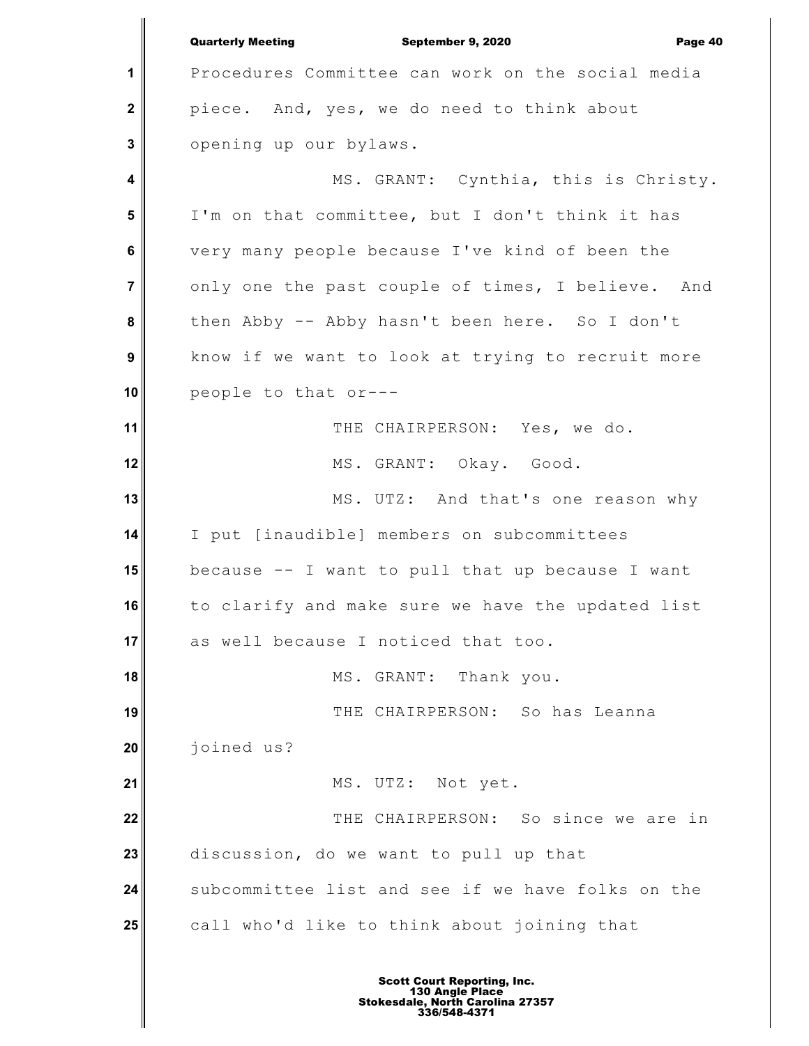Procedures Committee can work on the social media piece. And, yes, we do need to think about opening up our bylaws.

MS. GRANT: Cynthia, this is Christy. I'm on that committee, but I don't think it has very many people because I've kind of been the only one the past couple of times, I believe. And then Abby -- Abby hasn't been here. So I don't know if we want to look at trying to recruit more people to that or---

THE CHAIRPERSON: Yes, we do.

MS. GRANT: Okay. Good.

MS. UTZ: And that's one reason why I put [inaudible] members on subcommittees because -- I want to pull that up because I want to clarify and make sure we have the updated list as well because I noticed that too.

MS. GRANT: Thank you.

THE CHAIRPERSON: So has Leanna joined us?

MS. UTZ: Not yet.

THE CHAIRPERSON: So since we are in discussion, do we want to pull up that subcommittee list and see if we have folks on the call who'd like to think about joining that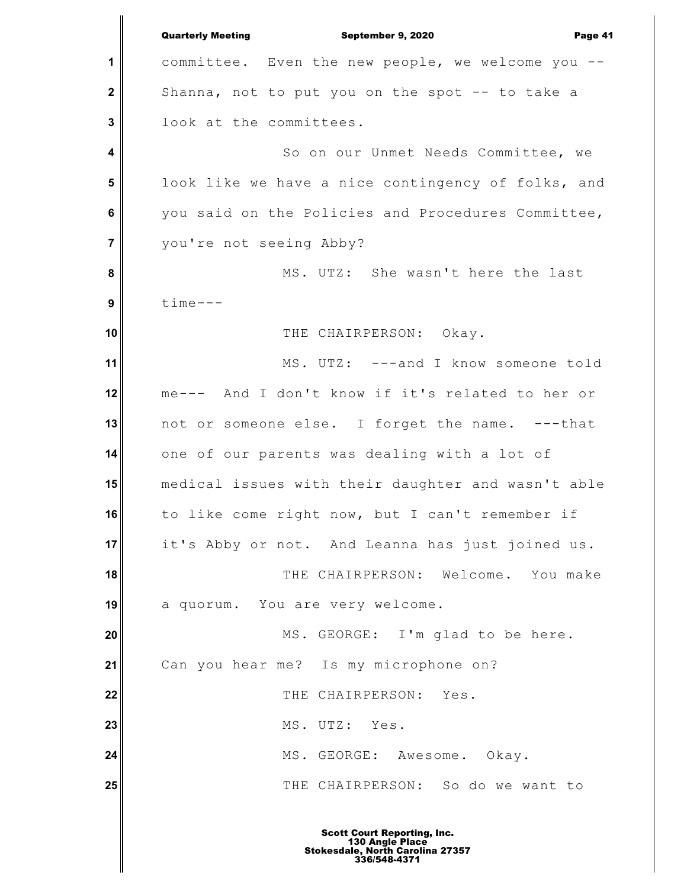committee. Even the new people, we welcome you -- Shanna, not to put you on the spot -- to take a look at the committees.

So on our Unmet Needs Committee, we look like we have a nice contingency of folks, and you said on the Policies and Procedures Committee, you're not seeing Abby?

MS. UTZ: She wasn't here the last time---

THE CHAIRPERSON: Okay.

MS. UTZ: ---and I know someone told me--- And I don't know if it's related to her or not or someone else. I forget the name. ---that one of our parents was dealing with a lot of medical issues with their daughter and wasn't able to like come right now, but I can't remember if it's Abby or not. And Leanna has just joined us.

THE CHAIRPERSON: Welcome. You make a quorum. You are very welcome.

MS. GEORGE: I'm glad to be here. Can you hear me? Is my microphone on?

THE CHAIRPERSON: Yes.

MS. UTZ: Yes.

MS. GEORGE: Awesome. Okay.

THE CHAIRPERSON: So do we want to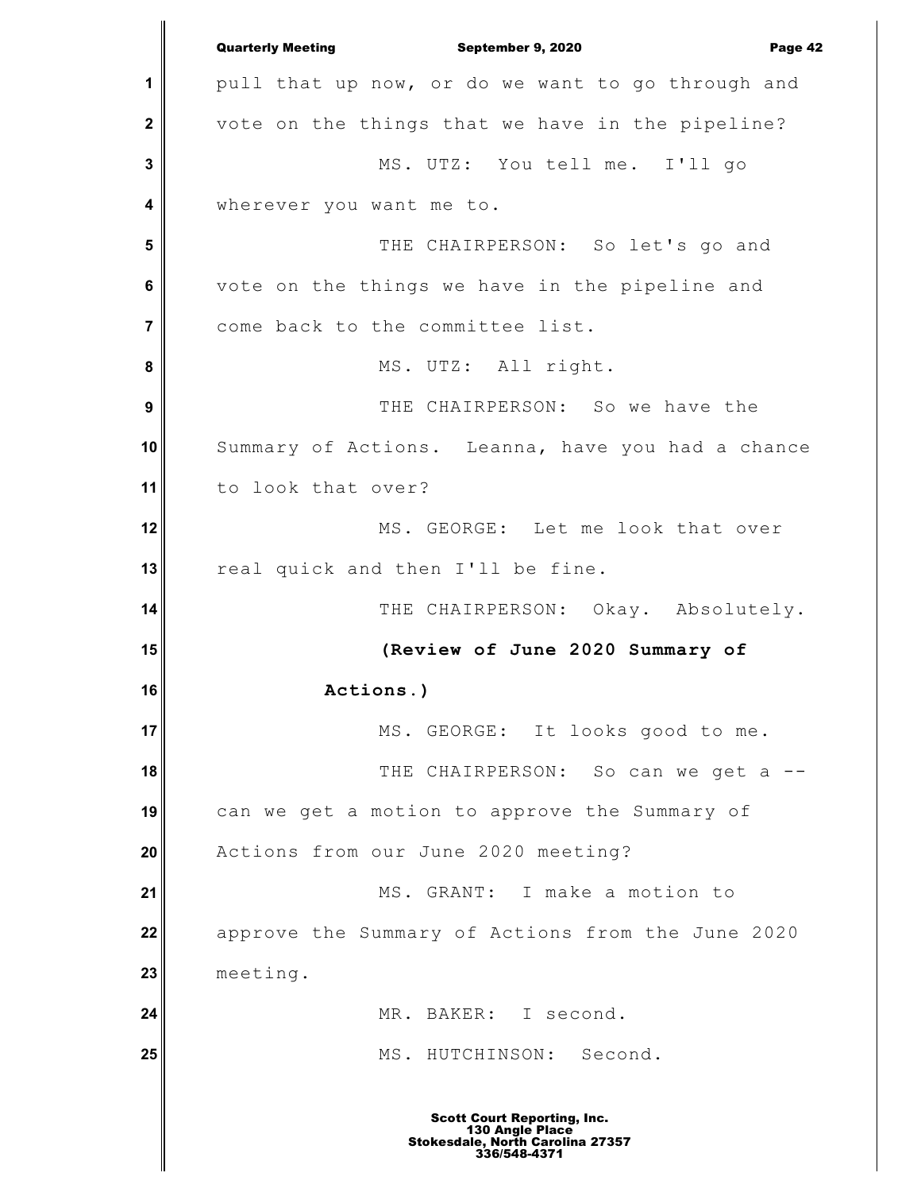pull that up now, or do we want to go through and vote on the things that we have in the pipeline?

MS. UTZ: You tell me. I'll go wherever you want me to.

THE CHAIRPERSON: So let's go and vote on the things we have in the pipeline and come back to the committee list.

MS. UTZ: All right.

THE CHAIRPERSON: So we have the Summary of Actions. Leanna, have you had a chance to look that over?

MS. GEORGE: Let me look that over real quick and then I'll be fine.

THE CHAIRPERSON: Okay. Absolutely.

**(Review of June 2020 Summary of Actions.)**

MS. GEORGE: It looks good to me.

THE CHAIRPERSON: So can we get a -- can we get a motion to approve the Summary of Actions from our June 2020 meeting?

MS. GRANT: I make a motion to approve the Summary of Actions from the June 2020 meeting.

MR. BAKER: I second.

MS. HUTCHINSON: Second.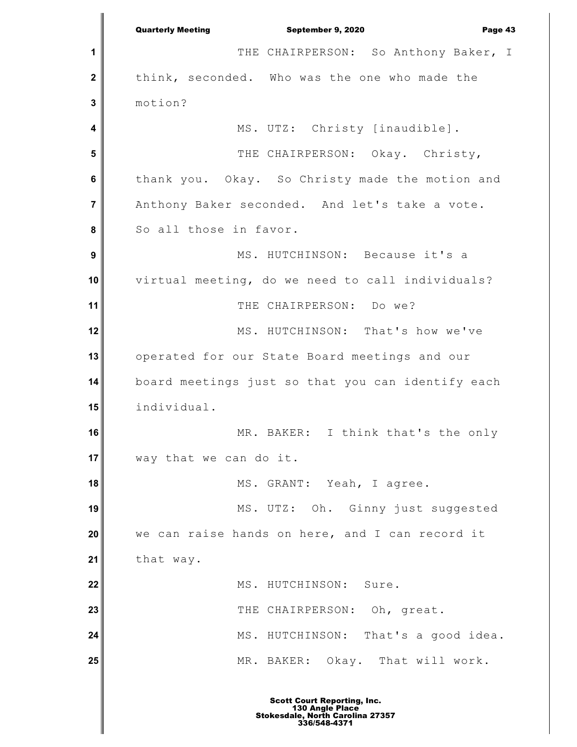THE CHAIRPERSON: So Anthony Baker, I think, seconded. Who was the one who made the motion?

MS. UTZ: Christy [inaudible].

THE CHAIRPERSON: Okay. Christy, thank you. Okay. So Christy made the motion and Anthony Baker seconded. And let's take a vote. So all those in favor.

MS. HUTCHINSON: Because it's a virtual meeting, do we need to call individuals?

THE CHAIRPERSON: Do we?

MS. HUTCHINSON: That's how we've operated for our State Board meetings and our board meetings just so that you can identify each individual.

MR. BAKER: I think that's the only way that we can do it.

MS. GRANT: Yeah, I agree.

MS. UTZ: Oh. Ginny just suggested we can raise hands on here, and I can record it that way.

MS. HUTCHINSON: Sure.

THE CHAIRPERSON: Oh, great.

MS. HUTCHINSON: That's a good idea.

MR. BAKER: Okay. That will work.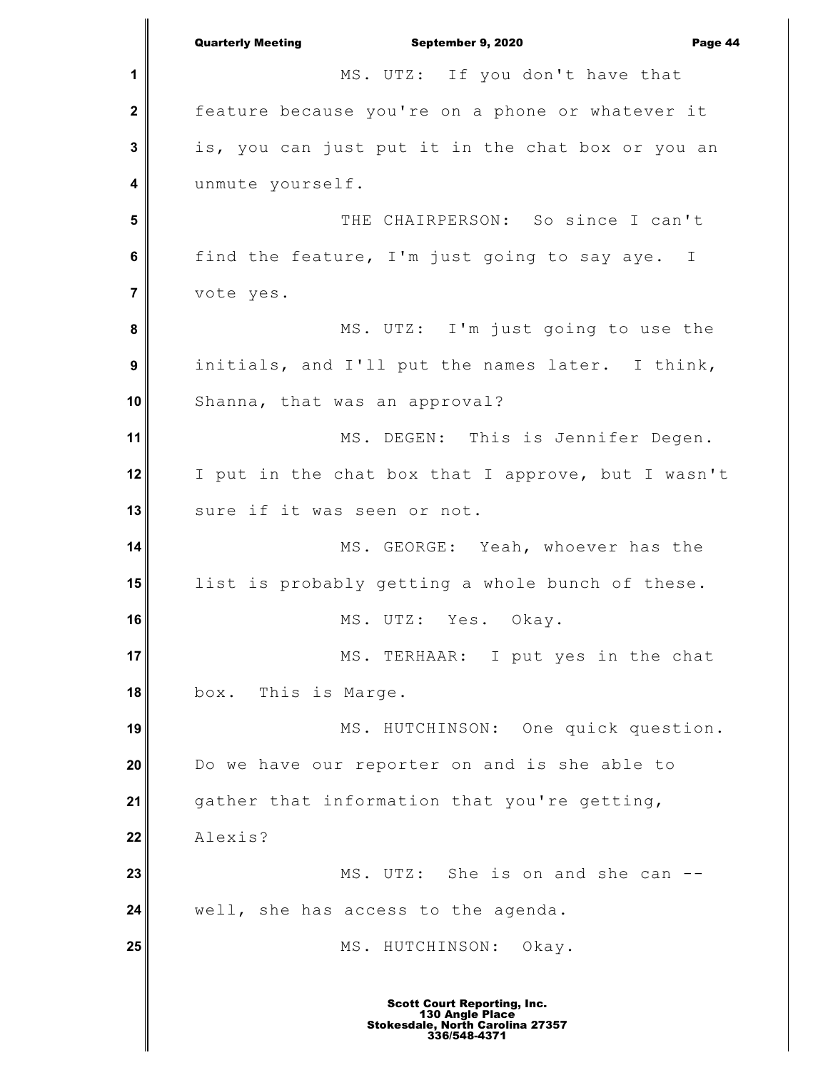MS. UTZ: If you don't have that feature because you're on a phone or whatever it is, you can just put it in the chat box or you an unmute yourself.

THE CHAIRPERSON: So since I can't find the feature, I'm just going to say aye. I vote yes.

MS. UTZ: I'm just going to use the initials, and I'll put the names later. I think, Shanna, that was an approval?

MS. DEGEN: This is Jennifer Degen. I put in the chat box that I approve, but I wasn't sure if it was seen or not.

MS. GEORGE: Yeah, whoever has the list is probably getting a whole bunch of these.

MS. UTZ: Yes. Okay.

MS. TERHAAR: I put yes in the chat box. This is Marge.

MS. HUTCHINSON: One quick question. Do we have our reporter on and is she able to gather that information that you're getting, Alexis?

MS. UTZ: She is on and she can -- well, she has access to the agenda.

MS. HUTCHINSON: Okay.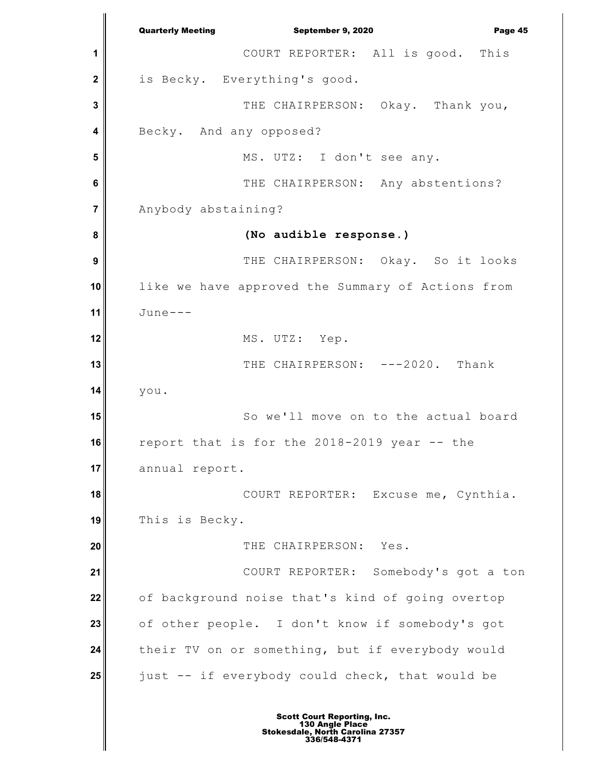COURT REPORTER: All is good. This is Becky. Everything's good.

THE CHAIRPERSON: Okay. Thank you, Becky. And any opposed?

MS. UTZ: I don't see any.

THE CHAIRPERSON: Any abstentions? Anybody abstaining?

**(No audible response.)**

THE CHAIRPERSON: Okay. So it looks like we have approved the Summary of Actions from June---

MS. UTZ: Yep.

THE CHAIRPERSON: ---2020. Thank you.

So we'll move on to the actual board report that is for the 2018-2019 year -- the annual report.

COURT REPORTER: Excuse me, Cynthia. This is Becky.

THE CHAIRPERSON: Yes.

COURT REPORTER: Somebody's got a ton of background noise that's kind of going overtop of other people. I don't know if somebody's got their TV on or something, but if everybody would just -- if everybody could check, that would be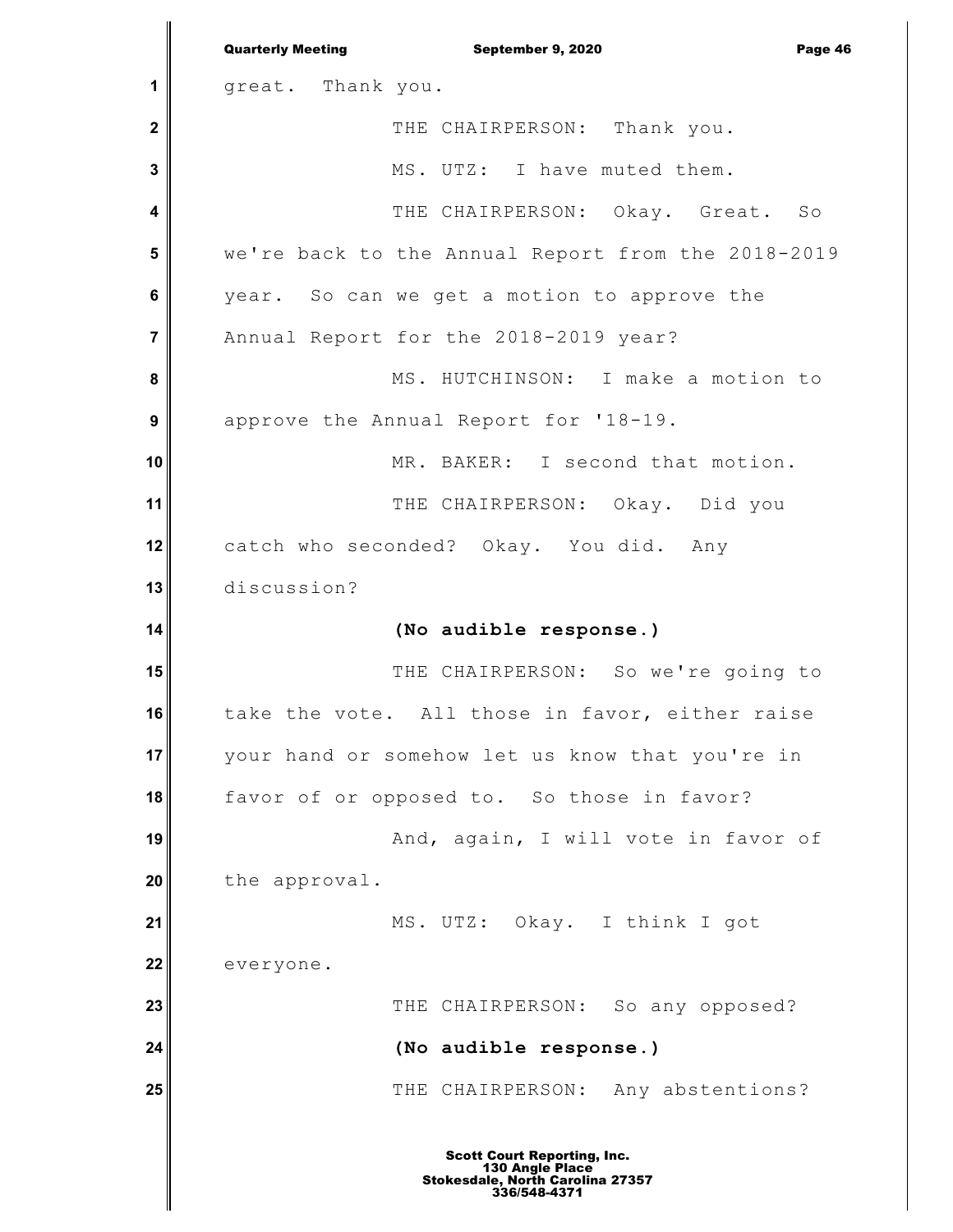great. Thank you.

THE CHAIRPERSON: Thank you.

MS. UTZ: I have muted them.

THE CHAIRPERSON: Okay. Great. So we're back to the Annual Report from the 2018-2019 year. So can we get a motion to approve the Annual Report for the 2018-2019 year?

MS. HUTCHINSON: I make a motion to approve the Annual Report for '18-19.

MR. BAKER: I second that motion.

THE CHAIRPERSON: Okay. Did you catch who seconded? Okay. You did. Any discussion?

**(No audible response.)**

THE CHAIRPERSON: So we're going to take the vote. All those in favor, either raise your hand or somehow let us know that you're in favor of or opposed to. So those in favor?

And, again, I will vote in favor of the approval.

MS. UTZ: Okay. I think I got everyone.

THE CHAIRPERSON: So any opposed?

**(No audible response.)**

THE CHAIRPERSON: Any abstentions?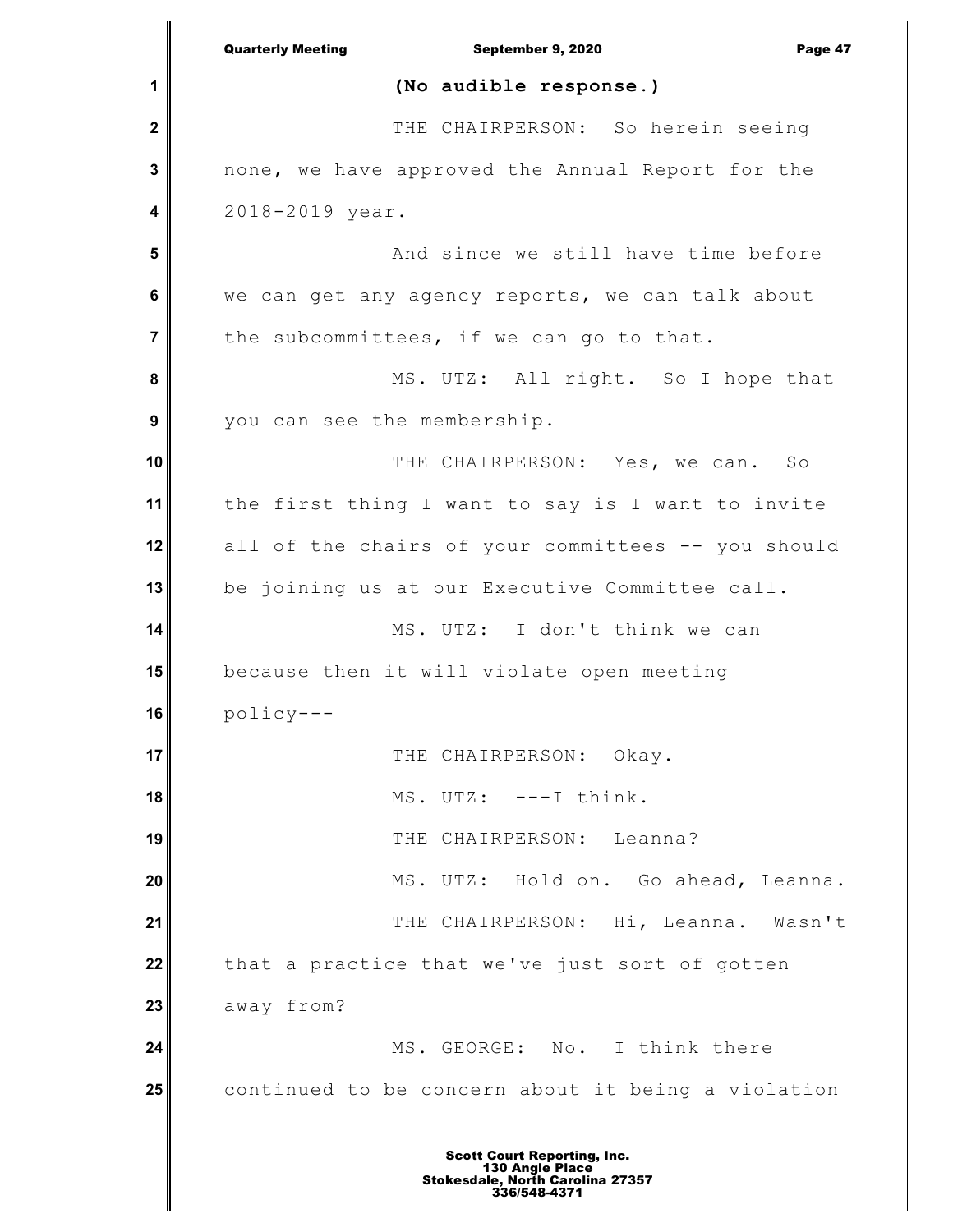(No audible response.)

THE CHAIRPERSON: So herein seeing none, we have approved the Annual Report for the 2018-2019 year.

And since we still have time before we can get any agency reports, we can talk about the subcommittees, if we can go to that.

MS. UTZ: All right. So I hope that you can see the membership.

THE CHAIRPERSON: Yes, we can. So the first thing I want to say is I want to invite all of the chairs of your committees -- you should be joining us at our Executive Committee call.

MS. UTZ: I don't think we can because then it will violate open meeting policy---

THE CHAIRPERSON: Okay.

MS. UTZ: ---I think.

THE CHAIRPERSON: Leanna?

MS. UTZ: Hold on. Go ahead, Leanna.

THE CHAIRPERSON: Hi, Leanna. Wasn't that a practice that we've just sort of gotten away from?

MS. GEORGE: No. I think there continued to be concern about it being a violation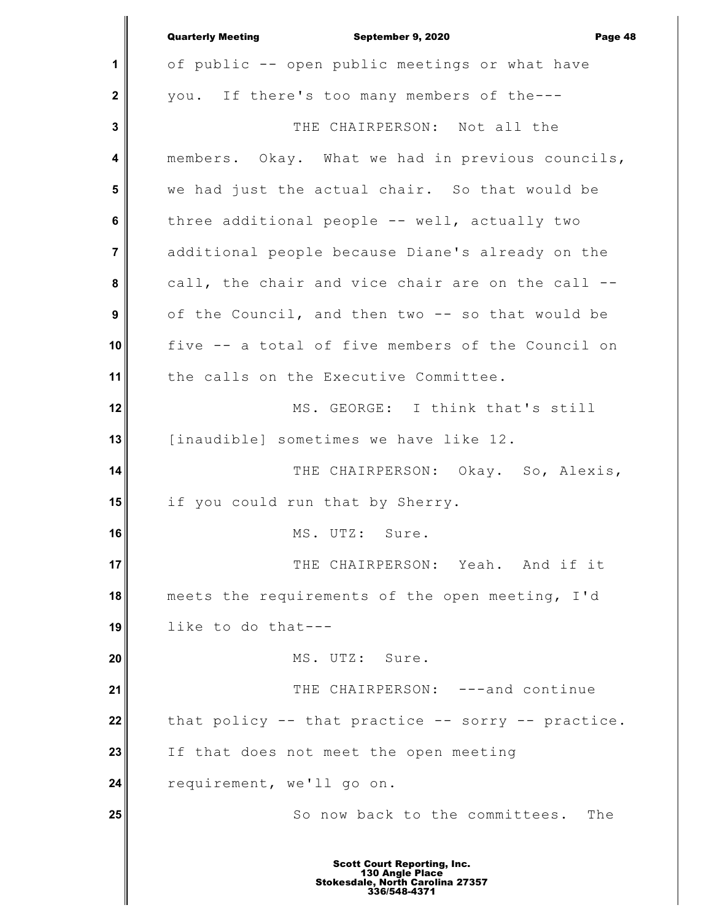of public -- open public meetings or what have you. If there's too many members of the---

THE CHAIRPERSON: Not all the members. Okay. What we had in previous councils, we had just the actual chair. So that would be three additional people -- well, actually two additional people because Diane's already on the call, the chair and vice chair are on the call -- of the Council, and then two -- so that would be five -- a total of five members of the Council on the calls on the Executive Committee.

MS. GEORGE: I think that's still [inaudible] sometimes we have like 12.

THE CHAIRPERSON: Okay. So, Alexis, if you could run that by Sherry.

MS. UTZ: Sure.

THE CHAIRPERSON: Yeah. And if it meets the requirements of the open meeting, I'd like to do that---

MS. UTZ: Sure.

THE CHAIRPERSON: ---and continue that policy -- that practice -- sorry -- practice. If that does not meet the open meeting requirement, we'll go on.

So now back to the committees. The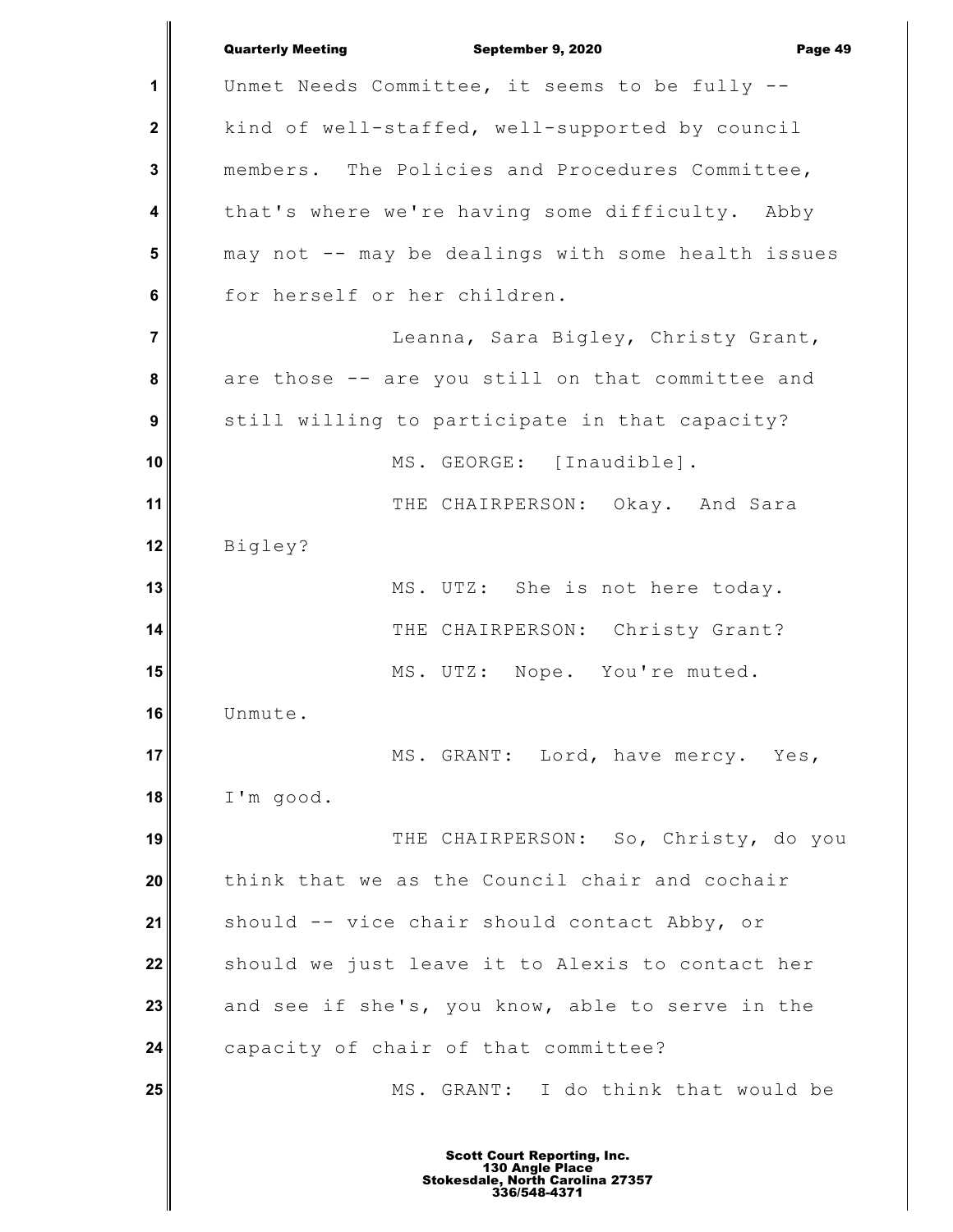Unmet Needs Committee, it seems to be fully -- kind of well-staffed, well-supported by council members. The Policies and Procedures Committee, that's where we're having some difficulty. Abby may not -- may be dealings with some health issues for herself or her children.

Leanna, Sara Bigley, Christy Grant, are those -- are you still on that committee and still willing to participate in that capacity?

MS. GEORGE: [Inaudible].

THE CHAIRPERSON: Okay. And Sara Bigley?

MS. UTZ: She is not here today.

THE CHAIRPERSON: Christy Grant?

MS. UTZ: Nope. You're muted. Unmute.

MS. GRANT: Lord, have mercy. Yes, I'm good.

THE CHAIRPERSON: So, Christy, do you think that we as the Council chair and cochair should -- vice chair should contact Abby, or should we just leave it to Alexis to contact her and see if she's, you know, able to serve in the capacity of chair of that committee?

MS. GRANT: I do think that would be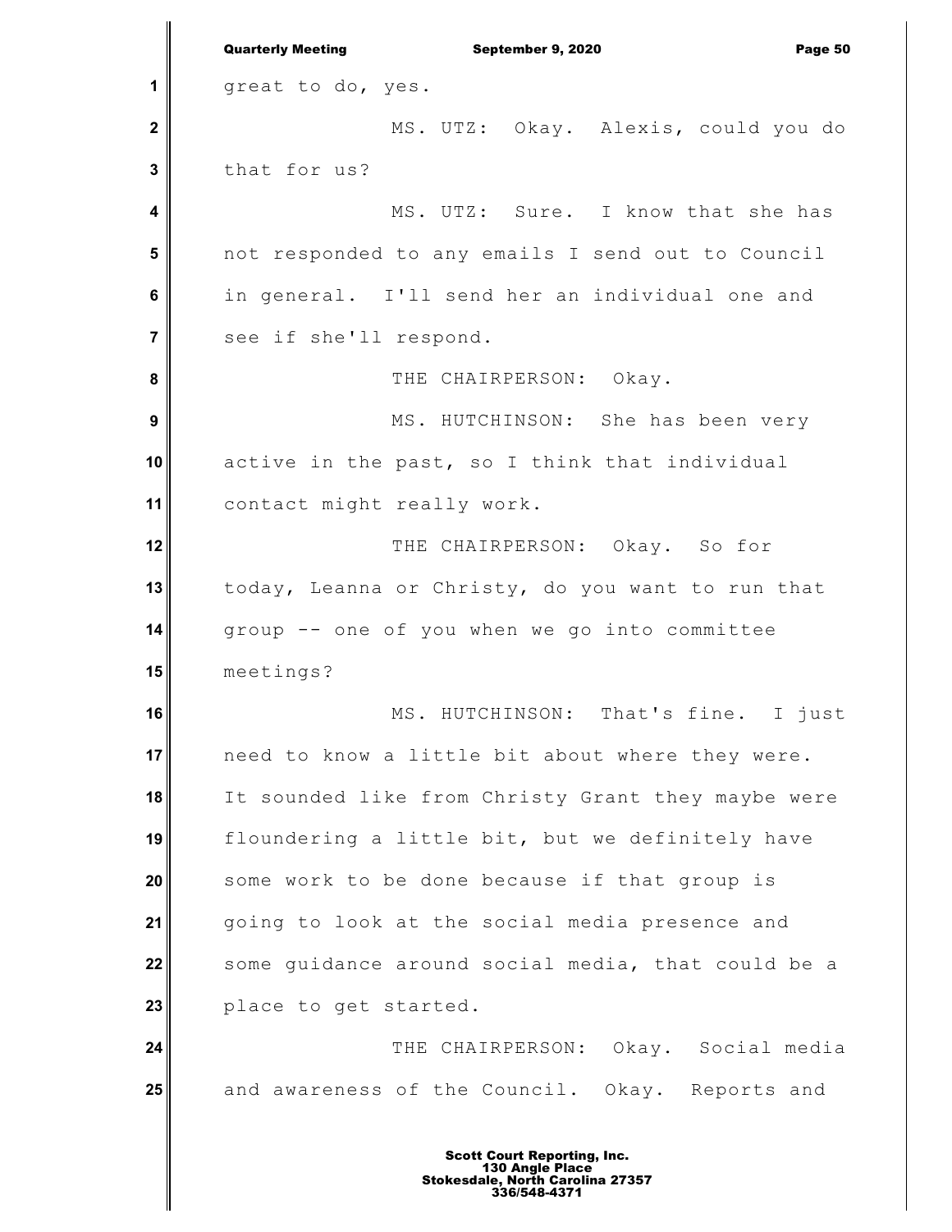great to do, yes.

MS. UTZ: Okay. Alexis, could you do that for us?

MS. UTZ: Sure. I know that she has not responded to any emails I send out to Council in general. I'll send her an individual one and see if she'll respond.

THE CHAIRPERSON: Okay.

MS. HUTCHINSON: She has been very active in the past, so I think that individual contact might really work.

THE CHAIRPERSON: Okay. So for today, Leanna or Christy, do you want to run that group -- one of you when we go into committee meetings?

MS. HUTCHINSON: That's fine. I just need to know a little bit about where they were. It sounded like from Christy Grant they maybe were floundering a little bit, but we definitely have some work to be done because if that group is going to look at the social media presence and some guidance around social media, that could be a place to get started.

THE CHAIRPERSON: Okay. Social media and awareness of the Council. Okay. Reports and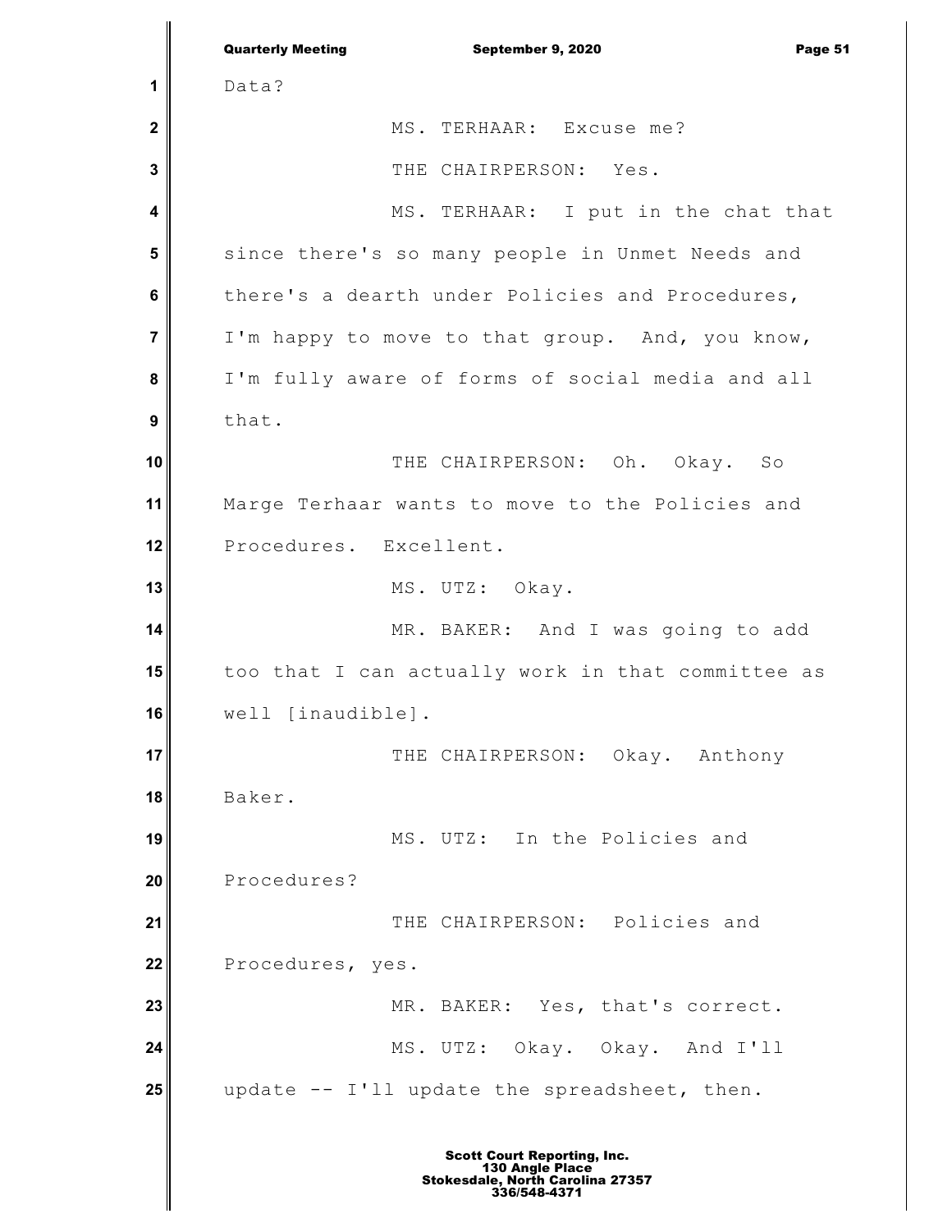Data?

MS. TERHAAR: Excuse me?

THE CHAIRPERSON: Yes.

MS. TERHAAR: I put in the chat that since there's so many people in Unmet Needs and there's a dearth under Policies and Procedures, I'm happy to move to that group. And, you know, I'm fully aware of forms of social media and all that.

THE CHAIRPERSON: Oh. Okay. So Marge Terhaar wants to move to the Policies and Procedures. Excellent.

MS. UTZ: Okay.

MR. BAKER: And I was going to add too that I can actually work in that committee as well [inaudible].

THE CHAIRPERSON: Okay. Anthony Baker.

MS. UTZ: In the Policies and Procedures?

THE CHAIRPERSON: Policies and Procedures, yes.

MR. BAKER: Yes, that's correct.

MS. UTZ: Okay. Okay. And I'll update -- I'll update the spreadsheet, then.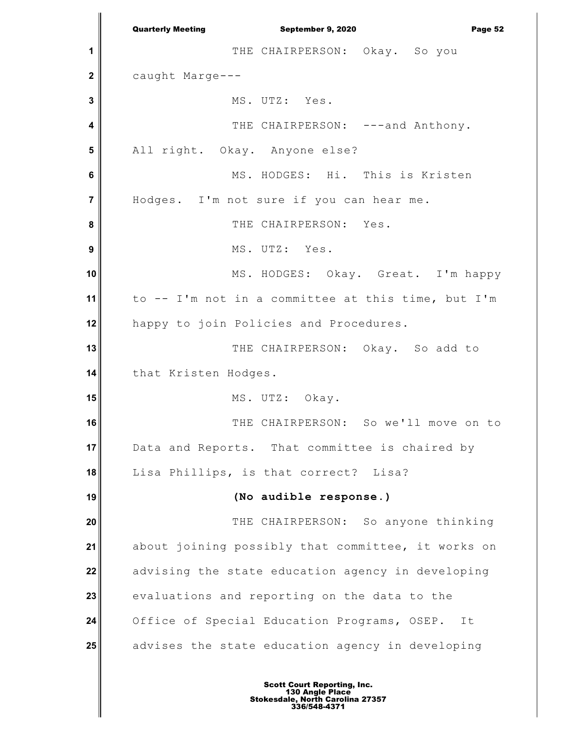THE CHAIRPERSON: Okay. So you caught Marge---

MS. UTZ: Yes.

THE CHAIRPERSON: ---and Anthony. All right. Okay. Anyone else?

MS. HODGES: Hi. This is Kristen Hodges. I'm not sure if you can hear me.

THE CHAIRPERSON: Yes.

MS. UTZ: Yes.

MS. HODGES: Okay. Great. I'm happy to -- I'm not in a committee at this time, but I'm happy to join Policies and Procedures.

THE CHAIRPERSON: Okay. So add to that Kristen Hodges.

MS. UTZ: Okay.

THE CHAIRPERSON: So we'll move on to Data and Reports. That committee is chaired by Lisa Phillips, is that correct? Lisa?

**(No audible response.)**

THE CHAIRPERSON: So anyone thinking about joining possibly that committee, it works on advising the state education agency in developing evaluations and reporting on the data to the Office of Special Education Programs, OSEP. It advises the state education agency in developing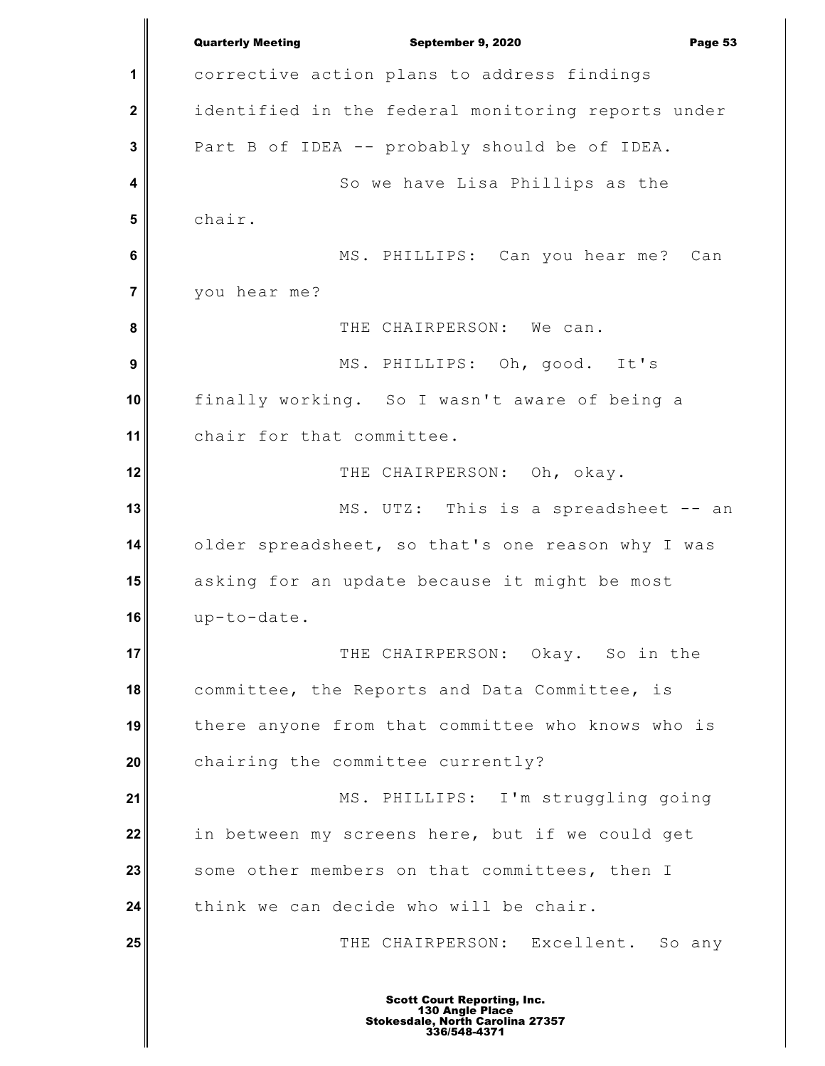corrective action plans to address findings identified in the federal monitoring reports under Part B of IDEA -- probably should be of IDEA.

So we have Lisa Phillips as the chair.

MS. PHILLIPS: Can you hear me? Can you hear me?

THE CHAIRPERSON: We can.

MS. PHILLIPS: Oh, good. It's finally working. So I wasn't aware of being a chair for that committee.

THE CHAIRPERSON: Oh, okay.

MS. UTZ: This is a spreadsheet -- an older spreadsheet, so that's one reason why I was asking for an update because it might be most up-to-date.

THE CHAIRPERSON: Okay. So in the committee, the Reports and Data Committee, is there anyone from that committee who knows who is chairing the committee currently?

MS. PHILLIPS: I'm struggling going in between my screens here, but if we could get some other members on that committees, then I think we can decide who will be chair.

THE CHAIRPERSON: Excellent. So any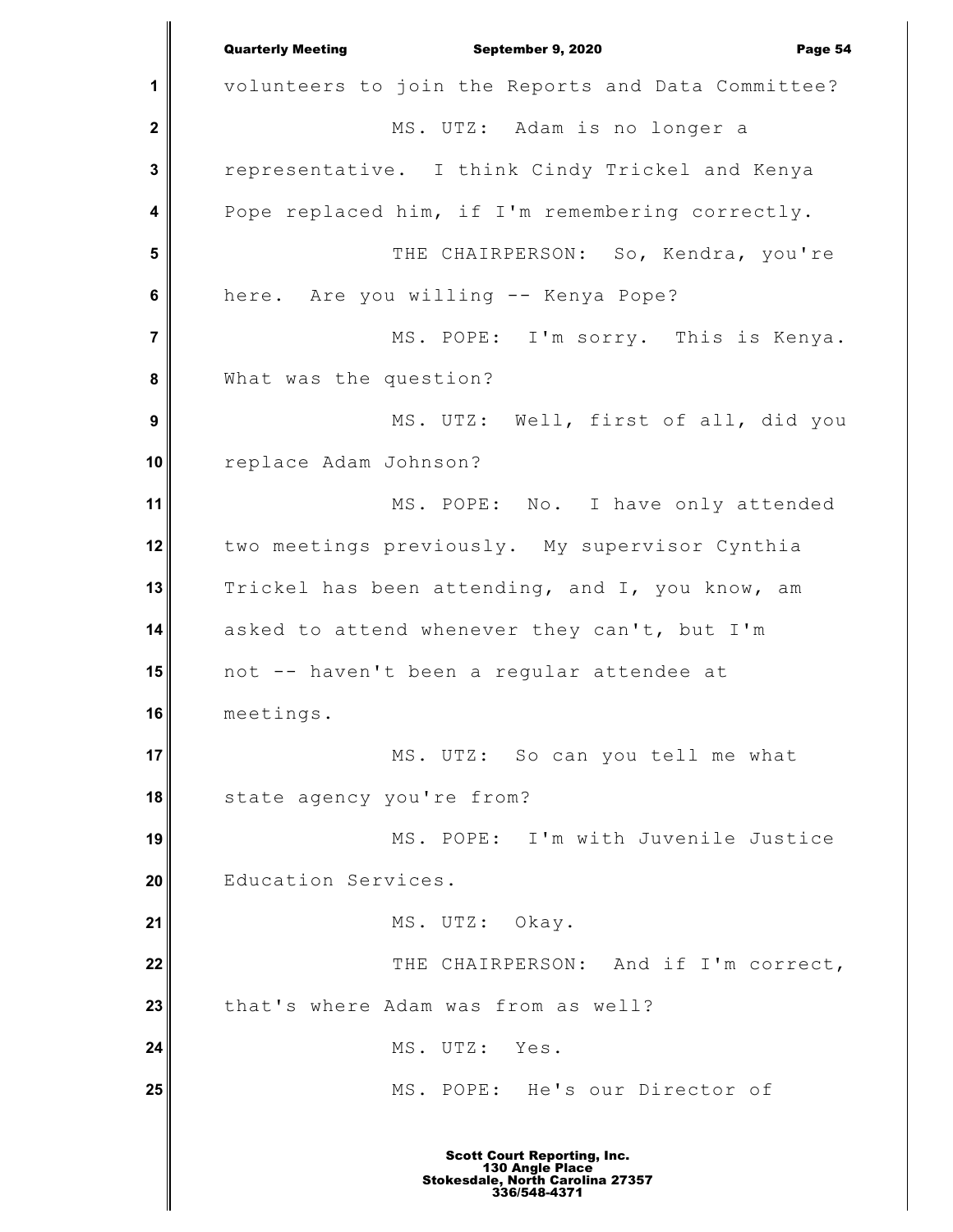volunteers to join the Reports and Data Committee?

MS. UTZ: Adam is no longer a representative. I think Cindy Trickel and Kenya Pope replaced him, if I'm remembering correctly.

THE CHAIRPERSON: So, Kendra, you're here. Are you willing -- Kenya Pope?

MS. POPE: I'm sorry. This is Kenya. What was the question?

MS. UTZ: Well, first of all, did you replace Adam Johnson?

MS. POPE: No. I have only attended two meetings previously. My supervisor Cynthia Trickel has been attending, and I, you know, am asked to attend whenever they can't, but I'm not -- haven't been a regular attendee at meetings.

MS. UTZ: So can you tell me what state agency you're from?

MS. POPE: I'm with Juvenile Justice Education Services.

MS. UTZ: Okay.

THE CHAIRPERSON: And if I'm correct, that's where Adam was from as well?

MS. UTZ: Yes.

MS. POPE: He's our Director of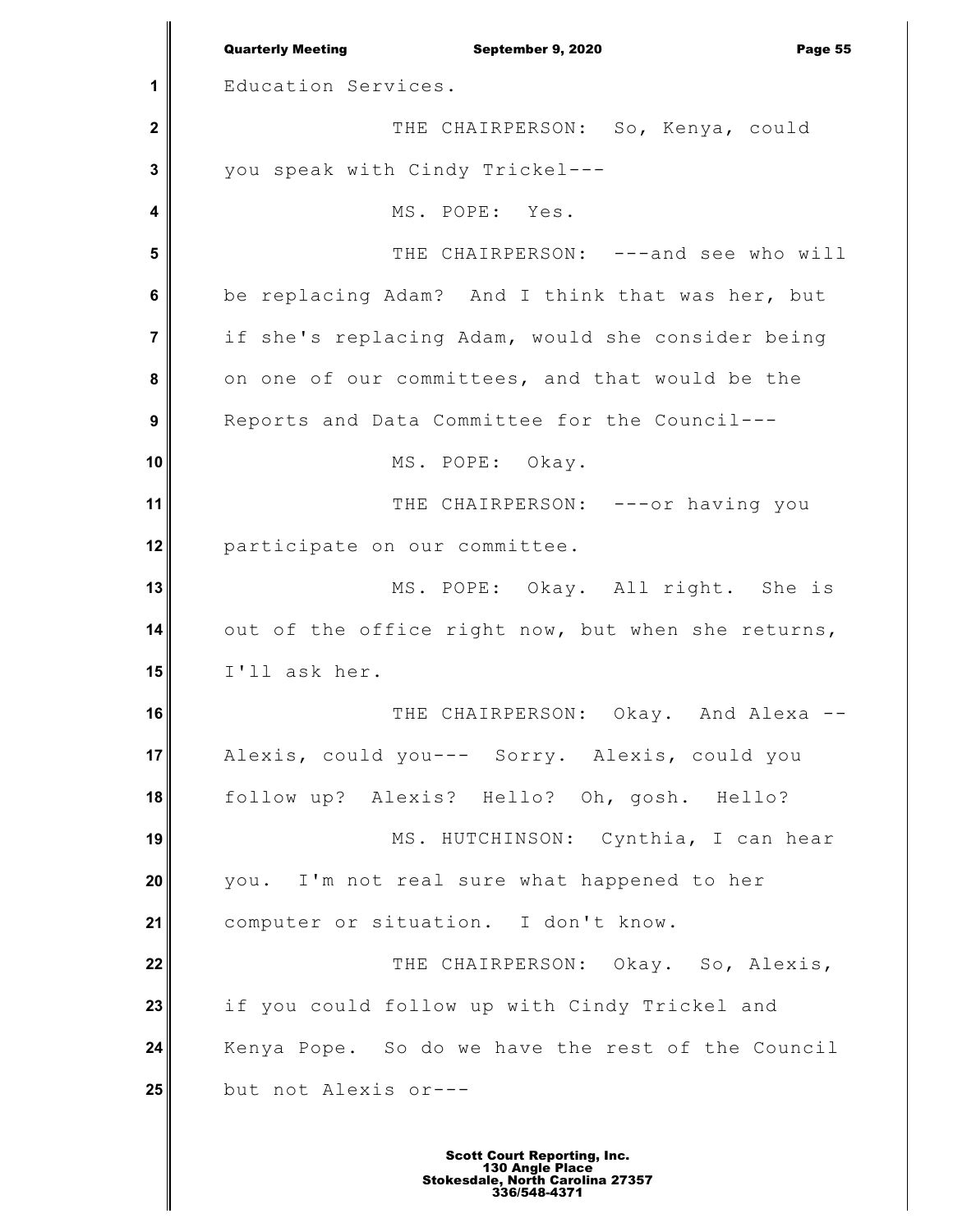Education Services.

THE CHAIRPERSON: So, Kenya, could you speak with Cindy Trickel---

MS. POPE: Yes.

THE CHAIRPERSON: ---and see who will be replacing Adam? And I think that was her, but if she's replacing Adam, would she consider being on one of our committees, and that would be the Reports and Data Committee for the Council---

MS. POPE: Okay.

THE CHAIRPERSON: ---or having you participate on our committee.

MS. POPE: Okay. All right. She is out of the office right now, but when she returns, I'll ask her.

THE CHAIRPERSON: Okay. And Alexa -- Alexis, could you--- Sorry. Alexis, could you follow up? Alexis? Hello? Oh, gosh. Hello?

MS. HUTCHINSON: Cynthia, I can hear you. I'm not real sure what happened to her computer or situation. I don't know.

THE CHAIRPERSON: Okay. So, Alexis, if you could follow up with Cindy Trickel and Kenya Pope. So do we have the rest of the Council but not Alexis or---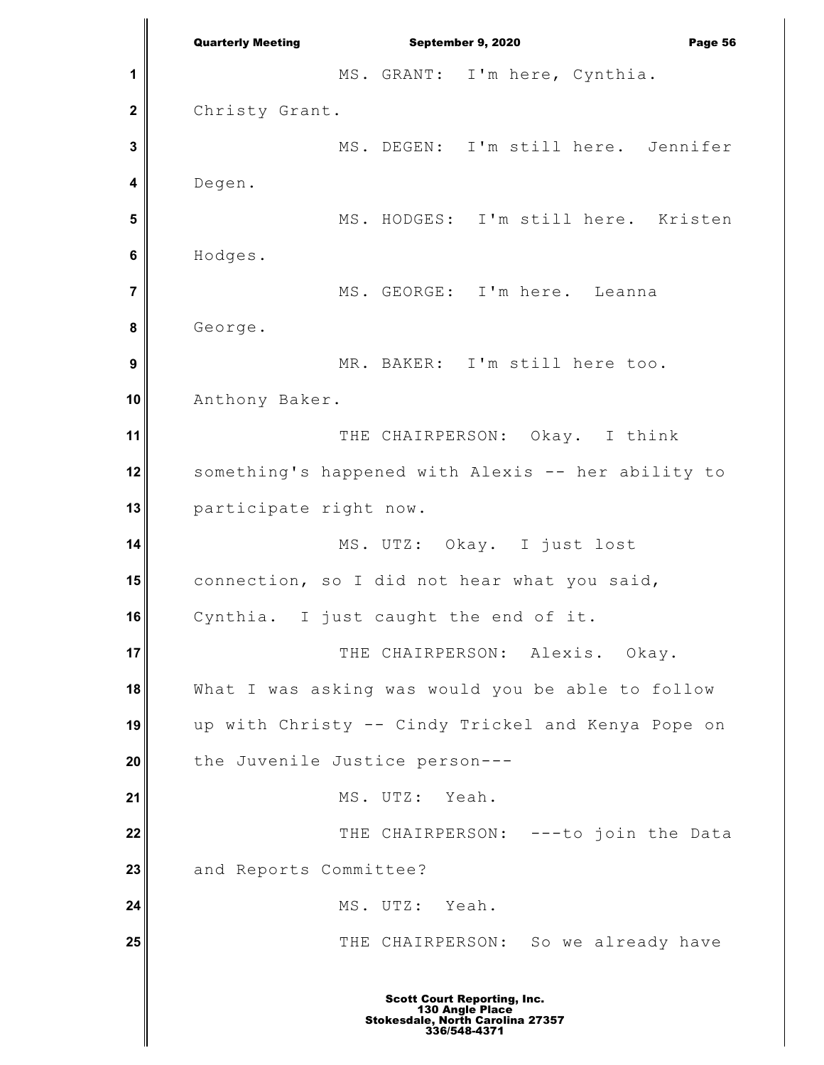MS. GRANT: I'm here, Cynthia. Christy Grant.

MS. DEGEN: I'm still here. Jennifer Degen.

MS. HODGES: I'm still here. Kristen Hodges.

MS. GEORGE: I'm here. Leanna George.

MR. BAKER: I'm still here too. Anthony Baker.

THE CHAIRPERSON: Okay. I think something's happened with Alexis -- her ability to participate right now.

MS. UTZ: Okay. I just lost connection, so I did not hear what you said, Cynthia. I just caught the end of it.

THE CHAIRPERSON: Alexis. Okay. What I was asking was would you be able to follow up with Christy -- Cindy Trickel and Kenya Pope on the Juvenile Justice person---

MS. UTZ: Yeah.

THE CHAIRPERSON: ---to join the Data and Reports Committee?

MS. UTZ: Yeah.

THE CHAIRPERSON: So we already have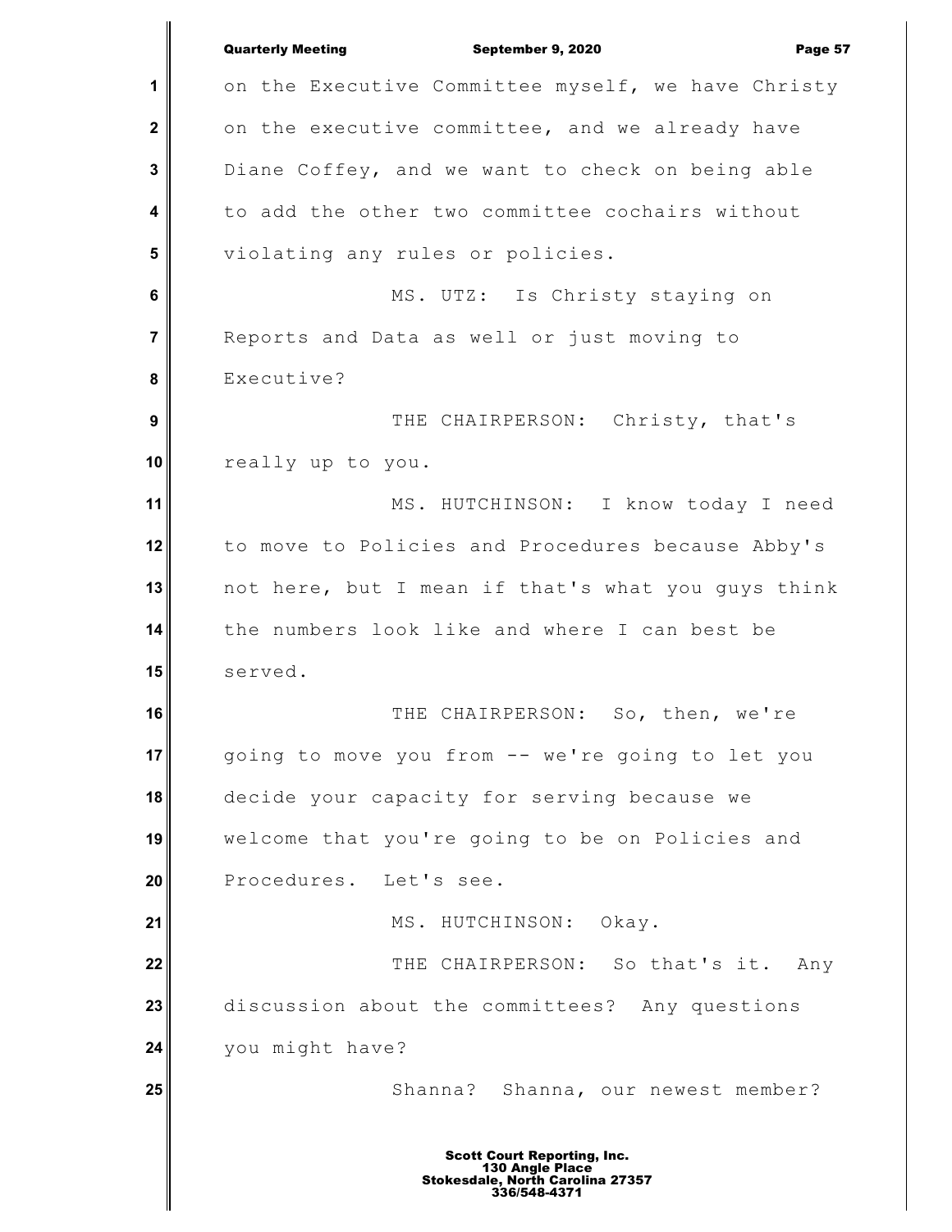on the Executive Committee myself, we have Christy on the executive committee, and we already have Diane Coffey, and we want to check on being able to add the other two committee cochairs without violating any rules or policies.

MS. UTZ: Is Christy staying on Reports and Data as well or just moving to Executive?

THE CHAIRPERSON: Christy, that's really up to you.

MS. HUTCHINSON: I know today I need to move to Policies and Procedures because Abby's not here, but I mean if that's what you guys think the numbers look like and where I can best be served.

THE CHAIRPERSON: So, then, we're going to move you from -- we're going to let you decide your capacity for serving because we welcome that you're going to be on Policies and Procedures. Let's see.

MS. HUTCHINSON: Okay.

THE CHAIRPERSON: So that's it. Any discussion about the committees? Any questions you might have?

Shanna? Shanna, our newest member?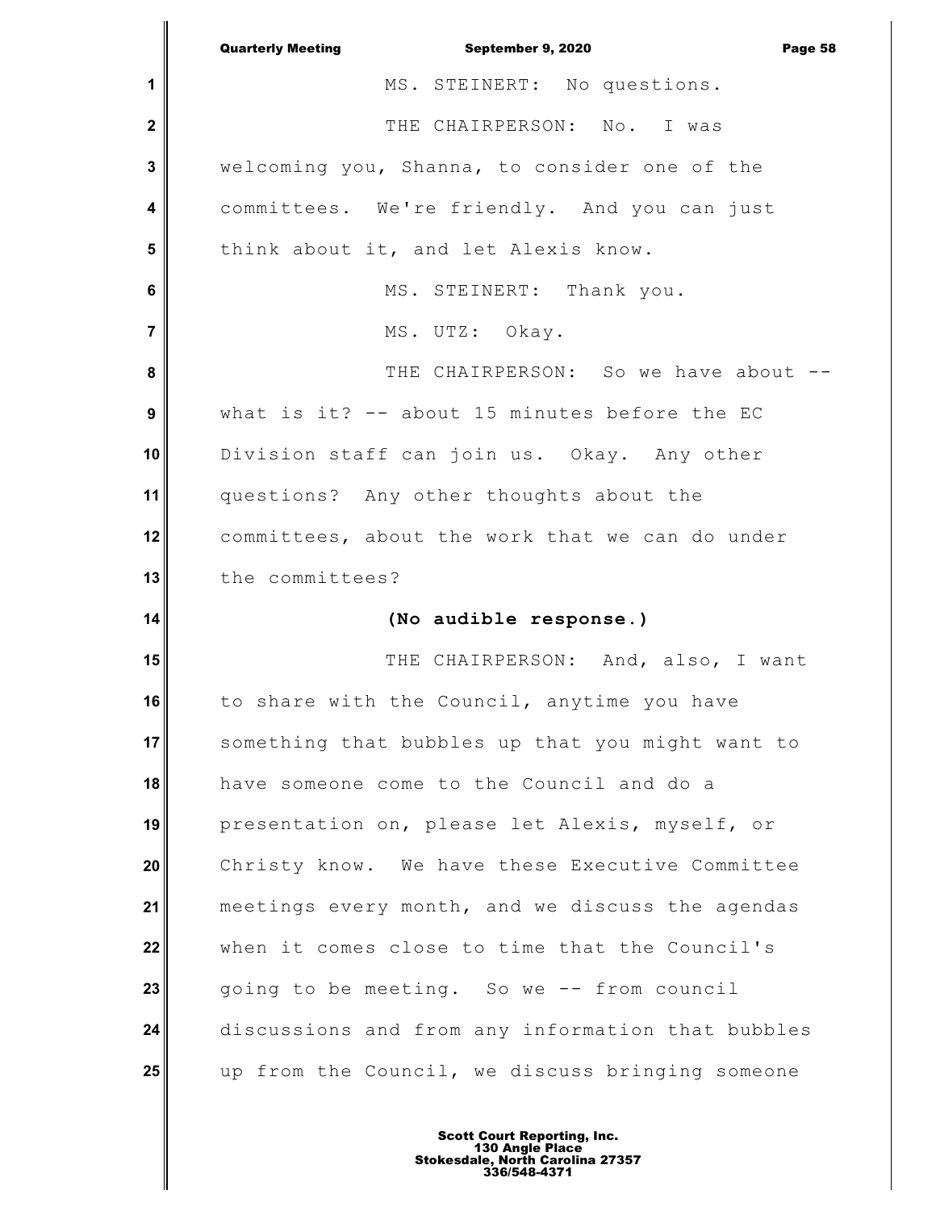MS. STEINERT: No questions.

THE CHAIRPERSON: No. I was welcoming you, Shanna, to consider one of the committees. We're friendly. And you can just think about it, and let Alexis know.

MS. STEINERT: Thank you.

MS. UTZ: Okay.

THE CHAIRPERSON: So we have about -- what is it? -- about 15 minutes before the EC Division staff can join us. Okay. Any other questions? Any other thoughts about the committees, about the work that we can do under the committees?

**(No audible response.)**

THE CHAIRPERSON: And, also, I want to share with the Council, anytime you have something that bubbles up that you might want to have someone come to the Council and do a presentation on, please let Alexis, myself, or Christy know. We have these Executive Committee meetings every month, and we discuss the agendas when it comes close to time that the Council's going to be meeting. So we -- from council discussions and from any information that bubbles up from the Council, we discuss bringing someone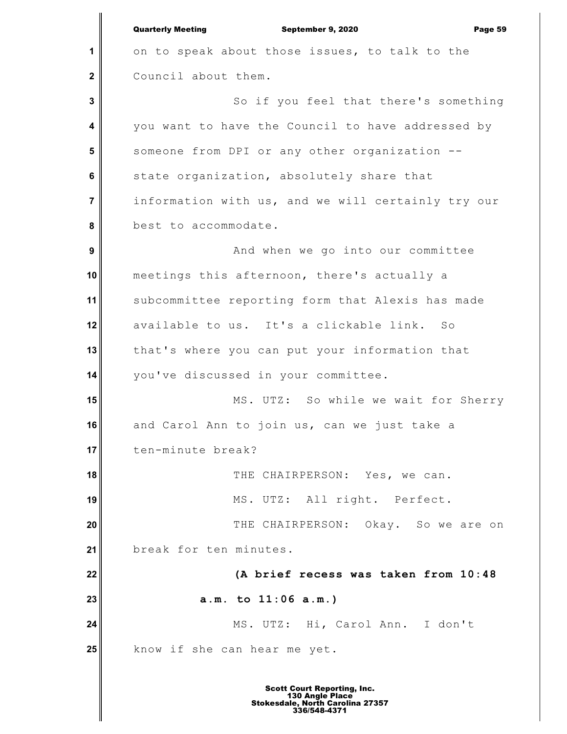on to speak about those issues, to talk to the Council about them.

So if you feel that there's something you want to have the Council to have addressed by someone from DPI or any other organization -- state organization, absolutely share that information with us, and we will certainly try our best to accommodate.

And when we go into our committee meetings this afternoon, there's actually a subcommittee reporting form that Alexis has made available to us. It's a clickable link. So that's where you can put your information that you've discussed in your committee.

MS. UTZ: So while we wait for Sherry and Carol Ann to join us, can we just take a ten-minute break?

THE CHAIRPERSON: Yes, we can.

MS. UTZ: All right. Perfect.

THE CHAIRPERSON: Okay. So we are on break for ten minutes.

**(A brief recess was taken from 10:48 a.m. to 11:06 a.m.)**

MS. UTZ: Hi, Carol Ann. I don't know if she can hear me yet.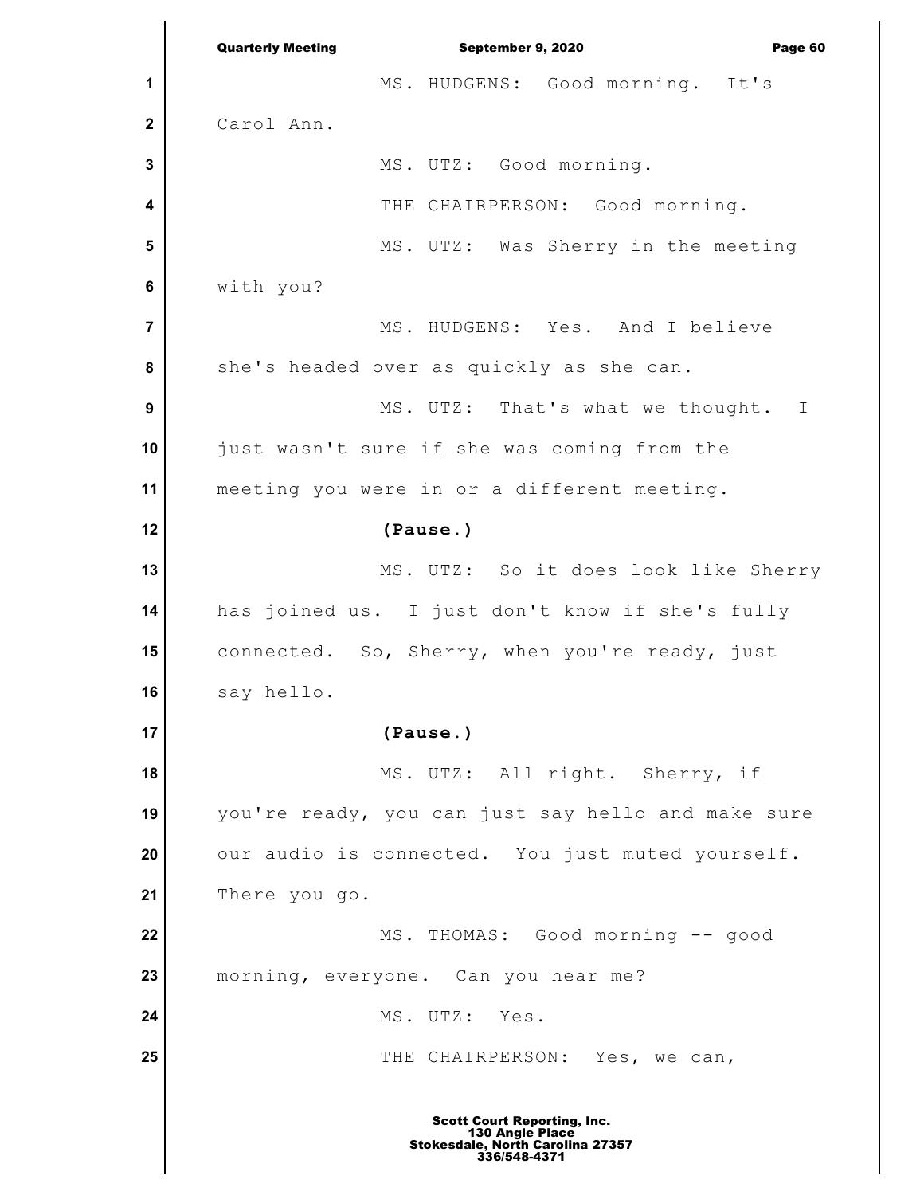MS. HUDGENS: Good morning. It's Carol Ann.

MS. UTZ: Good morning.

THE CHAIRPERSON: Good morning.

MS. UTZ: Was Sherry in the meeting with you?

MS. HUDGENS: Yes. And I believe she's headed over as quickly as she can.

MS. UTZ: That's what we thought. I just wasn't sure if she was coming from the meeting you were in or a different meeting.

**(Pause.)**

MS. UTZ: So it does look like Sherry has joined us. I just don't know if she's fully connected. So, Sherry, when you're ready, just say hello.

**(Pause.)**

MS. UTZ: All right. Sherry, if you're ready, you can just say hello and make sure our audio is connected. You just muted yourself. There you go.

MS. THOMAS: Good morning -- good morning, everyone. Can you hear me?

MS. UTZ: Yes.

THE CHAIRPERSON: Yes, we can,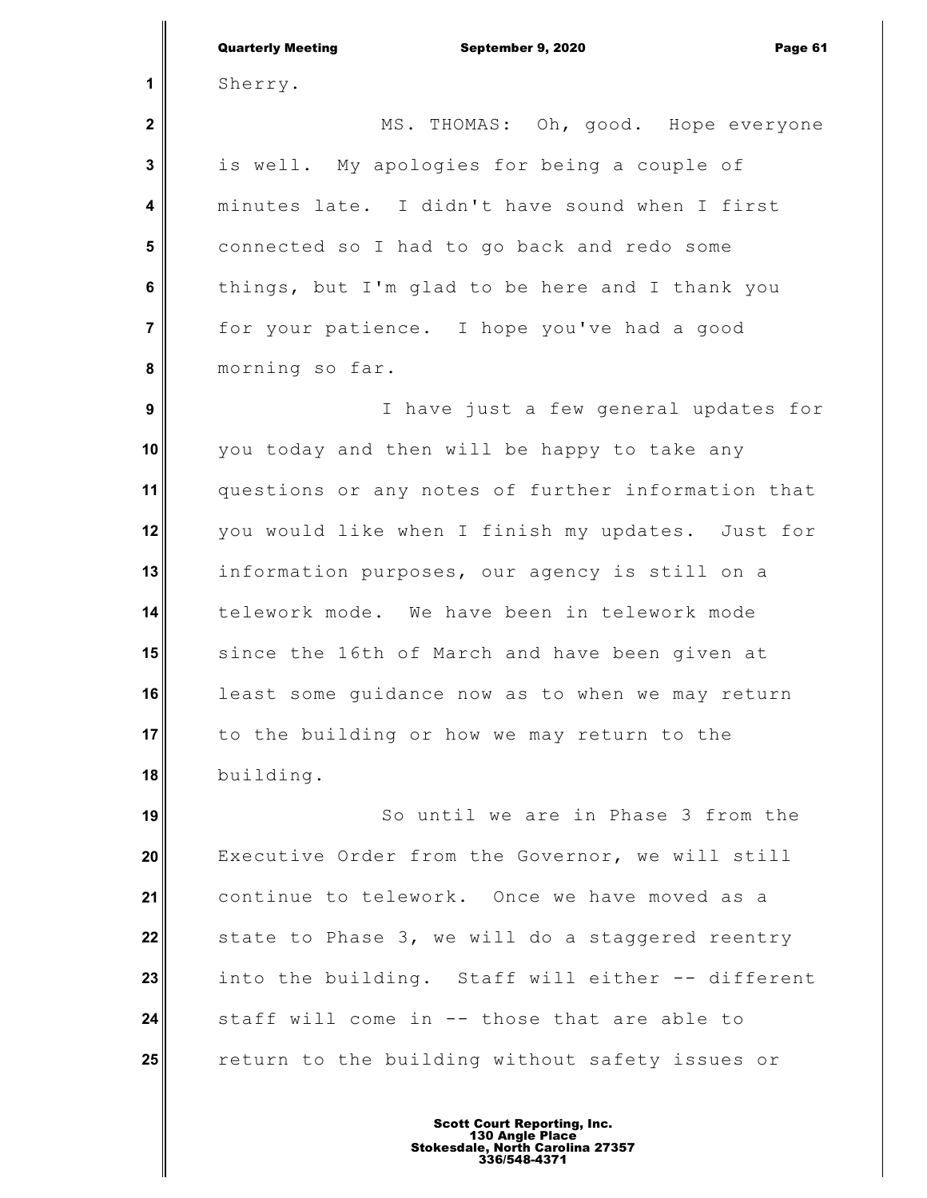Sherry.

MS. THOMAS: Oh, good. Hope everyone is well. My apologies for being a couple of minutes late. I didn't have sound when I first connected so I had to go back and redo some things, but I'm glad to be here and I thank you for your patience. I hope you've had a good morning so far.

I have just a few general updates for you today and then will be happy to take any questions or any notes of further information that you would like when I finish my updates. Just for information purposes, our agency is still on a telework mode. We have been in telework mode since the 16th of March and have been given at least some guidance now as to when we may return to the building or how we may return to the building.

So until we are in Phase 3 from the Executive Order from the Governor, we will still continue to telework. Once we have moved as a state to Phase 3, we will do a staggered reentry into the building. Staff will either -- different staff will come in -- those that are able to return to the building without safety issues or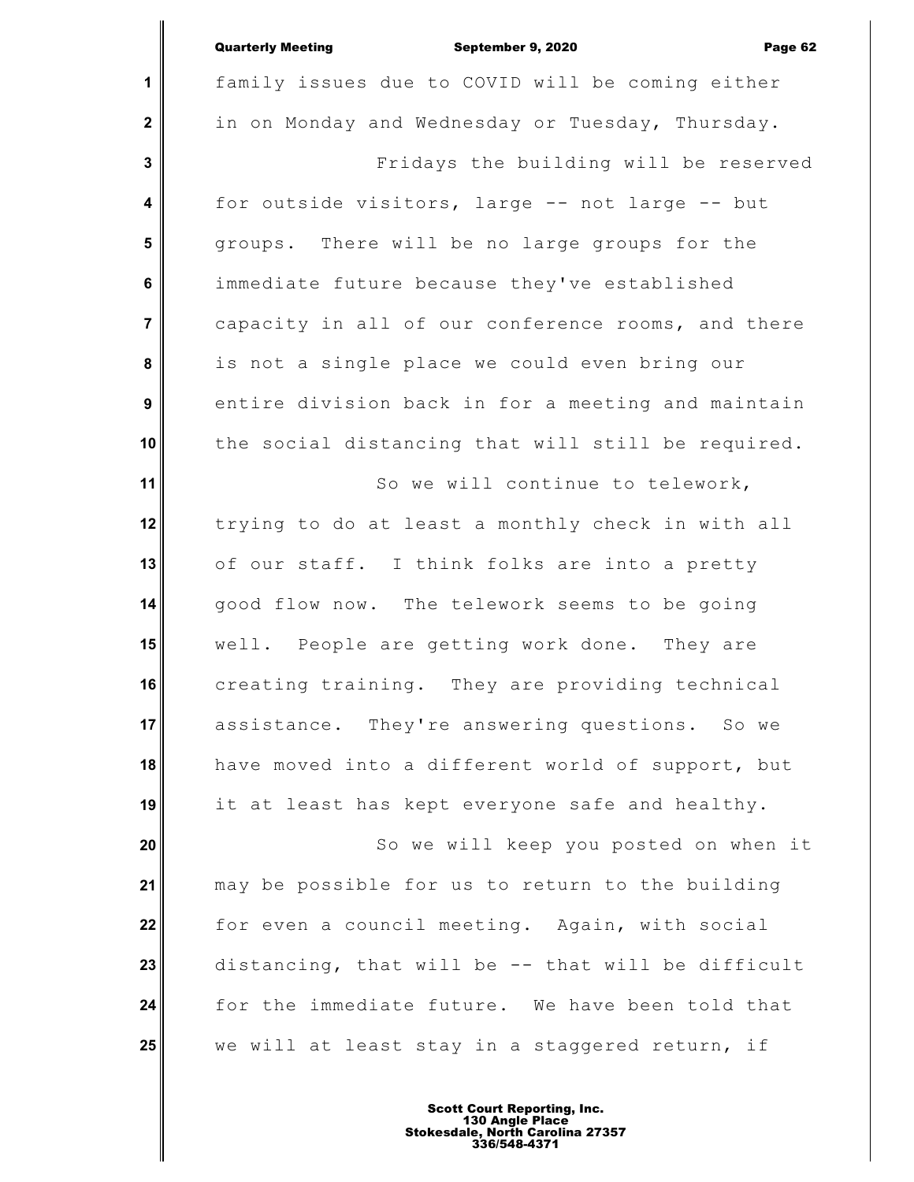family issues due to COVID will be coming either in on Monday and Wednesday or Tuesday, Thursday.

Fridays the building will be reserved for outside visitors, large -- not large -- but groups. There will be no large groups for the immediate future because they've established capacity in all of our conference rooms, and there is not a single place we could even bring our entire division back in for a meeting and maintain the social distancing that will still be required.

So we will continue to telework, trying to do at least a monthly check in with all of our staff. I think folks are into a pretty good flow now. The telework seems to be going well. People are getting work done. They are creating training. They are providing technical assistance. They're answering questions. So we have moved into a different world of support, but it at least has kept everyone safe and healthy.

So we will keep you posted on when it may be possible for us to return to the building for even a council meeting. Again, with social distancing, that will be -- that will be difficult for the immediate future. We have been told that we will at least stay in a staggered return, if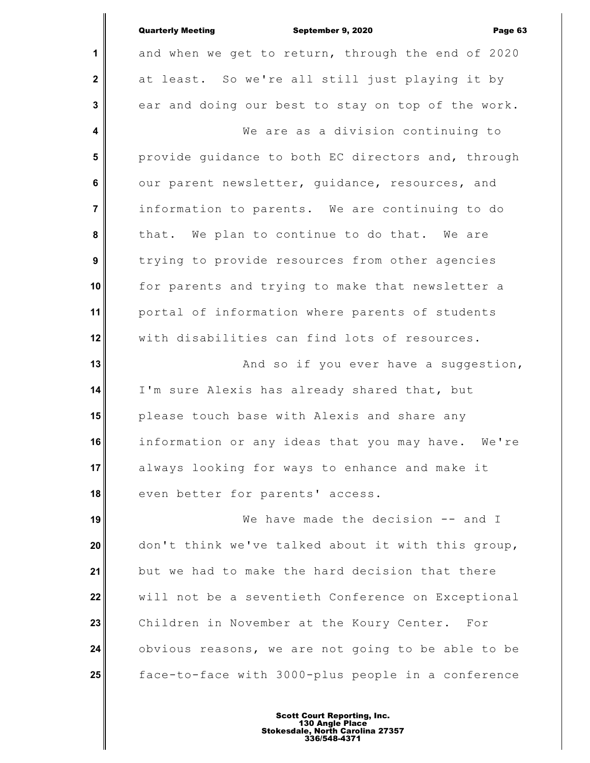and when we get to return, through the end of 2020 at least. So we're all still just playing it by ear and doing our best to stay on top of the work.

We are as a division continuing to provide guidance to both EC directors and, through our parent newsletter, guidance, resources, and information to parents. We are continuing to do that. We plan to continue to do that. We are trying to provide resources from other agencies for parents and trying to make that newsletter a portal of information where parents of students with disabilities can find lots of resources.

And so if you ever have a suggestion, I'm sure Alexis has already shared that, but please touch base with Alexis and share any information or any ideas that you may have. We're always looking for ways to enhance and make it even better for parents' access.

We have made the decision -- and I don't think we've talked about it with this group, but we had to make the hard decision that there will not be a seventieth Conference on Exceptional Children in November at the Koury Center. For obvious reasons, we are not going to be able to be face-to-face with 3000-plus people in a conference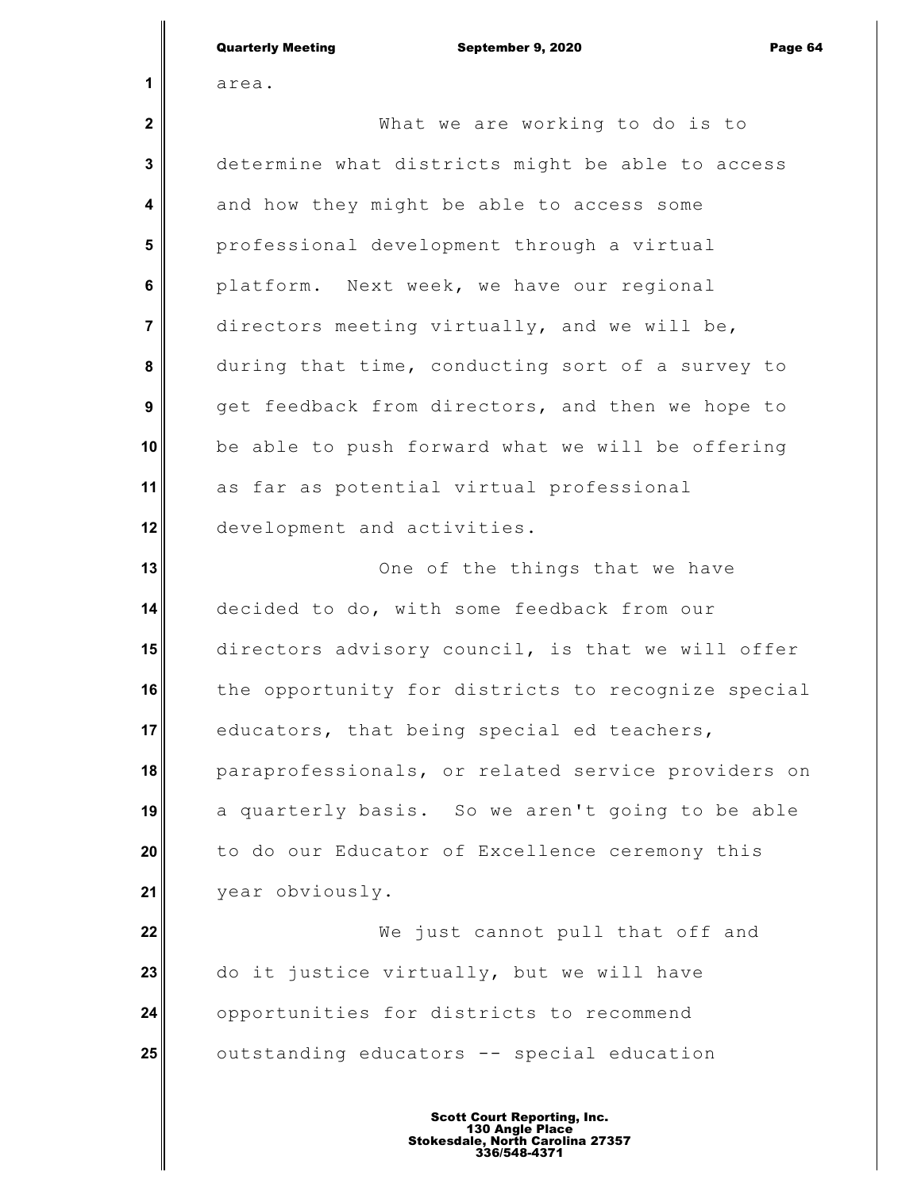area.

What we are working to do is to determine what districts might be able to access and how they might be able to access some professional development through a virtual platform. Next week, we have our regional directors meeting virtually, and we will be, during that time, conducting sort of a survey to get feedback from directors, and then we hope to be able to push forward what we will be offering as far as potential virtual professional development and activities.

One of the things that we have decided to do, with some feedback from our directors advisory council, is that we will offer the opportunity for districts to recognize special educators, that being special ed teachers, paraprofessionals, or related service providers on a quarterly basis. So we aren't going to be able to do our Educator of Excellence ceremony this year obviously.

We just cannot pull that off and do it justice virtually, but we will have opportunities for districts to recommend outstanding educators -- special education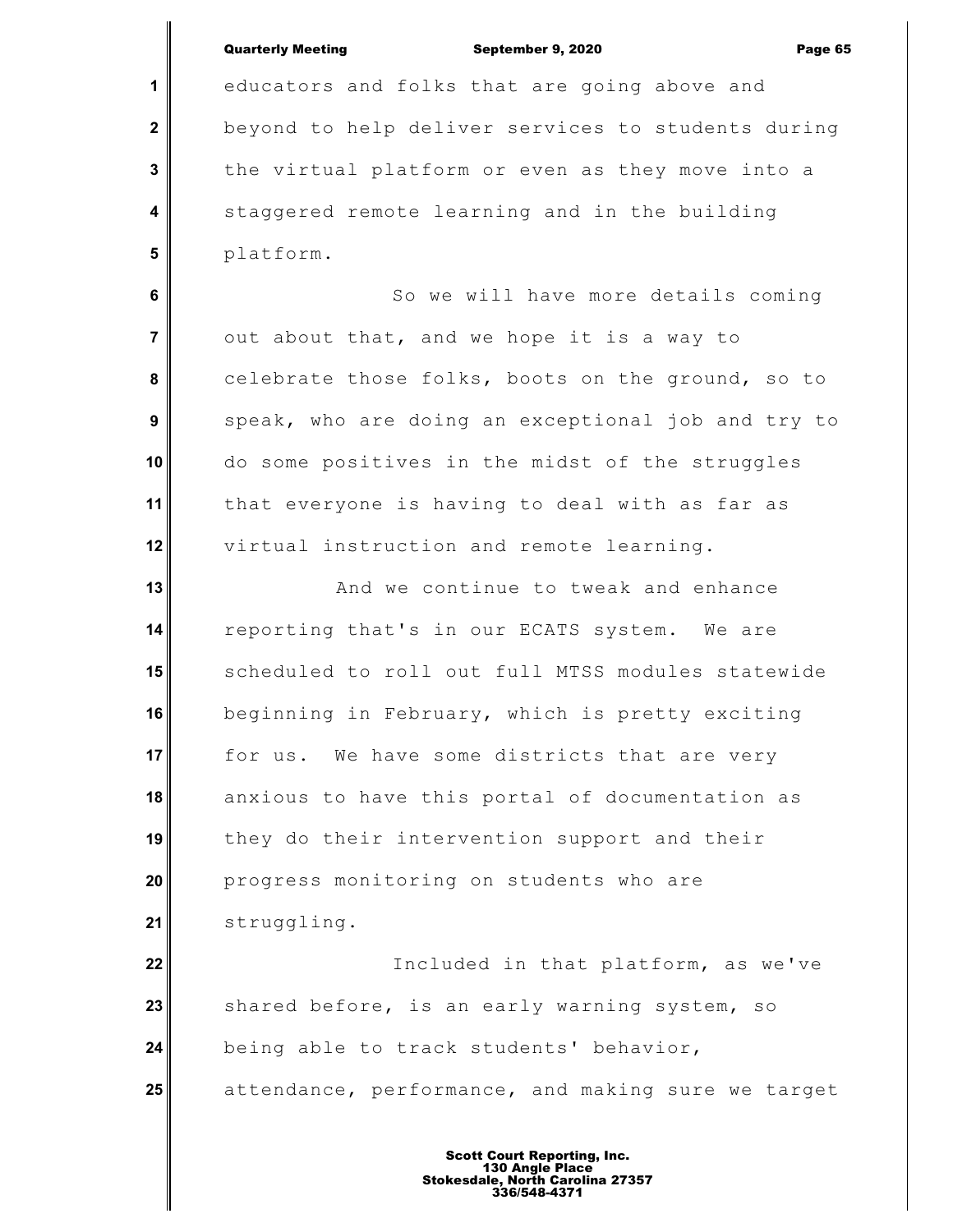educators and folks that are going above and beyond to help deliver services to students during the virtual platform or even as they move into a staggered remote learning and in the building platform.

So we will have more details coming out about that, and we hope it is a way to celebrate those folks, boots on the ground, so to speak, who are doing an exceptional job and try to do some positives in the midst of the struggles that everyone is having to deal with as far as virtual instruction and remote learning.

And we continue to tweak and enhance reporting that's in our ECATS system. We are scheduled to roll out full MTSS modules statewide beginning in February, which is pretty exciting for us. We have some districts that are very anxious to have this portal of documentation as they do their intervention support and their progress monitoring on students who are struggling.

Included in that platform, as we've shared before, is an early warning system, so being able to track students' behavior, attendance, performance, and making sure we target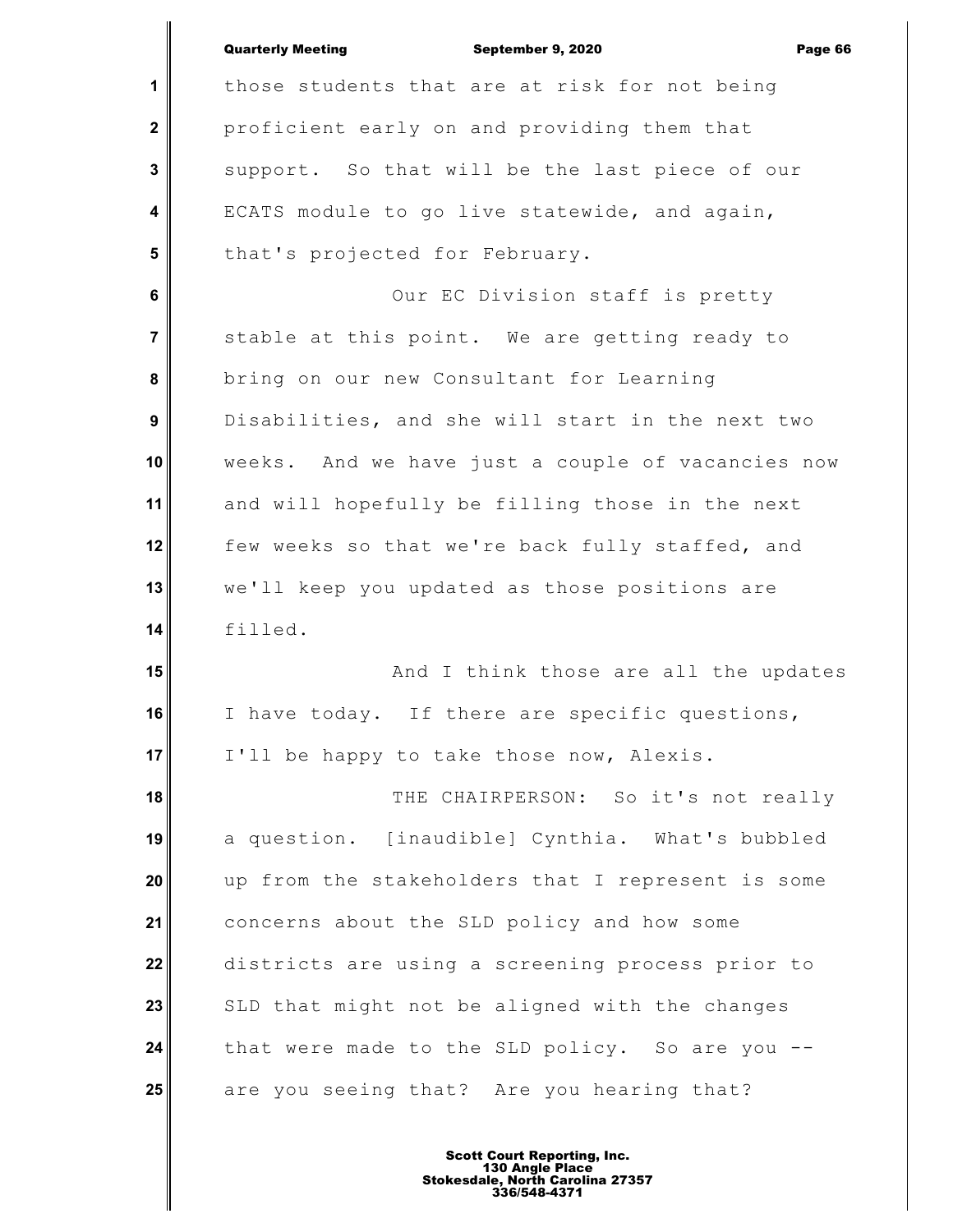those students that are at risk for not being proficient early on and providing them that support. So that will be the last piece of our ECATS module to go live statewide, and again, that's projected for February.

Our EC Division staff is pretty stable at this point. We are getting ready to bring on our new Consultant for Learning Disabilities, and she will start in the next two weeks. And we have just a couple of vacancies now and will hopefully be filling those in the next few weeks so that we're back fully staffed, and we'll keep you updated as those positions are filled.

And I think those are all the updates I have today. If there are specific questions, I'll be happy to take those now, Alexis.

THE CHAIRPERSON: So it's not really a question. [inaudible] Cynthia. What's bubbled up from the stakeholders that I represent is some concerns about the SLD policy and how some districts are using a screening process prior to SLD that might not be aligned with the changes that were made to the SLD policy. So are you -- are you seeing that? Are you hearing that?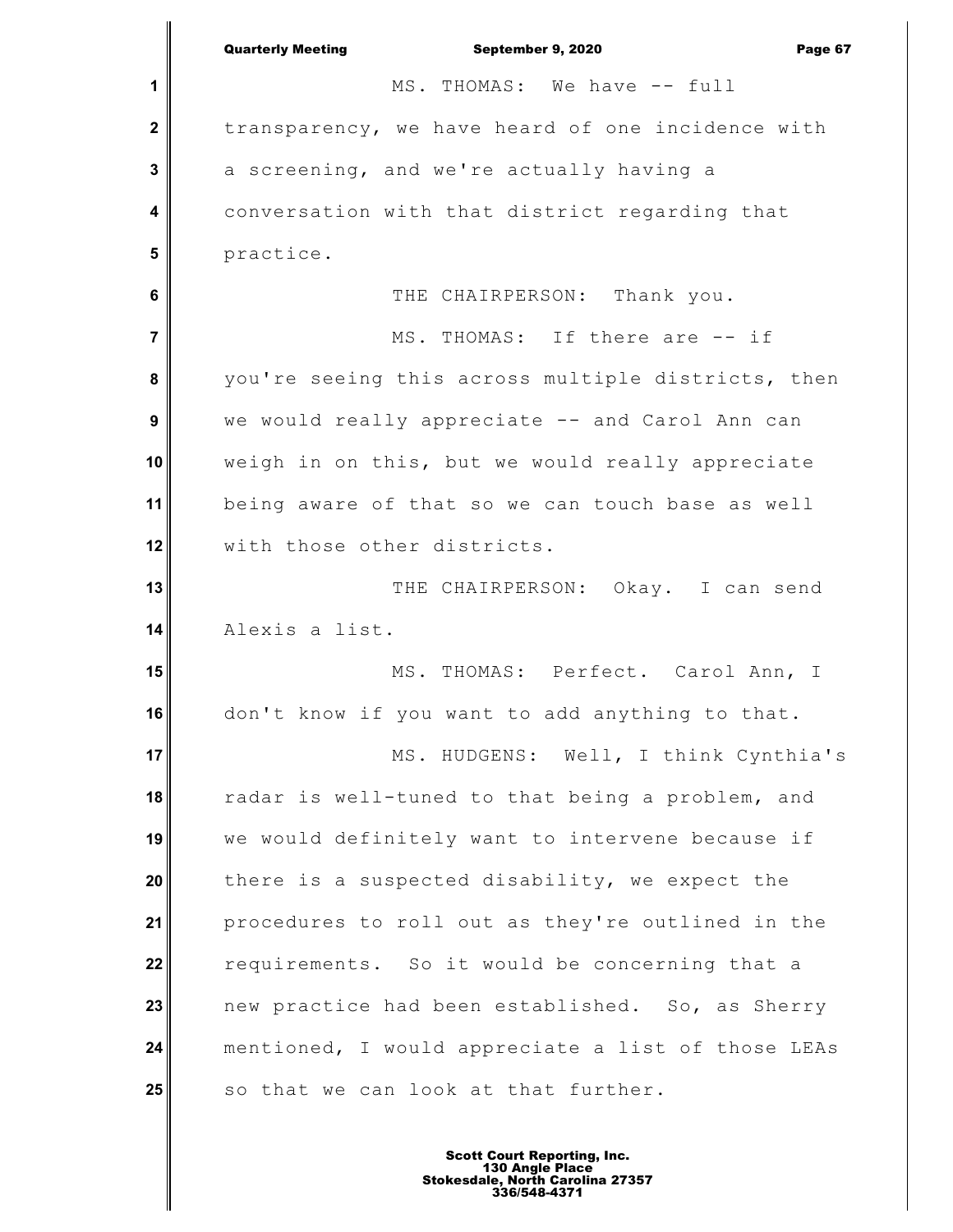MS. THOMAS: We have -- full transparency, we have heard of one incidence with a screening, and we're actually having a conversation with that district regarding that practice.

THE CHAIRPERSON: Thank you.

MS. THOMAS: If there are -- if you're seeing this across multiple districts, then we would really appreciate -- and Carol Ann can weigh in on this, but we would really appreciate being aware of that so we can touch base as well with those other districts.

THE CHAIRPERSON: Okay. I can send Alexis a list.

MS. THOMAS: Perfect. Carol Ann, I don't know if you want to add anything to that.

MS. HUDGENS: Well, I think Cynthia's radar is well-tuned to that being a problem, and we would definitely want to intervene because if there is a suspected disability, we expect the procedures to roll out as they're outlined in the requirements. So it would be concerning that a new practice had been established. So, as Sherry mentioned, I would appreciate a list of those LEAs so that we can look at that further.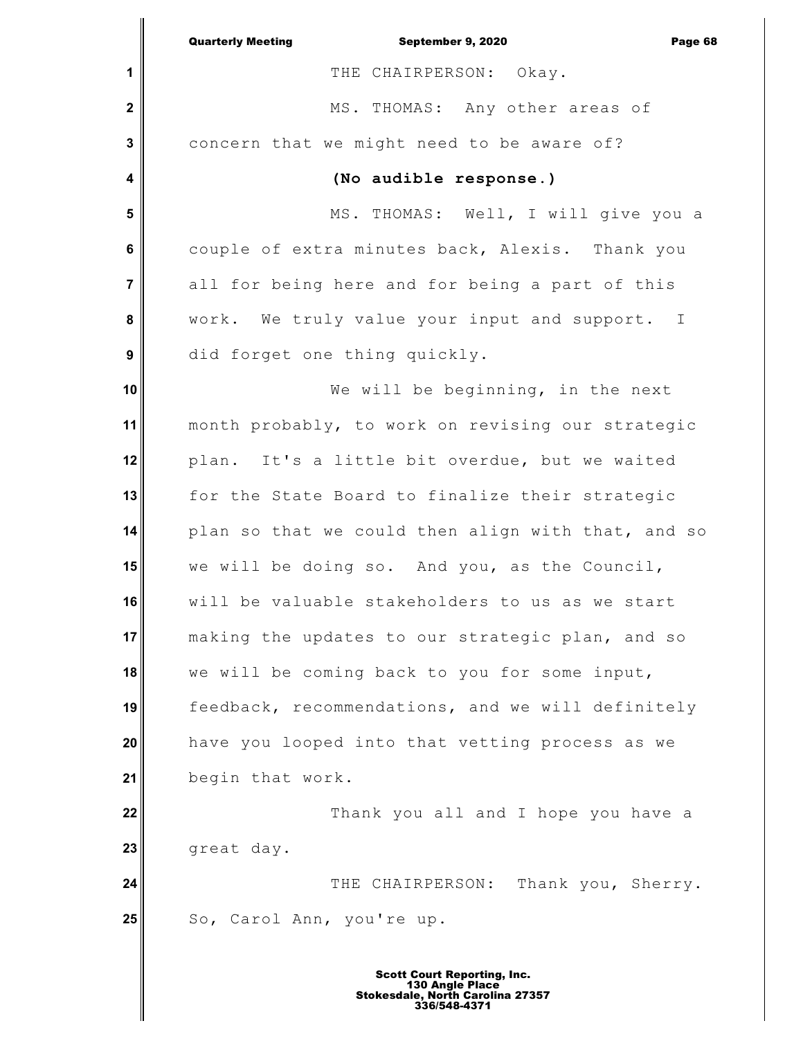THE CHAIRPERSON: Okay.

MS. THOMAS: Any other areas of concern that we might need to be aware of?

**(No audible response.)**

MS. THOMAS: Well, I will give you a couple of extra minutes back, Alexis. Thank you all for being here and for being a part of this work. We truly value your input and support. I did forget one thing quickly.

We will be beginning, in the next month probably, to work on revising our strategic plan. It's a little bit overdue, but we waited for the State Board to finalize their strategic plan so that we could then align with that, and so we will be doing so. And you, as the Council, will be valuable stakeholders to us as we start making the updates to our strategic plan, and so we will be coming back to you for some input, feedback, recommendations, and we will definitely have you looped into that vetting process as we begin that work.

Thank you all and I hope you have a great day.

THE CHAIRPERSON: Thank you, Sherry. So, Carol Ann, you're up.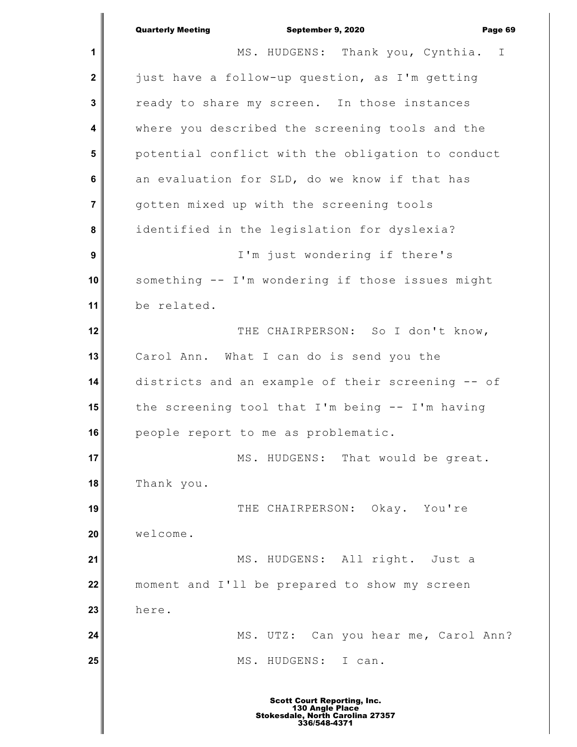MS. HUDGENS: Thank you, Cynthia. I just have a follow-up question, as I'm getting ready to share my screen. In those instances where you described the screening tools and the potential conflict with the obligation to conduct an evaluation for SLD, do we know if that has gotten mixed up with the screening tools identified in the legislation for dyslexia?

I'm just wondering if there's something -- I'm wondering if those issues might be related.

THE CHAIRPERSON: So I don't know, Carol Ann. What I can do is send you the districts and an example of their screening -- of the screening tool that I'm being -- I'm having people report to me as problematic.

MS. HUDGENS: That would be great. Thank you.

THE CHAIRPERSON: Okay. You're welcome.

MS. HUDGENS: All right. Just a moment and I'll be prepared to show my screen here.

MS. UTZ: Can you hear me, Carol Ann?

MS. HUDGENS: I can.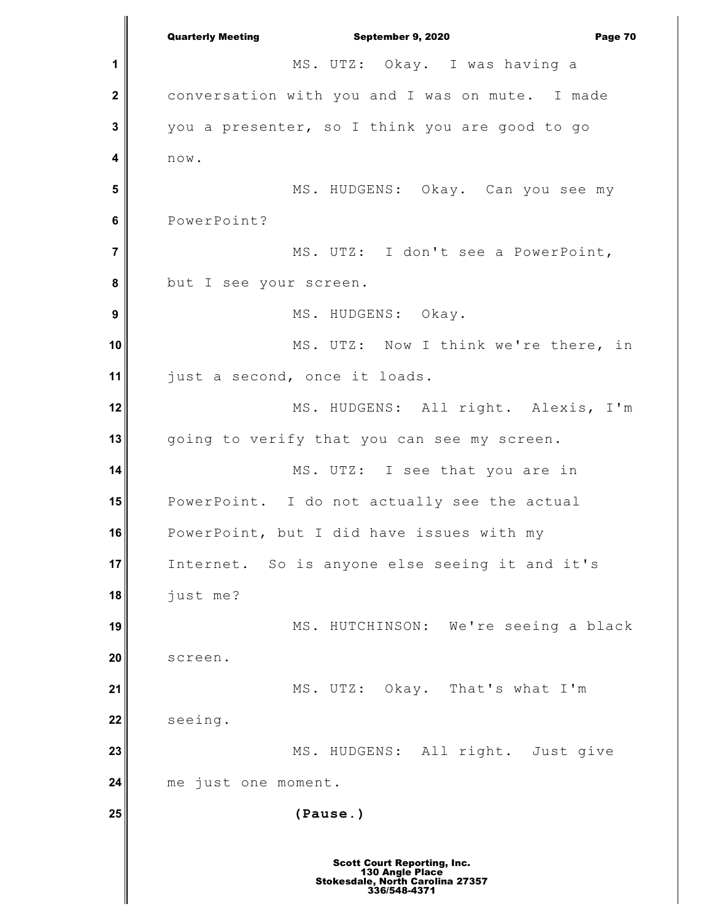MS. UTZ: Okay. I was having a conversation with you and I was on mute. I made you a presenter, so I think you are good to go now.

MS. HUDGENS: Okay. Can you see my PowerPoint?

MS. UTZ: I don't see a PowerPoint, but I see your screen.

MS. HUDGENS: Okay.

MS. UTZ: Now I think we're there, in just a second, once it loads.

MS. HUDGENS: All right. Alexis, I'm going to verify that you can see my screen.

MS. UTZ: I see that you are in PowerPoint. I do not actually see the actual PowerPoint, but I did have issues with my Internet. So is anyone else seeing it and it's just me?

MS. HUTCHINSON: We're seeing a black screen.

MS. UTZ: Okay. That's what I'm seeing.

MS. HUDGENS: All right. Just give me just one moment.

**(Pause.)**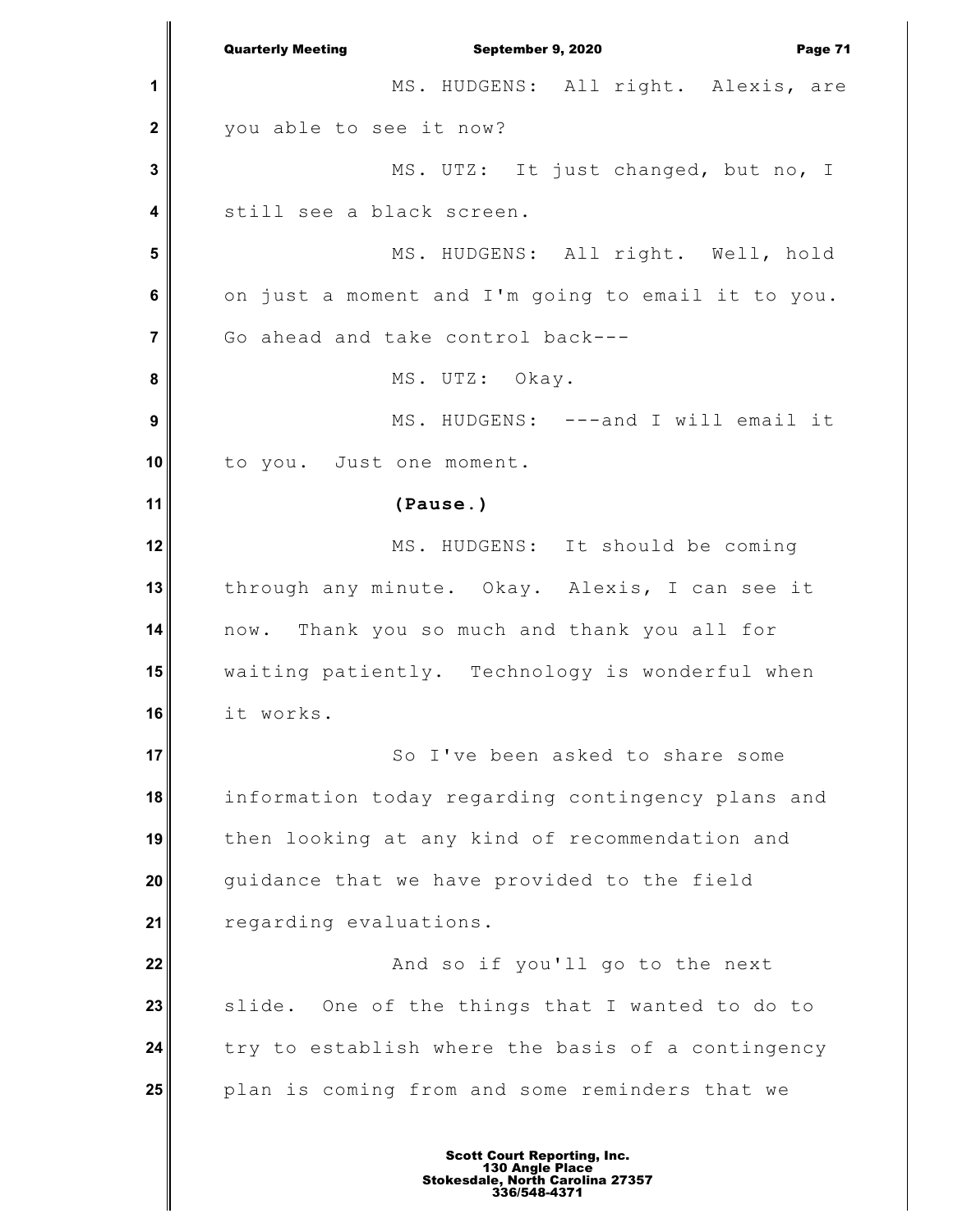MS. HUDGENS: All right. Alexis, are you able to see it now?

MS. UTZ: It just changed, but no, I still see a black screen.

MS. HUDGENS: All right. Well, hold on just a moment and I'm going to email it to you. Go ahead and take control back---

MS. UTZ: Okay.

MS. HUDGENS: ---and I will email it to you. Just one moment.

**(Pause.)**

MS. HUDGENS: It should be coming through any minute. Okay. Alexis, I can see it now. Thank you so much and thank you all for waiting patiently. Technology is wonderful when it works.

So I've been asked to share some information today regarding contingency plans and then looking at any kind of recommendation and guidance that we have provided to the field regarding evaluations.

And so if you'll go to the next slide. One of the things that I wanted to do to try to establish where the basis of a contingency plan is coming from and some reminders that we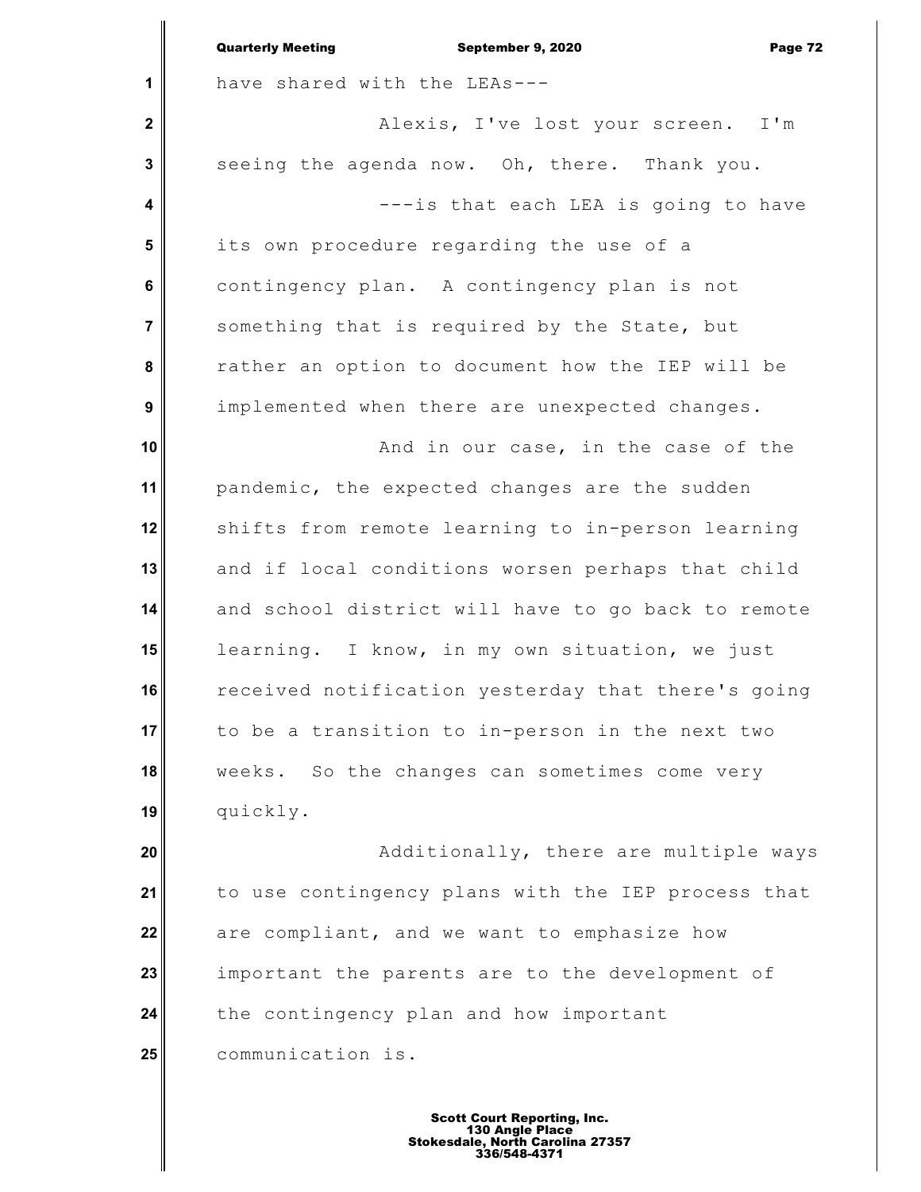have shared with the LEAs---

Alexis, I've lost your screen. I'm seeing the agenda now. Oh, there. Thank you.

---is that each LEA is going to have its own procedure regarding the use of a contingency plan. A contingency plan is not something that is required by the State, but rather an option to document how the IEP will be implemented when there are unexpected changes.

And in our case, in the case of the pandemic, the expected changes are the sudden shifts from remote learning to in-person learning and if local conditions worsen perhaps that child and school district will have to go back to remote learning. I know, in my own situation, we just received notification yesterday that there's going to be a transition to in-person in the next two weeks. So the changes can sometimes come very quickly.

Additionally, there are multiple ways to use contingency plans with the IEP process that are compliant, and we want to emphasize how important the parents are to the development of the contingency plan and how important communication is.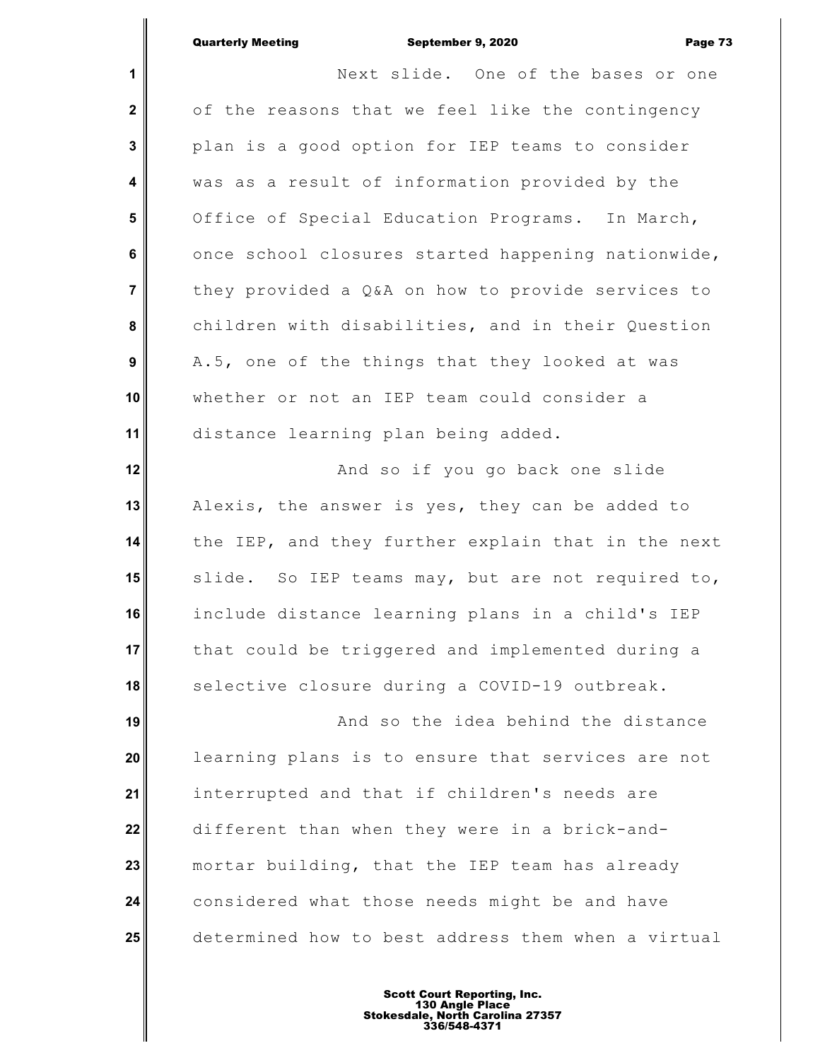Next slide. One of the bases or one of the reasons that we feel like the contingency plan is a good option for IEP teams to consider was as a result of information provided by the Office of Special Education Programs. In March, once school closures started happening nationwide, they provided a Q&A on how to provide services to children with disabilities, and in their Question A.5, one of the things that they looked at was whether or not an IEP team could consider a distance learning plan being added.

And so if you go back one slide Alexis, the answer is yes, they can be added to the IEP, and they further explain that in the next slide. So IEP teams may, but are not required to, include distance learning plans in a child's IEP that could be triggered and implemented during a selective closure during a COVID-19 outbreak.

And so the idea behind the distance learning plans is to ensure that services are not interrupted and that if children's needs are different than when they were in a brick-and-mortar building, that the IEP team has already considered what those needs might be and have determined how to best address them when a virtual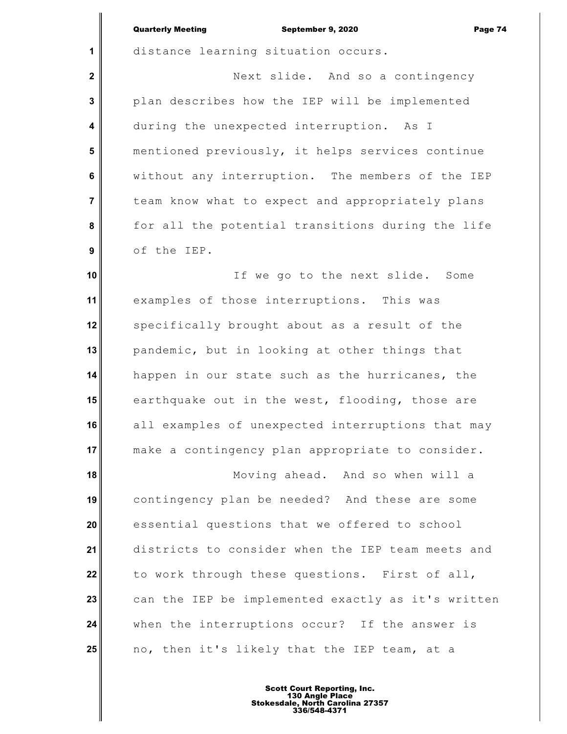distance learning situation occurs.

Next slide. And so a contingency plan describes how the IEP will be implemented during the unexpected interruption. As I mentioned previously, it helps services continue without any interruption. The members of the IEP team know what to expect and appropriately plans for all the potential transitions during the life of the IEP.

If we go to the next slide. Some examples of those interruptions. This was specifically brought about as a result of the pandemic, but in looking at other things that happen in our state such as the hurricanes, the earthquake out in the west, flooding, those are all examples of unexpected interruptions that may make a contingency plan appropriate to consider.

Moving ahead. And so when will a contingency plan be needed? And these are some essential questions that we offered to school districts to consider when the IEP team meets and to work through these questions. First of all, can the IEP be implemented exactly as it's written when the interruptions occur? If the answer is no, then it's likely that the IEP team, at a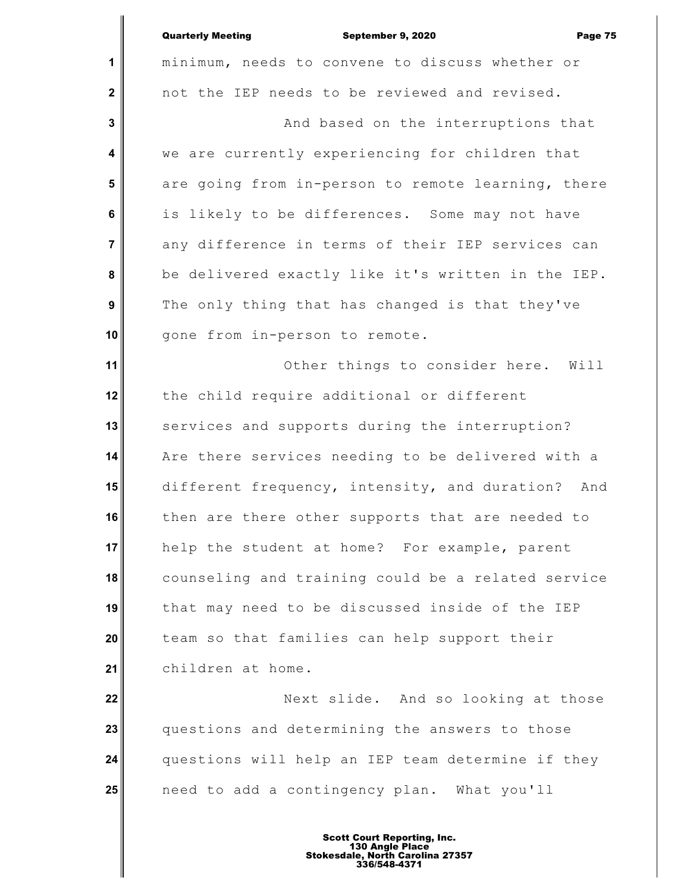minimum, needs to convene to discuss whether or not the IEP needs to be reviewed and revised.

And based on the interruptions that we are currently experiencing for children that are going from in-person to remote learning, there is likely to be differences. Some may not have any difference in terms of their IEP services can be delivered exactly like it's written in the IEP. The only thing that has changed is that they've gone from in-person to remote.

Other things to consider here. Will the child require additional or different services and supports during the interruption? Are there services needing to be delivered with a different frequency, intensity, and duration? And then are there other supports that are needed to help the student at home? For example, parent counseling and training could be a related service that may need to be discussed inside of the IEP team so that families can help support their children at home.

Next slide. And so looking at those questions and determining the answers to those questions will help an IEP team determine if they need to add a contingency plan. What you'll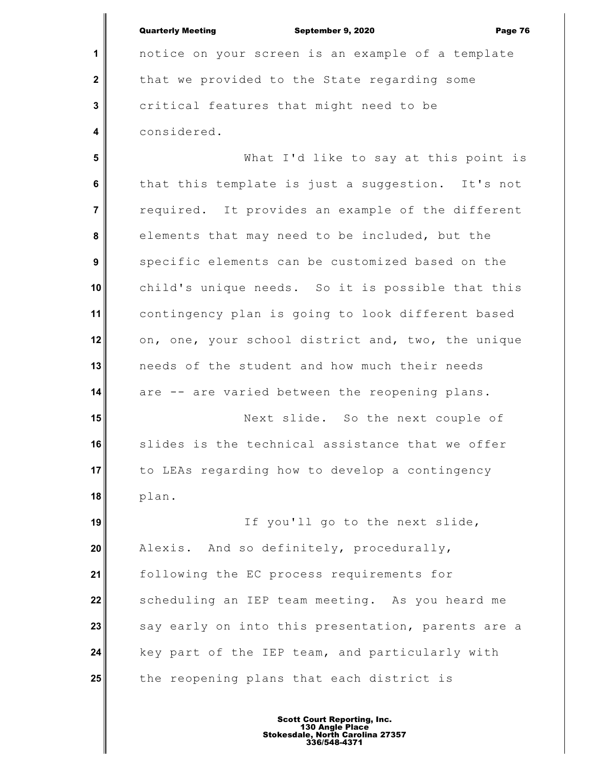notice on your screen is an example of a template that we provided to the State regarding some critical features that might need to be considered.

What I'd like to say at this point is that this template is just a suggestion. It's not required. It provides an example of the different elements that may need to be included, but the specific elements can be customized based on the child's unique needs. So it is possible that this contingency plan is going to look different based on, one, your school district and, two, the unique needs of the student and how much their needs are -- are varied between the reopening plans.

Next slide. So the next couple of slides is the technical assistance that we offer to LEAs regarding how to develop a contingency plan.

If you'll go to the next slide, Alexis. And so definitely, procedurally, following the EC process requirements for scheduling an IEP team meeting. As you heard me say early on into this presentation, parents are a key part of the IEP team, and particularly with the reopening plans that each district is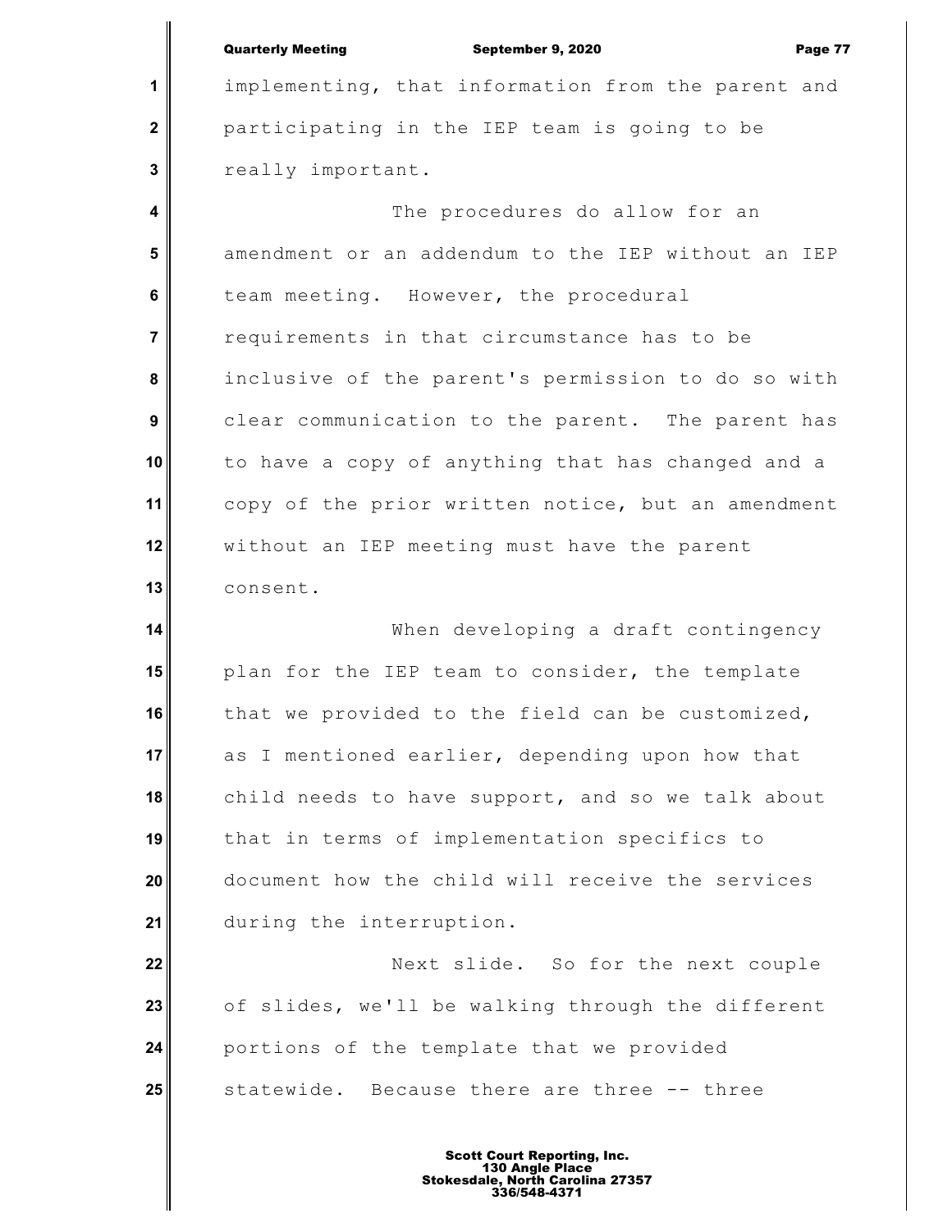implementing, that information from the parent and participating in the IEP team is going to be really important.

The procedures do allow for an amendment or an addendum to the IEP without an IEP team meeting. However, the procedural requirements in that circumstance has to be inclusive of the parent's permission to do so with clear communication to the parent. The parent has to have a copy of anything that has changed and a copy of the prior written notice, but an amendment without an IEP meeting must have the parent consent.

When developing a draft contingency plan for the IEP team to consider, the template that we provided to the field can be customized, as I mentioned earlier, depending upon how that child needs to have support, and so we talk about that in terms of implementation specifics to document how the child will receive the services during the interruption.

Next slide. So for the next couple of slides, we'll be walking through the different portions of the template that we provided statewide. Because there are three -- three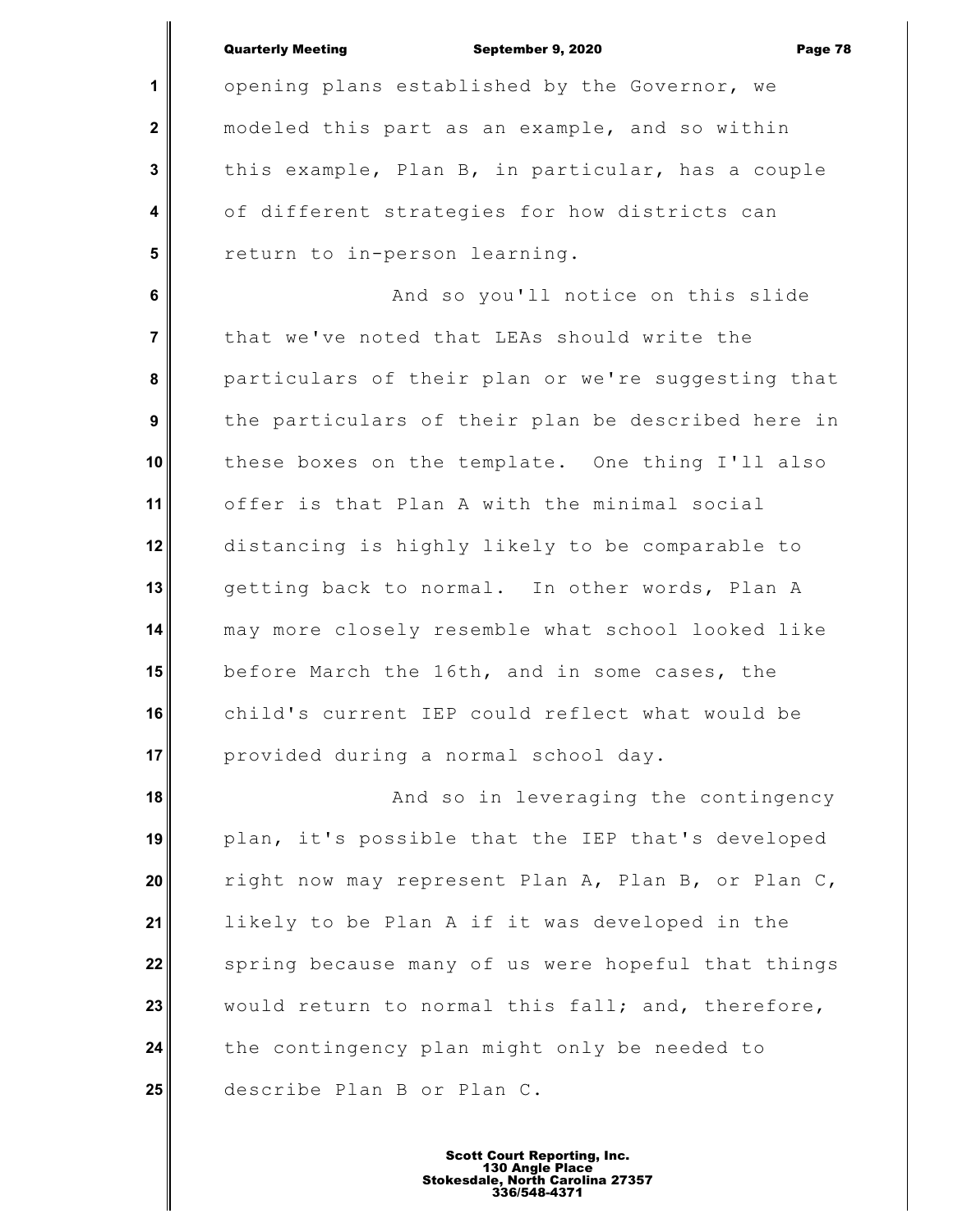opening plans established by the Governor, we modeled this part as an example, and so within this example, Plan B, in particular, has a couple of different strategies for how districts can return to in-person learning.

And so you'll notice on this slide that we've noted that LEAs should write the particulars of their plan or we're suggesting that the particulars of their plan be described here in these boxes on the template. One thing I'll also offer is that Plan A with the minimal social distancing is highly likely to be comparable to getting back to normal. In other words, Plan A may more closely resemble what school looked like before March the 16th, and in some cases, the child's current IEP could reflect what would be provided during a normal school day.

And so in leveraging the contingency plan, it's possible that the IEP that's developed right now may represent Plan A, Plan B, or Plan C, likely to be Plan A if it was developed in the spring because many of us were hopeful that things would return to normal this fall; and, therefore, the contingency plan might only be needed to describe Plan B or Plan C.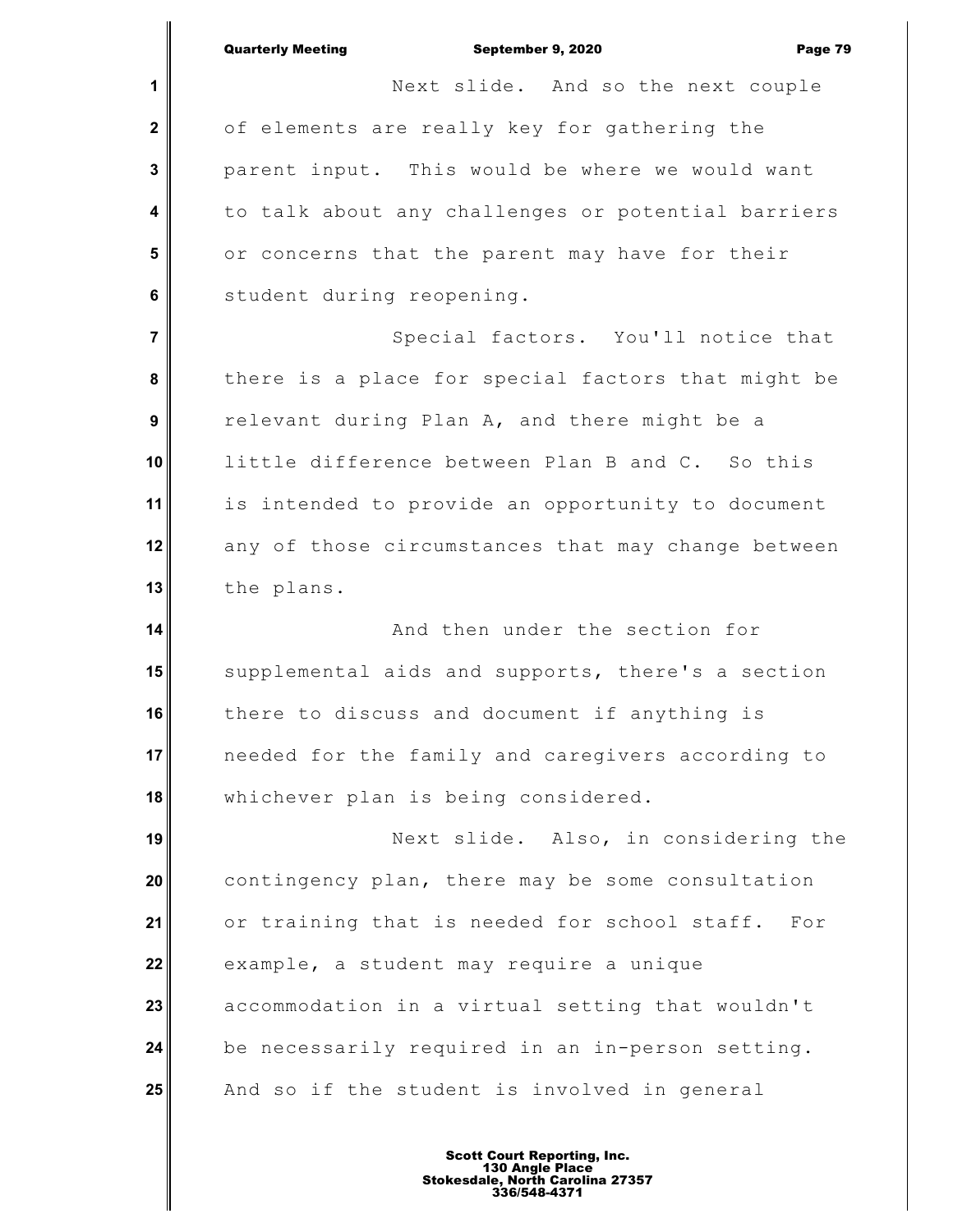Next slide. And so the next couple of elements are really key for gathering the parent input. This would be where we would want to talk about any challenges or potential barriers or concerns that the parent may have for their student during reopening.

Special factors. You'll notice that there is a place for special factors that might be relevant during Plan A, and there might be a little difference between Plan B and C. So this is intended to provide an opportunity to document any of those circumstances that may change between the plans.

And then under the section for supplemental aids and supports, there's a section there to discuss and document if anything is needed for the family and caregivers according to whichever plan is being considered.

Next slide. Also, in considering the contingency plan, there may be some consultation or training that is needed for school staff. For example, a student may require a unique accommodation in a virtual setting that wouldn't be necessarily required in an in-person setting. And so if the student is involved in general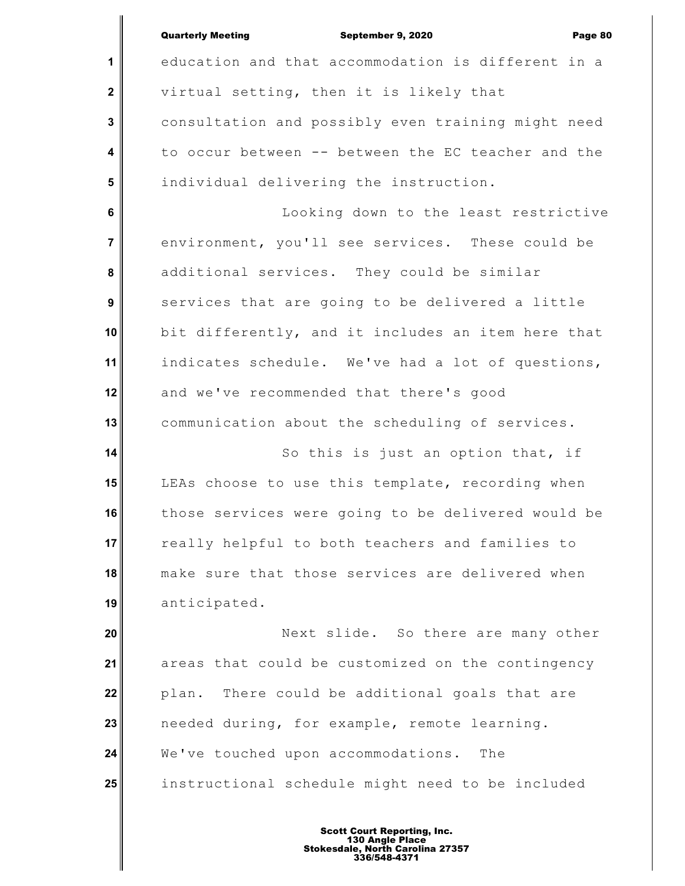education and that accommodation is different in a virtual setting, then it is likely that consultation and possibly even training might need to occur between -- between the EC teacher and the individual delivering the instruction.

Looking down to the least restrictive environment, you'll see services. These could be additional services. They could be similar services that are going to be delivered a little bit differently, and it includes an item here that indicates schedule. We've had a lot of questions, and we've recommended that there's good communication about the scheduling of services.

So this is just an option that, if LEAs choose to use this template, recording when those services were going to be delivered would be really helpful to both teachers and families to make sure that those services are delivered when anticipated.

Next slide. So there are many other areas that could be customized on the contingency plan. There could be additional goals that are needed during, for example, remote learning. We've touched upon accommodations. The instructional schedule might need to be included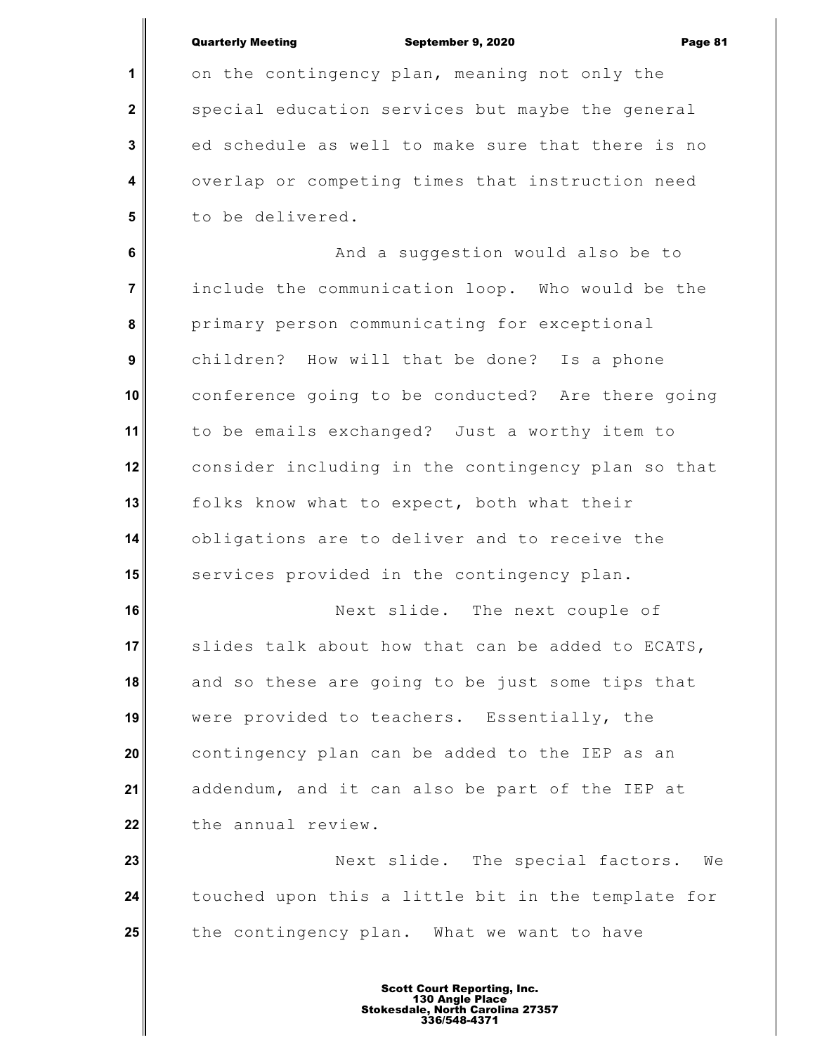on the contingency plan, meaning not only the special education services but maybe the general ed schedule as well to make sure that there is no overlap or competing times that instruction need to be delivered.

And a suggestion would also be to include the communication loop. Who would be the primary person communicating for exceptional children? How will that be done? Is a phone conference going to be conducted? Are there going to be emails exchanged? Just a worthy item to consider including in the contingency plan so that folks know what to expect, both what their obligations are to deliver and to receive the services provided in the contingency plan.

Next slide. The next couple of slides talk about how that can be added to ECATS, and so these are going to be just some tips that were provided to teachers. Essentially, the contingency plan can be added to the IEP as an addendum, and it can also be part of the IEP at the annual review.

Next slide. The special factors. We touched upon this a little bit in the template for the contingency plan. What we want to have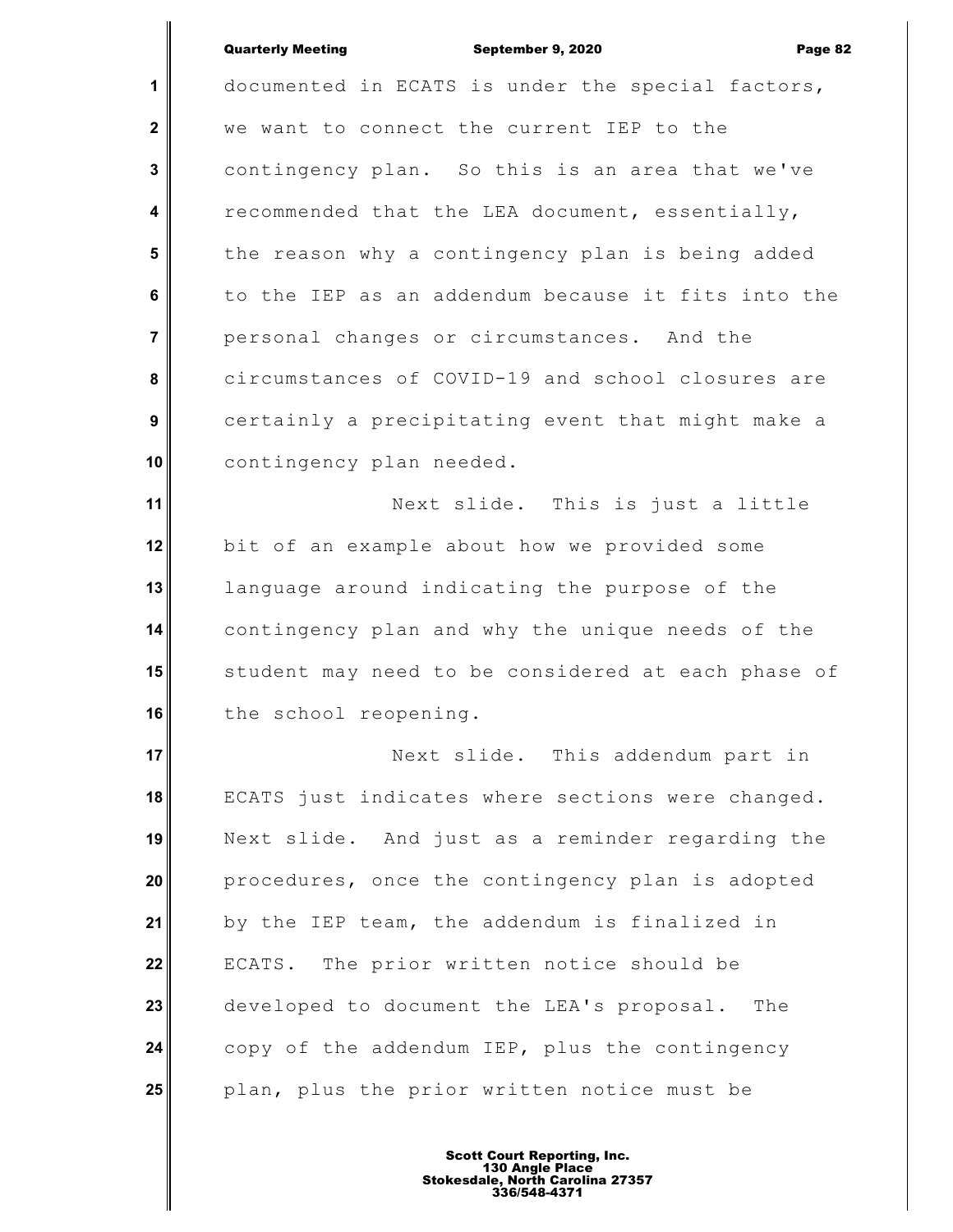documented in ECATS is under the special factors, we want to connect the current IEP to the contingency plan. So this is an area that we've recommended that the LEA document, essentially, the reason why a contingency plan is being added to the IEP as an addendum because it fits into the personal changes or circumstances. And the circumstances of COVID-19 and school closures are certainly a precipitating event that might make a contingency plan needed.

Next slide. This is just a little bit of an example about how we provided some language around indicating the purpose of the contingency plan and why the unique needs of the student may need to be considered at each phase of the school reopening.

Next slide. This addendum part in ECATS just indicates where sections were changed. Next slide. And just as a reminder regarding the procedures, once the contingency plan is adopted by the IEP team, the addendum is finalized in ECATS. The prior written notice should be developed to document the LEA's proposal. The copy of the addendum IEP, plus the contingency plan, plus the prior written notice must be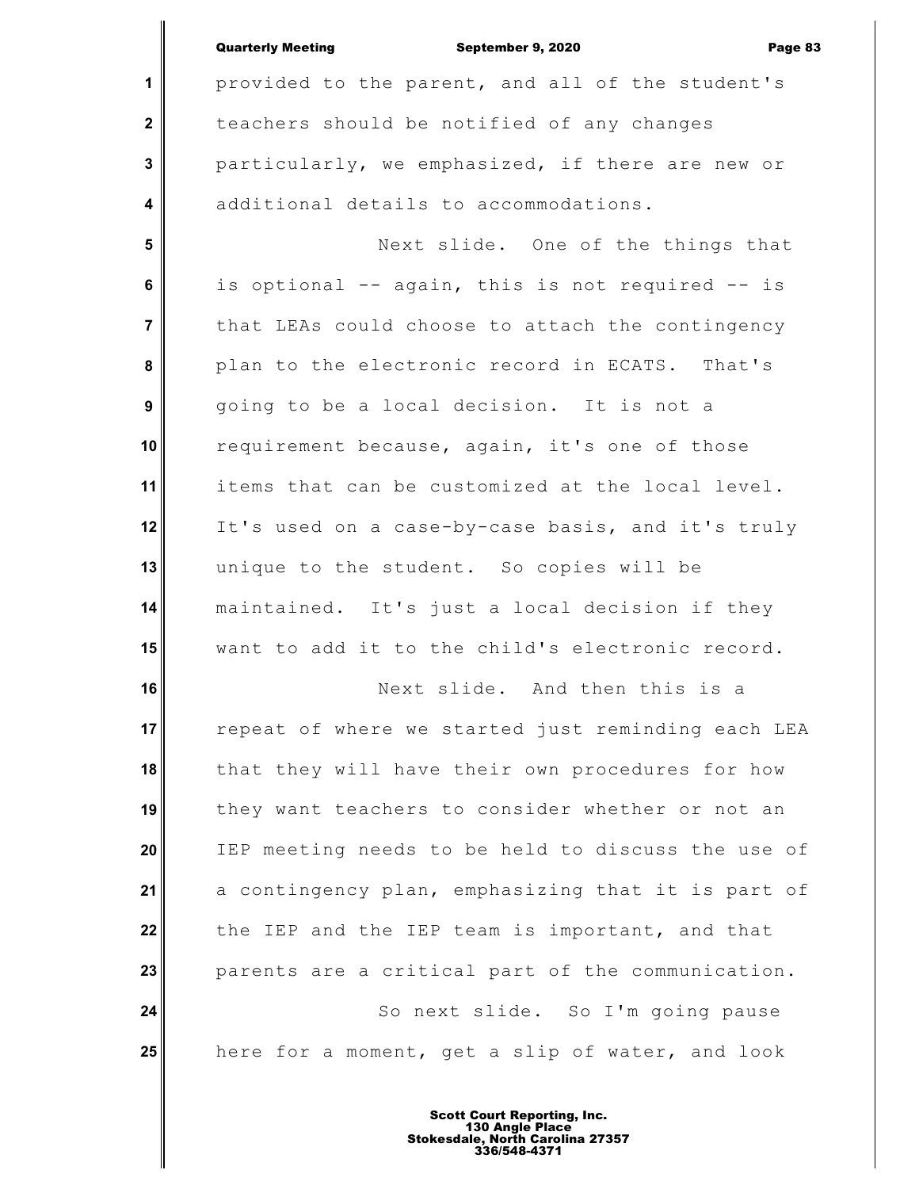provided to the parent, and all of the student's teachers should be notified of any changes particularly, we emphasized, if there are new or additional details to accommodations.

Next slide. One of the things that is optional -- again, this is not required -- is that LEAs could choose to attach the contingency plan to the electronic record in ECATS. That's going to be a local decision. It is not a requirement because, again, it's one of those items that can be customized at the local level. It's used on a case-by-case basis, and it's truly unique to the student. So copies will be maintained. It's just a local decision if they want to add it to the child's electronic record.

Next slide. And then this is a repeat of where we started just reminding each LEA that they will have their own procedures for how they want teachers to consider whether or not an IEP meeting needs to be held to discuss the use of a contingency plan, emphasizing that it is part of the IEP and the IEP team is important, and that parents are a critical part of the communication.

So next slide. So I'm going pause here for a moment, get a slip of water, and look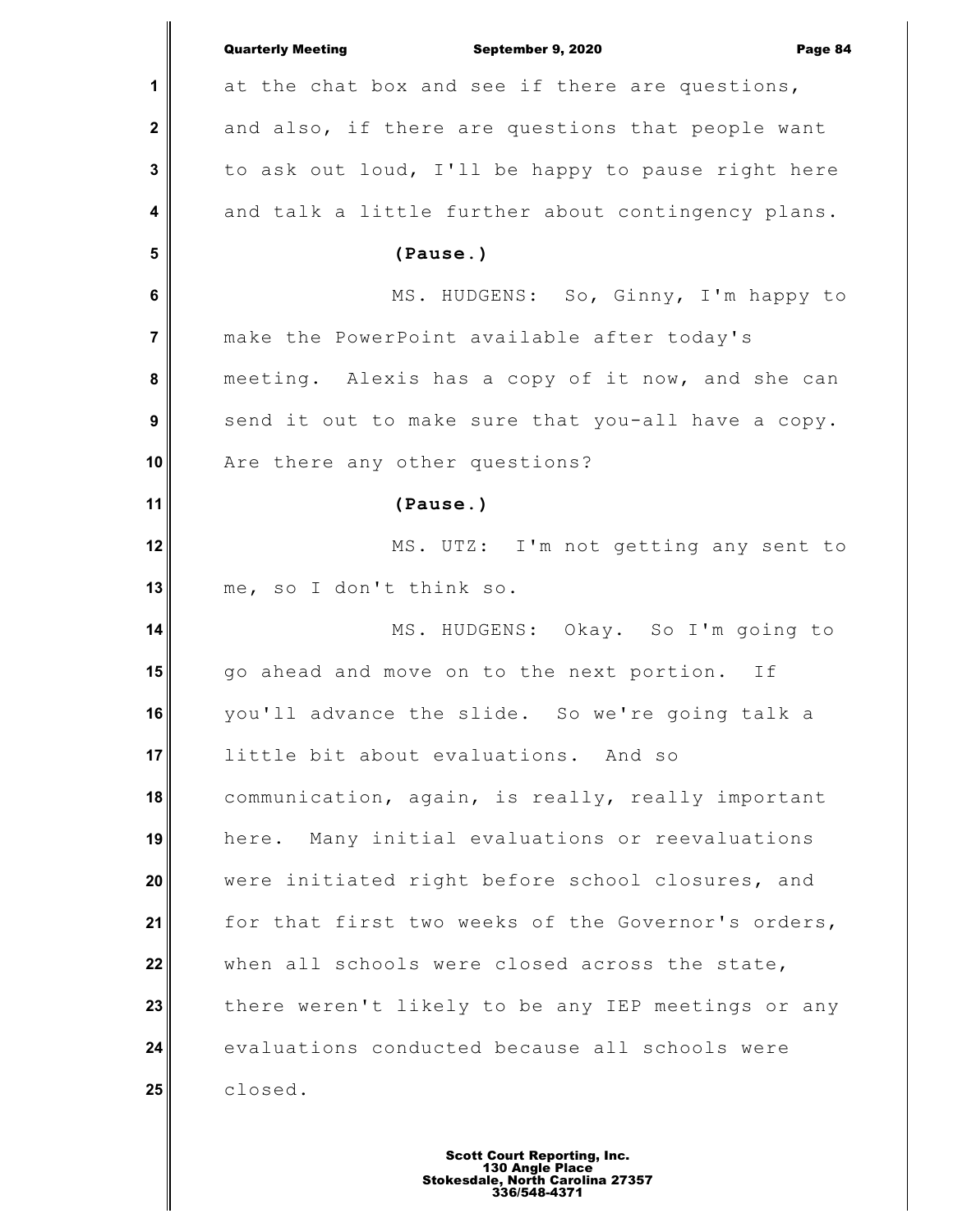at the chat box and see if there are questions, and also, if there are questions that people want to ask out loud, I'll be happy to pause right here and talk a little further about contingency plans.

**(Pause.)**

MS. HUDGENS: So, Ginny, I'm happy to make the PowerPoint available after today's meeting. Alexis has a copy of it now, and she can send it out to make sure that you-all have a copy. Are there any other questions?

**(Pause.)**

MS. UTZ: I'm not getting any sent to me, so I don't think so.

MS. HUDGENS: Okay. So I'm going to go ahead and move on to the next portion. If you'll advance the slide. So we're going talk a little bit about evaluations. And so communication, again, is really, really important here. Many initial evaluations or reevaluations were initiated right before school closures, and for that first two weeks of the Governor's orders, when all schools were closed across the state, there weren't likely to be any IEP meetings or any evaluations conducted because all schools were closed.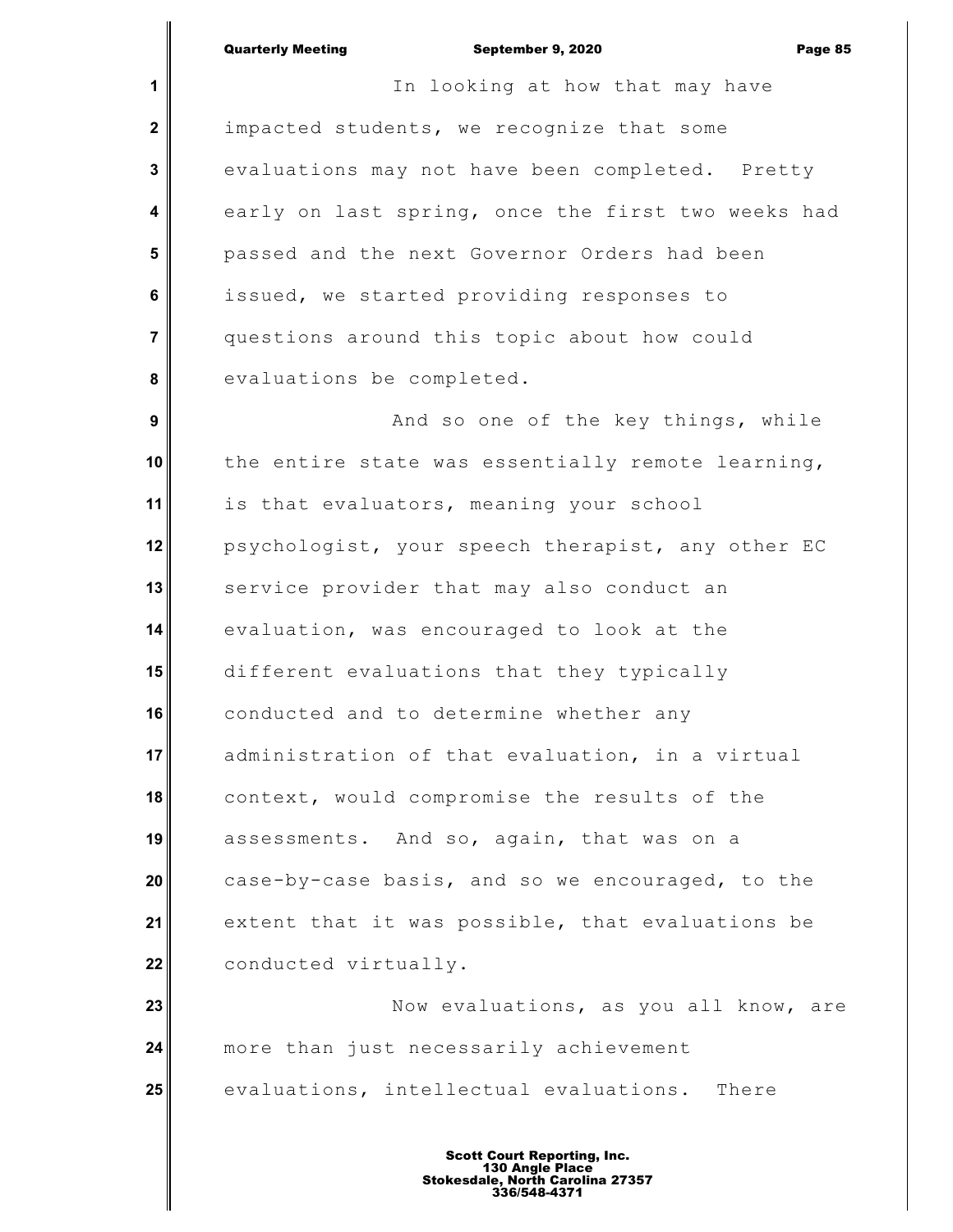In looking at how that may have impacted students, we recognize that some evaluations may not have been completed. Pretty early on last spring, once the first two weeks had passed and the next Governor Orders had been issued, we started providing responses to questions around this topic about how could evaluations be completed.

And so one of the key things, while the entire state was essentially remote learning, is that evaluators, meaning your school psychologist, your speech therapist, any other EC service provider that may also conduct an evaluation, was encouraged to look at the different evaluations that they typically conducted and to determine whether any administration of that evaluation, in a virtual context, would compromise the results of the assessments. And so, again, that was on a case-by-case basis, and so we encouraged, to the extent that it was possible, that evaluations be conducted virtually.

Now evaluations, as you all know, are more than just necessarily achievement evaluations, intellectual evaluations. There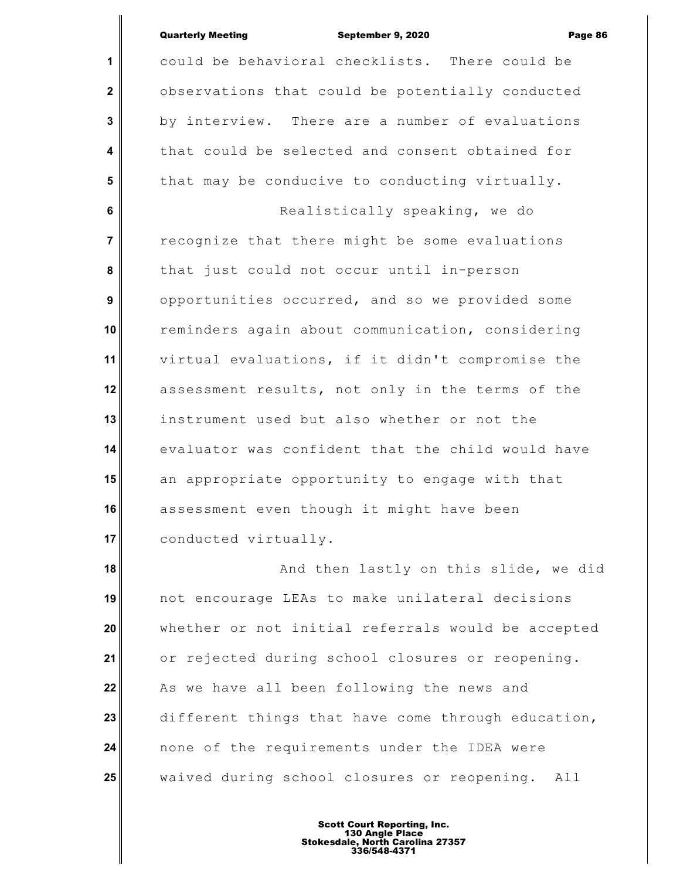could be behavioral checklists. There could be observations that could be potentially conducted by interview. There are a number of evaluations that could be selected and consent obtained for that may be conducive to conducting virtually.

Realistically speaking, we do recognize that there might be some evaluations that just could not occur until in-person opportunities occurred, and so we provided some reminders again about communication, considering virtual evaluations, if it didn't compromise the assessment results, not only in the terms of the instrument used but also whether or not the evaluator was confident that the child would have an appropriate opportunity to engage with that assessment even though it might have been conducted virtually.

And then lastly on this slide, we did not encourage LEAs to make unilateral decisions whether or not initial referrals would be accepted or rejected during school closures or reopening. As we have all been following the news and different things that have come through education, none of the requirements under the IDEA were waived during school closures or reopening. All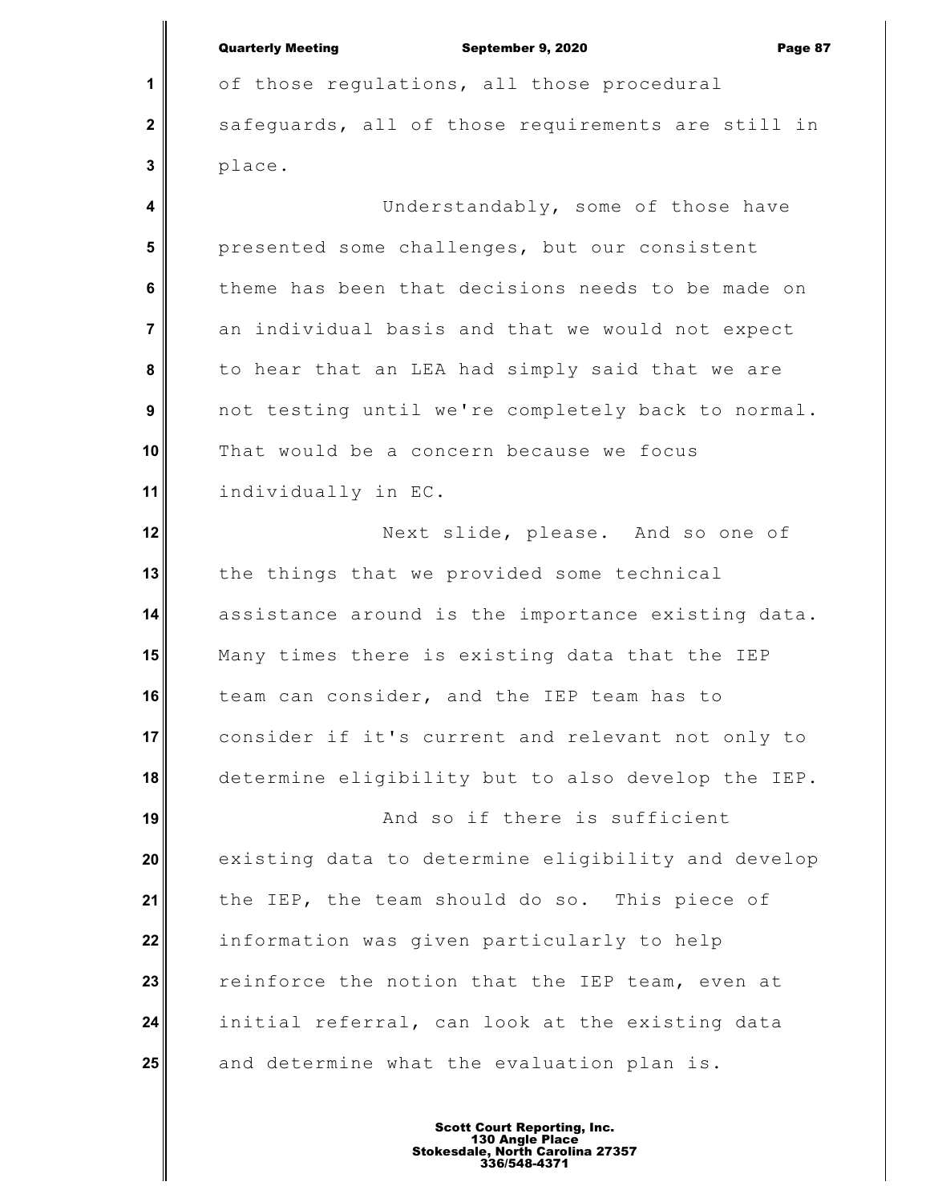of those regulations, all those procedural safeguards, all of those requirements are still in place.

Understandably, some of those have presented some challenges, but our consistent theme has been that decisions needs to be made on an individual basis and that we would not expect to hear that an LEA had simply said that we are not testing until we're completely back to normal. That would be a concern because we focus individually in EC.

Next slide, please. And so one of the things that we provided some technical assistance around is the importance existing data. Many times there is existing data that the IEP team can consider, and the IEP team has to consider if it's current and relevant not only to determine eligibility but to also develop the IEP.

And so if there is sufficient existing data to determine eligibility and develop the IEP, the team should do so. This piece of information was given particularly to help reinforce the notion that the IEP team, even at initial referral, can look at the existing data and determine what the evaluation plan is.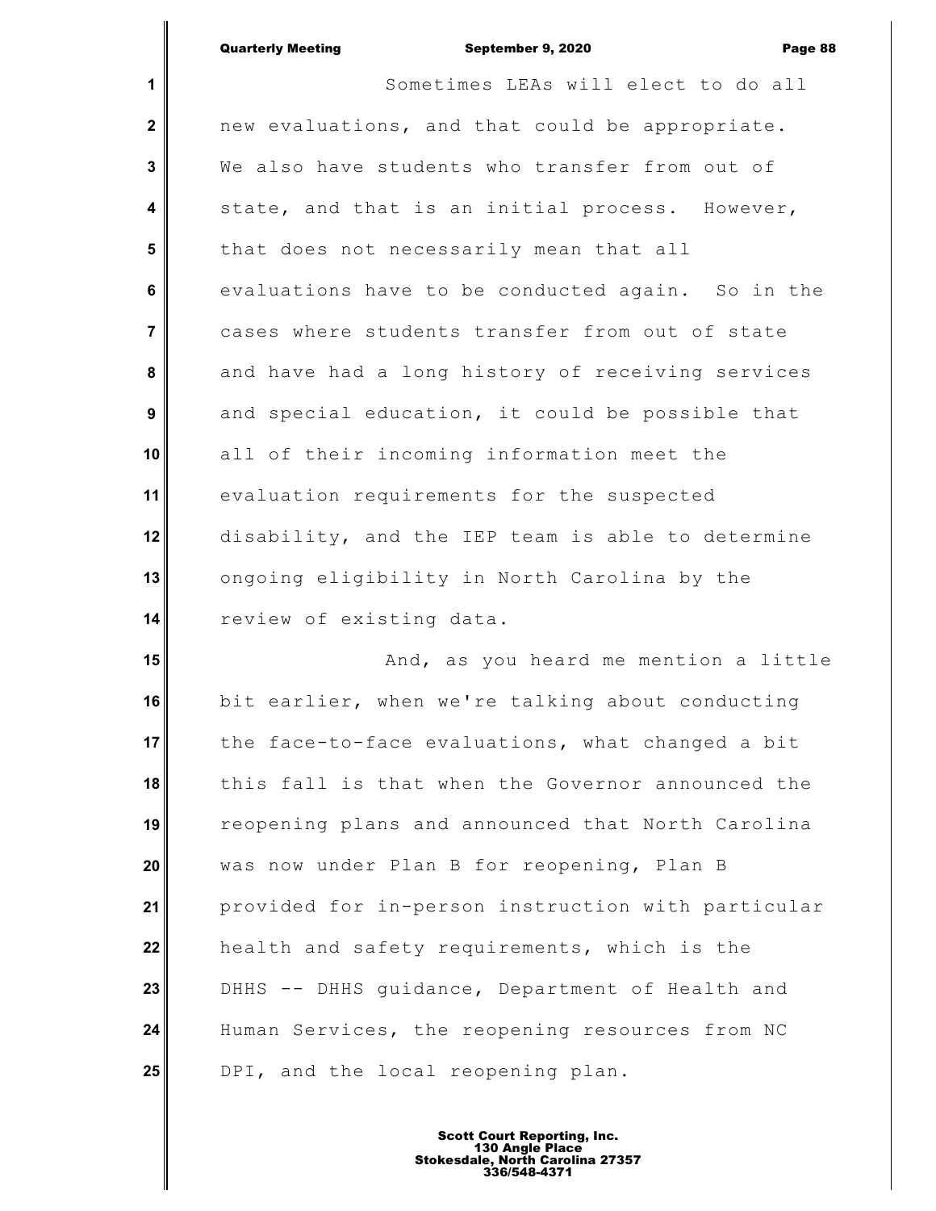Sometimes LEAs will elect to do all new evaluations, and that could be appropriate. We also have students who transfer from out of state, and that is an initial process. However, that does not necessarily mean that all evaluations have to be conducted again. So in the cases where students transfer from out of state and have had a long history of receiving services and special education, it could be possible that all of their incoming information meet the evaluation requirements for the suspected disability, and the IEP team is able to determine ongoing eligibility in North Carolina by the review of existing data.

And, as you heard me mention a little bit earlier, when we're talking about conducting the face-to-face evaluations, what changed a bit this fall is that when the Governor announced the reopening plans and announced that North Carolina was now under Plan B for reopening, Plan B provided for in-person instruction with particular health and safety requirements, which is the DHHS -- DHHS guidance, Department of Health and Human Services, the reopening resources from NC DPI, and the local reopening plan.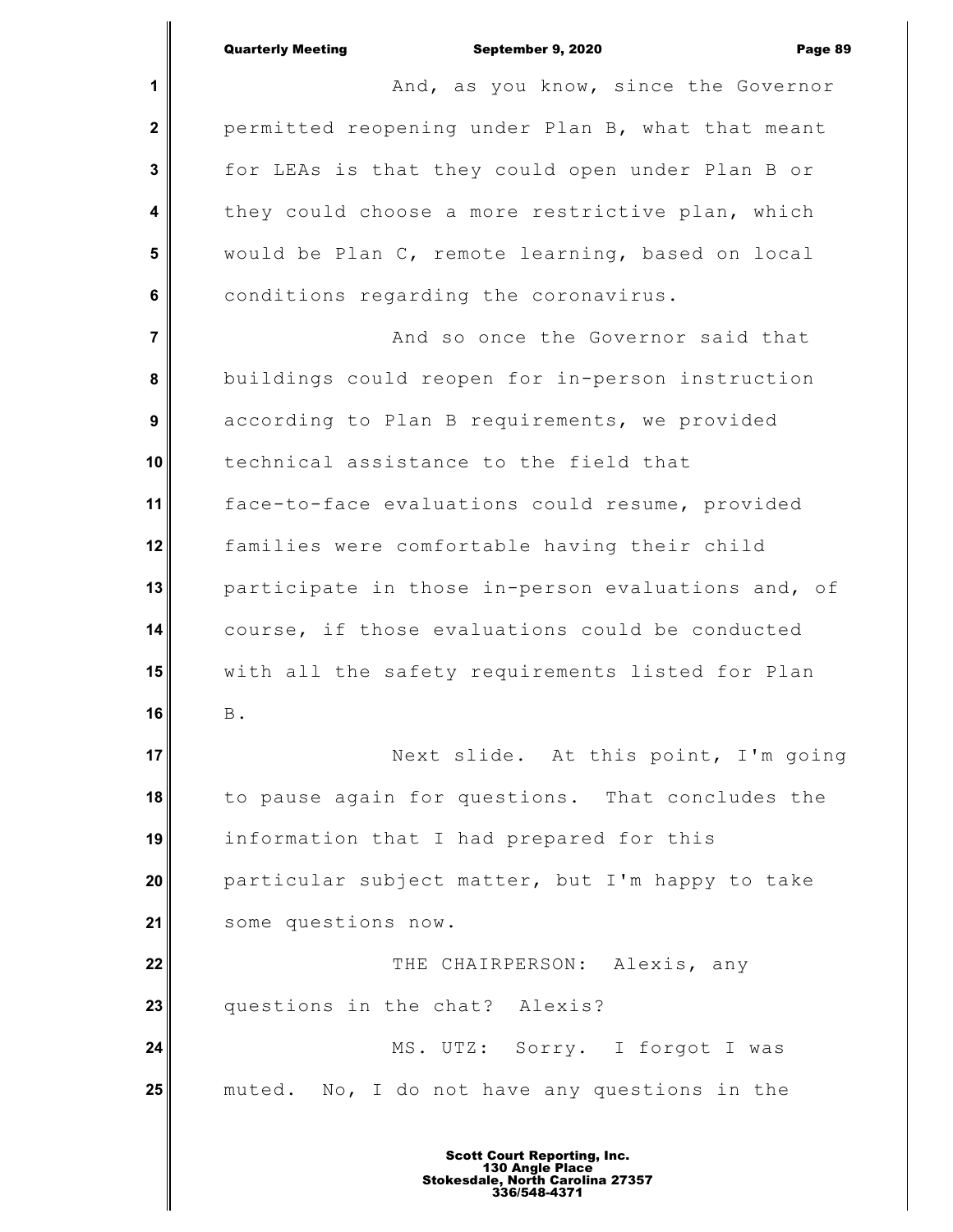And, as you know, since the Governor permitted reopening under Plan B, what that meant for LEAs is that they could open under Plan B or they could choose a more restrictive plan, which would be Plan C, remote learning, based on local conditions regarding the coronavirus.

And so once the Governor said that buildings could reopen for in-person instruction according to Plan B requirements, we provided technical assistance to the field that face-to-face evaluations could resume, provided families were comfortable having their child participate in those in-person evaluations and, of course, if those evaluations could be conducted with all the safety requirements listed for Plan B.

Next slide. At this point, I'm going to pause again for questions. That concludes the information that I had prepared for this particular subject matter, but I'm happy to take some questions now.

THE CHAIRPERSON: Alexis, any questions in the chat? Alexis?

MS. UTZ: Sorry. I forgot I was muted. No, I do not have any questions in the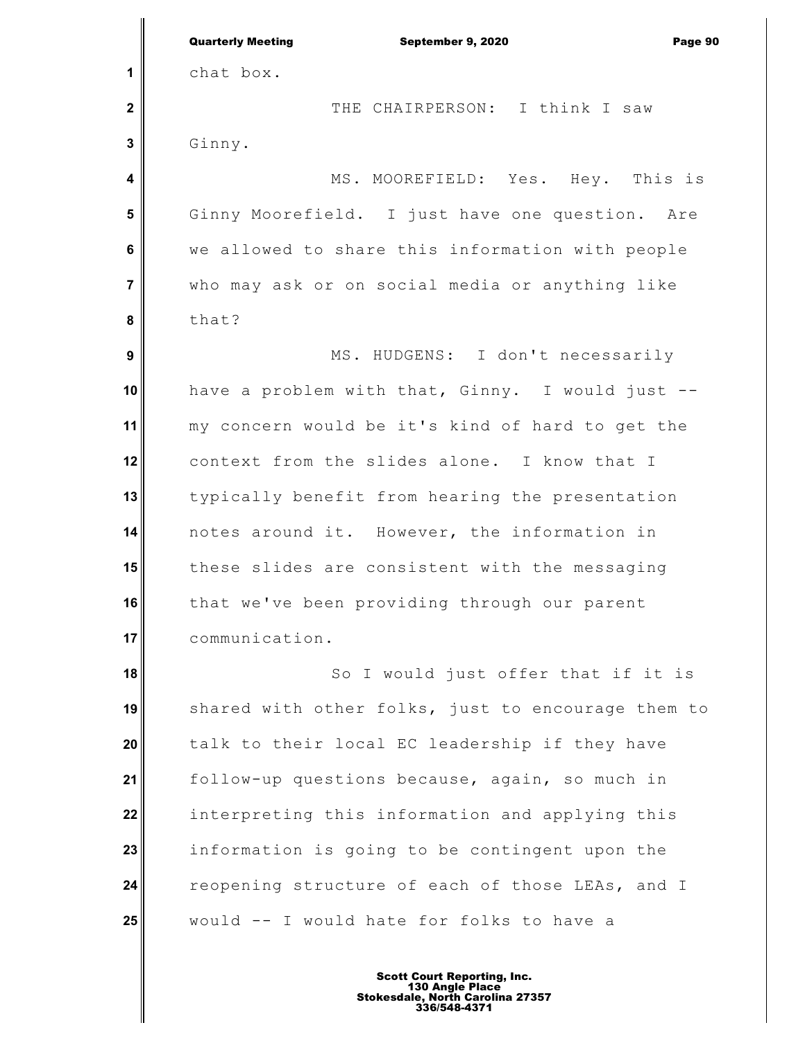chat box.

THE CHAIRPERSON: I think I saw Ginny.

MS. MOOREFIELD: Yes. Hey. This is Ginny Moorefield. I just have one question. Are we allowed to share this information with people who may ask or on social media or anything like that?

MS. HUDGENS: I don't necessarily have a problem with that, Ginny. I would just -- my concern would be it's kind of hard to get the context from the slides alone. I know that I typically benefit from hearing the presentation notes around it. However, the information in these slides are consistent with the messaging that we've been providing through our parent communication.

So I would just offer that if it is shared with other folks, just to encourage them to talk to their local EC leadership if they have follow-up questions because, again, so much in interpreting this information and applying this information is going to be contingent upon the reopening structure of each of those LEAs, and I would -- I would hate for folks to have a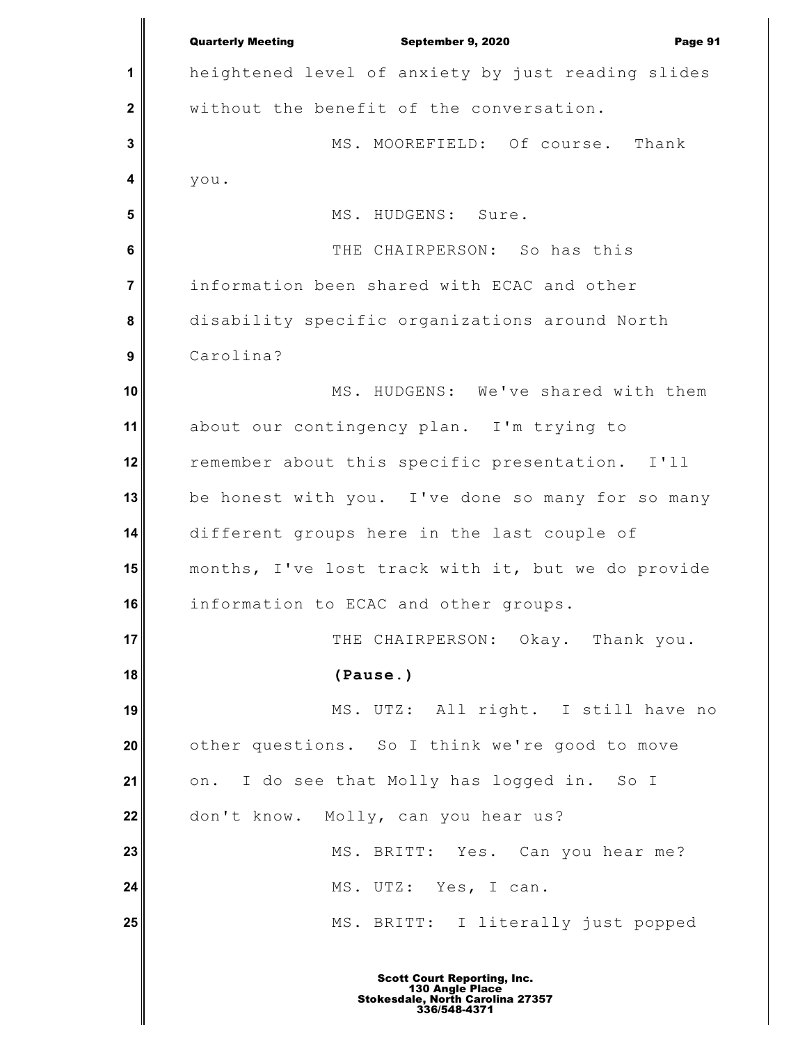heightened level of anxiety by just reading slides without the benefit of the conversation.

MS. MOOREFIELD: Of course. Thank you.

MS. HUDGENS: Sure.

THE CHAIRPERSON: So has this information been shared with ECAC and other disability specific organizations around North Carolina?

MS. HUDGENS: We've shared with them about our contingency plan. I'm trying to remember about this specific presentation. I'll be honest with you. I've done so many for so many different groups here in the last couple of months, I've lost track with it, but we do provide information to ECAC and other groups.

THE CHAIRPERSON: Okay. Thank you.

**(Pause.)**

MS. UTZ: All right. I still have no other questions. So I think we're good to move on. I do see that Molly has logged in. So I don't know. Molly, can you hear us?

MS. BRITT: Yes. Can you hear me?

MS. UTZ: Yes, I can.

MS. BRITT: I literally just popped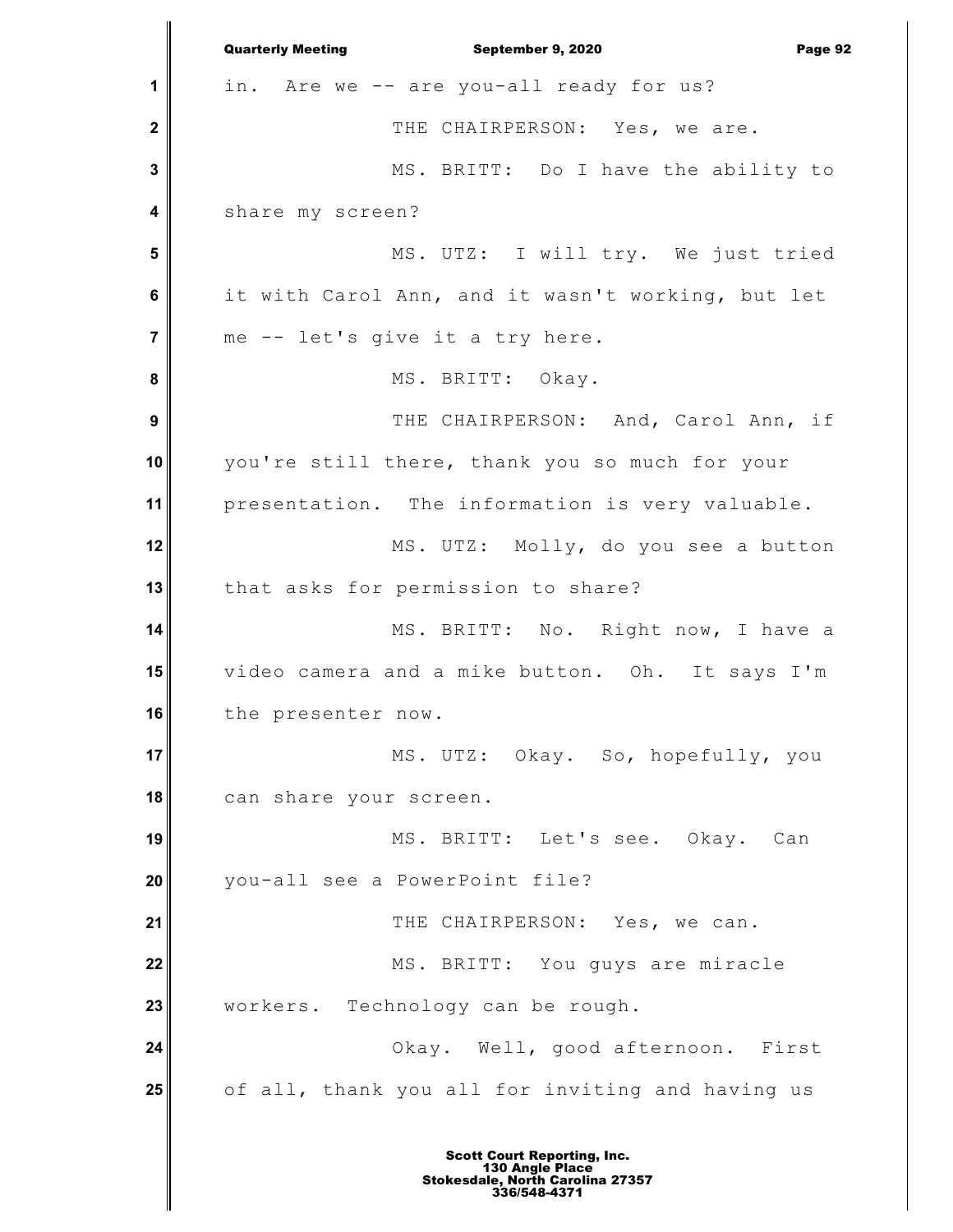in. Are we -- are you-all ready for us?

THE CHAIRPERSON: Yes, we are.

MS. BRITT: Do I have the ability to share my screen?

MS. UTZ: I will try. We just tried it with Carol Ann, and it wasn't working, but let me -- let's give it a try here.

MS. BRITT: Okay.

THE CHAIRPERSON: And, Carol Ann, if you're still there, thank you so much for your presentation. The information is very valuable.

MS. UTZ: Molly, do you see a button that asks for permission to share?

MS. BRITT: No. Right now, I have a video camera and a mike button. Oh. It says I'm the presenter now.

MS. UTZ: Okay. So, hopefully, you can share your screen.

MS. BRITT: Let's see. Okay. Can you-all see a PowerPoint file?

THE CHAIRPERSON: Yes, we can.

MS. BRITT: You guys are miracle workers. Technology can be rough.

Okay. Well, good afternoon. First of all, thank you all for inviting and having us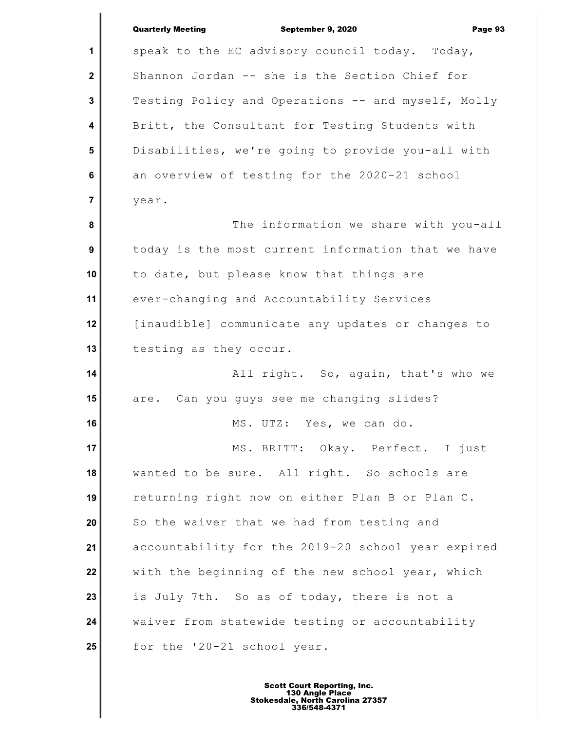speak to the EC advisory council today. Today, Shannon Jordan -- she is the Section Chief for Testing Policy and Operations -- and myself, Molly Britt, the Consultant for Testing Students with Disabilities, we're going to provide you-all with an overview of testing for the 2020-21 school year.

The information we share with you-all today is the most current information that we have to date, but please know that things are ever-changing and Accountability Services [inaudible] communicate any updates or changes to testing as they occur.

All right. So, again, that's who we are. Can you guys see me changing slides?

MS. UTZ: Yes, we can do.

MS. BRITT: Okay. Perfect. I just wanted to be sure. All right. So schools are returning right now on either Plan B or Plan C. So the waiver that we had from testing and accountability for the 2019-20 school year expired with the beginning of the new school year, which is July 7th. So as of today, there is not a waiver from statewide testing or accountability for the '20-21 school year.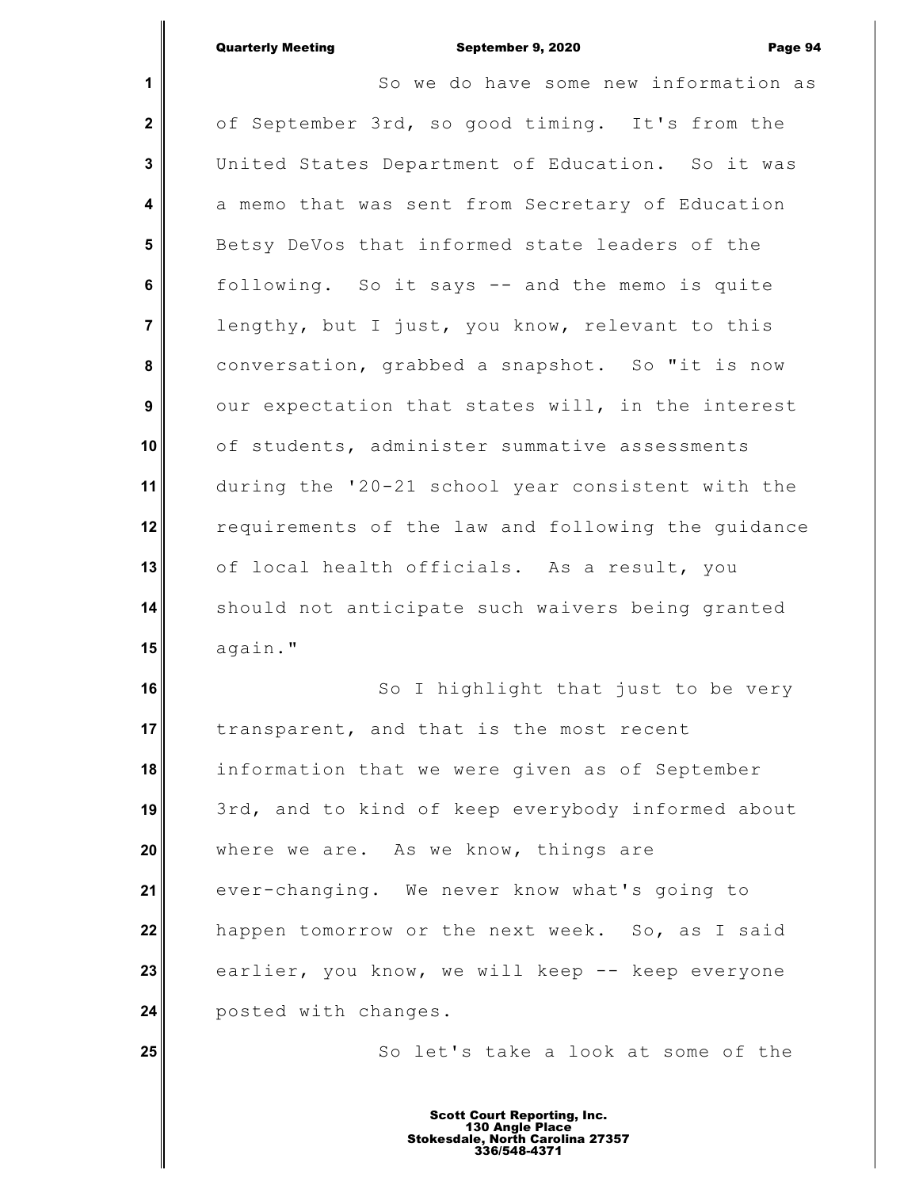So we do have some new information as of September 3rd, so good timing. It's from the United States Department of Education. So it was a memo that was sent from Secretary of Education Betsy DeVos that informed state leaders of the following. So it says -- and the memo is quite lengthy, but I just, you know, relevant to this conversation, grabbed a snapshot. So "it is now our expectation that states will, in the interest of students, administer summative assessments during the '20-21 school year consistent with the requirements of the law and following the guidance of local health officials. As a result, you should not anticipate such waivers being granted again."

So I highlight that just to be very transparent, and that is the most recent information that we were given as of September 3rd, and to kind of keep everybody informed about where we are. As we know, things are ever-changing. We never know what's going to happen tomorrow or the next week. So, as I said earlier, you know, we will keep -- keep everyone posted with changes.

So let's take a look at some of the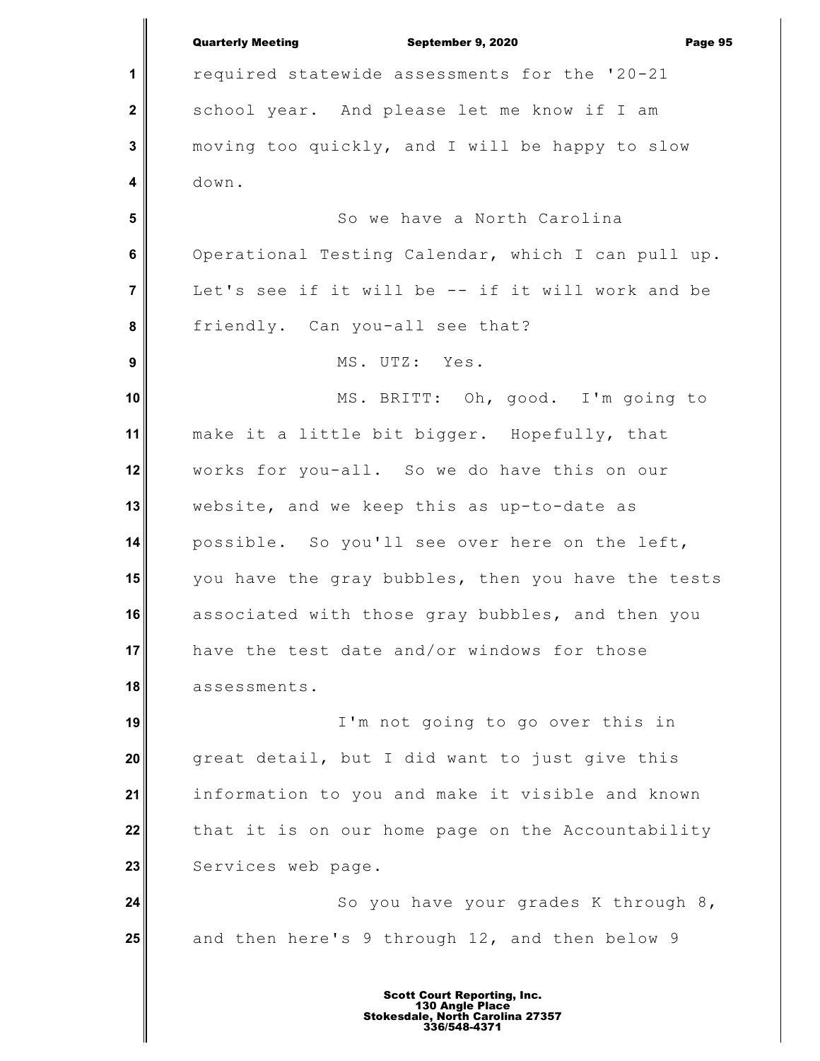required statewide assessments for the '20-21 school year. And please let me know if I am moving too quickly, and I will be happy to slow down.

So we have a North Carolina Operational Testing Calendar, which I can pull up. Let's see if it will be -- if it will work and be friendly. Can you-all see that?

MS. UTZ: Yes.

MS. BRITT: Oh, good. I'm going to make it a little bit bigger. Hopefully, that works for you-all. So we do have this on our website, and we keep this as up-to-date as possible. So you'll see over here on the left, you have the gray bubbles, then you have the tests associated with those gray bubbles, and then you have the test date and/or windows for those assessments.

I'm not going to go over this in great detail, but I did want to just give this information to you and make it visible and known that it is on our home page on the Accountability Services web page.

So you have your grades K through 8, and then here's 9 through 12, and then below 9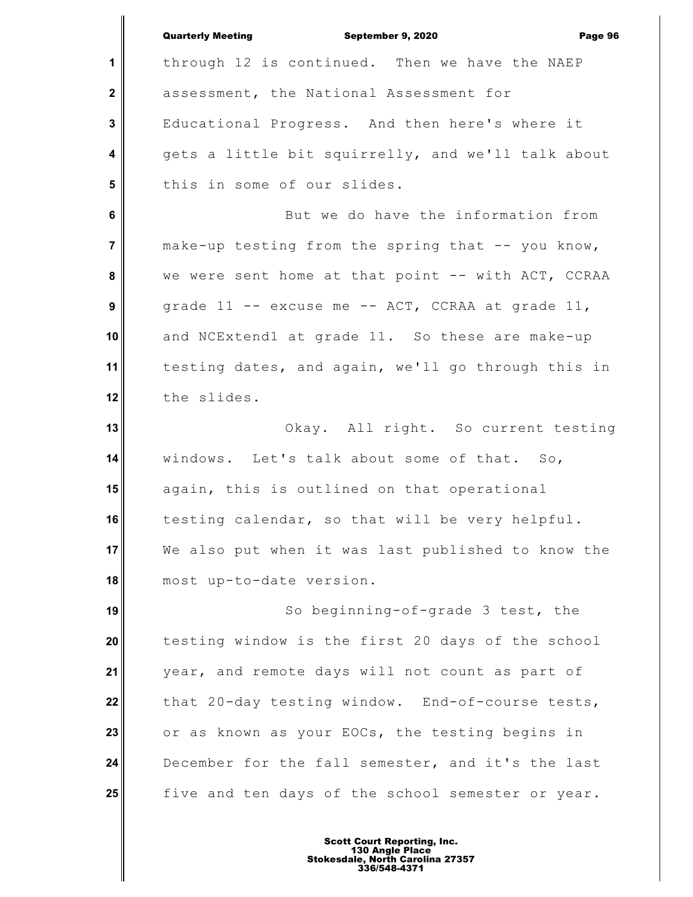through 12 is continued. Then we have the NAEP assessment, the National Assessment for Educational Progress. And then here's where it gets a little bit squirrelly, and we'll talk about this in some of our slides.

But we do have the information from make-up testing from the spring that -- you know, we were sent home at that point -- with ACT, CCRAA grade 11 -- excuse me -- ACT, CCRAA at grade 11, and NCExtend1 at grade 11. So these are make-up testing dates, and again, we'll go through this in the slides.

Okay. All right. So current testing windows. Let's talk about some of that. So, again, this is outlined on that operational testing calendar, so that will be very helpful. We also put when it was last published to know the most up-to-date version.

So beginning-of-grade 3 test, the testing window is the first 20 days of the school year, and remote days will not count as part of that 20-day testing window. End-of-course tests, or as known as your EOCs, the testing begins in December for the fall semester, and it's the last five and ten days of the school semester or year.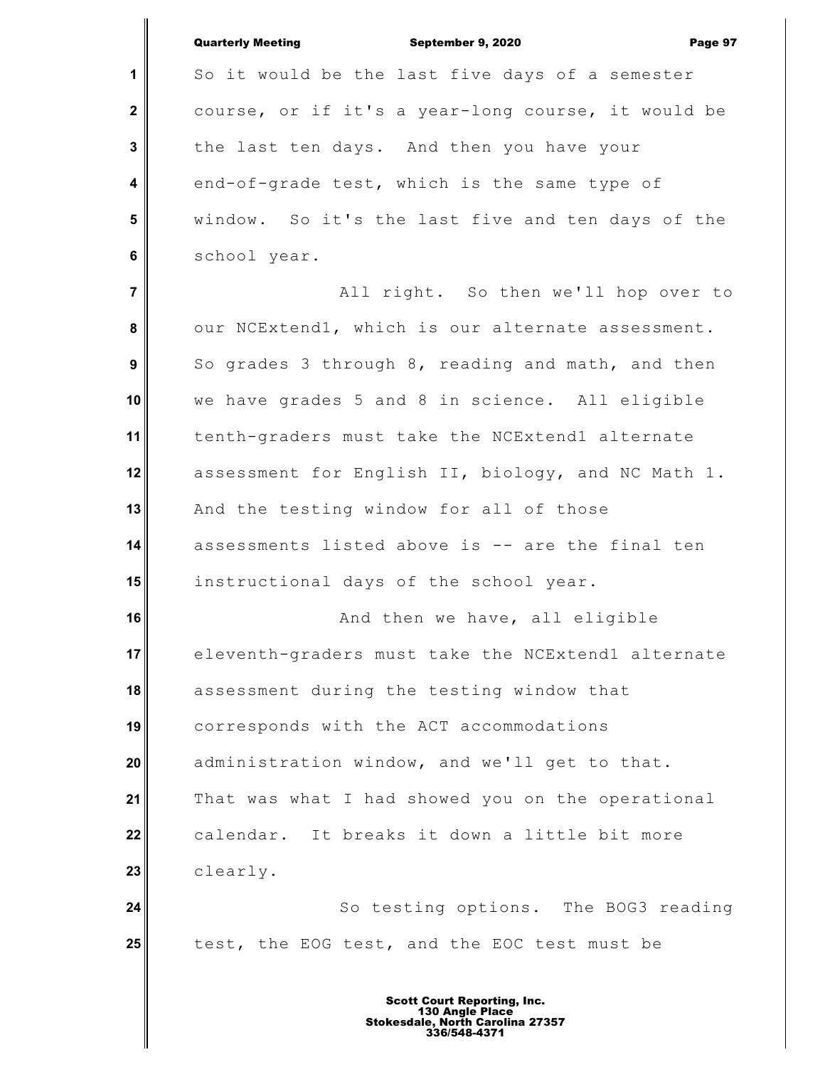So it would be the last five days of a semester course, or if it's a year-long course, it would be the last ten days. And then you have your end-of-grade test, which is the same type of window. So it's the last five and ten days of the school year.

All right. So then we'll hop over to our NCExtend1, which is our alternate assessment. So grades 3 through 8, reading and math, and then we have grades 5 and 8 in science. All eligible tenth-graders must take the NCExtend1 alternate assessment for English II, biology, and NC Math 1. And the testing window for all of those assessments listed above is -- are the final ten instructional days of the school year.

And then we have, all eligible eleventh-graders must take the NCExtend1 alternate assessment during the testing window that corresponds with the ACT accommodations administration window, and we'll get to that. That was what I had showed you on the operational calendar. It breaks it down a little bit more clearly.

So testing options. The BOG3 reading test, the EOG test, and the EOC test must be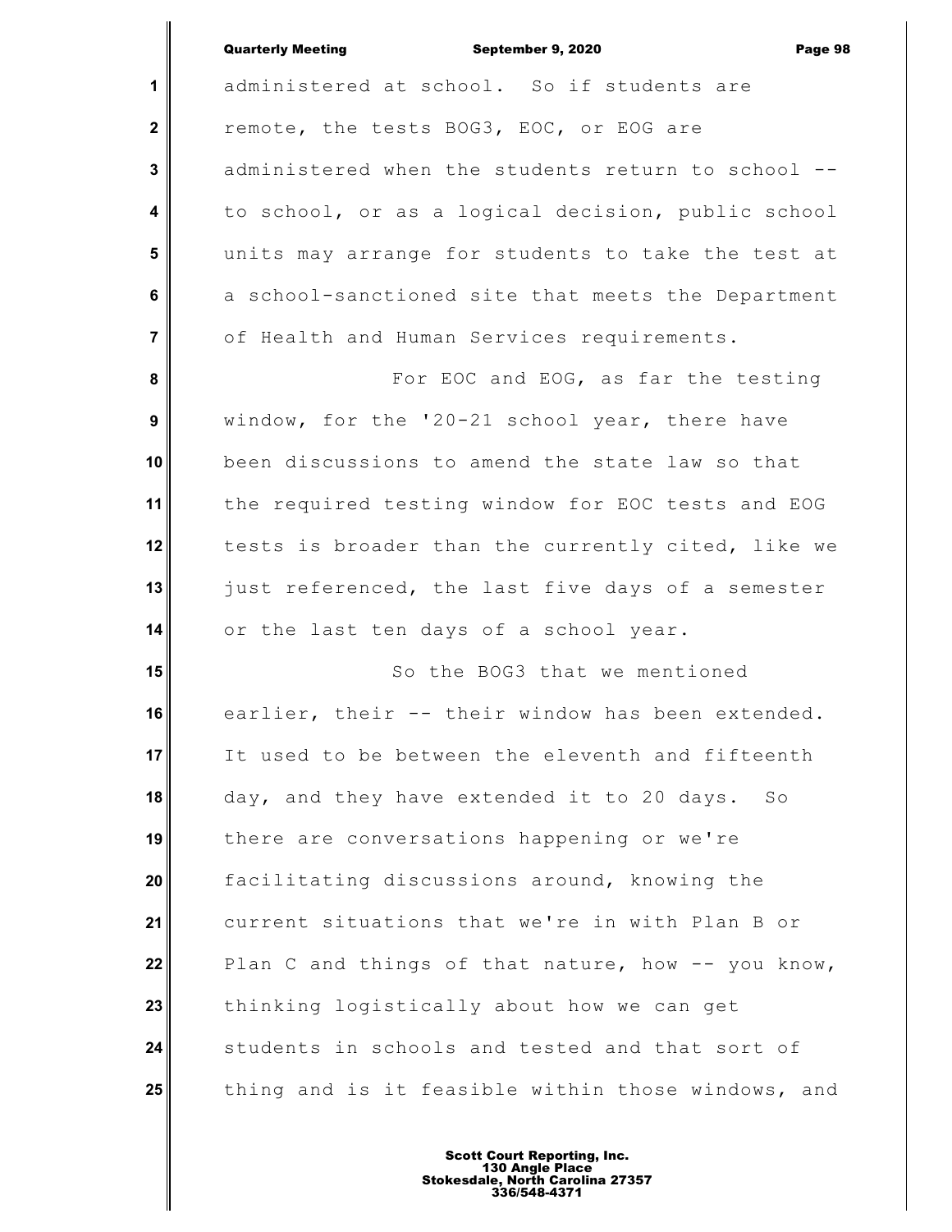administered at school. So if students are remote, the tests BOG3, EOC, or EOG are administered when the students return to school -- to school, or as a logical decision, public school units may arrange for students to take the test at a school-sanctioned site that meets the Department of Health and Human Services requirements.

For EOC and EOG, as far the testing window, for the '20-21 school year, there have been discussions to amend the state law so that the required testing window for EOC tests and EOG tests is broader than the currently cited, like we just referenced, the last five days of a semester or the last ten days of a school year.

So the BOG3 that we mentioned earlier, their -- their window has been extended. It used to be between the eleventh and fifteenth day, and they have extended it to 20 days. So there are conversations happening or we're facilitating discussions around, knowing the current situations that we're in with Plan B or Plan C and things of that nature, how -- you know, thinking logistically about how we can get students in schools and tested and that sort of thing and is it feasible within those windows, and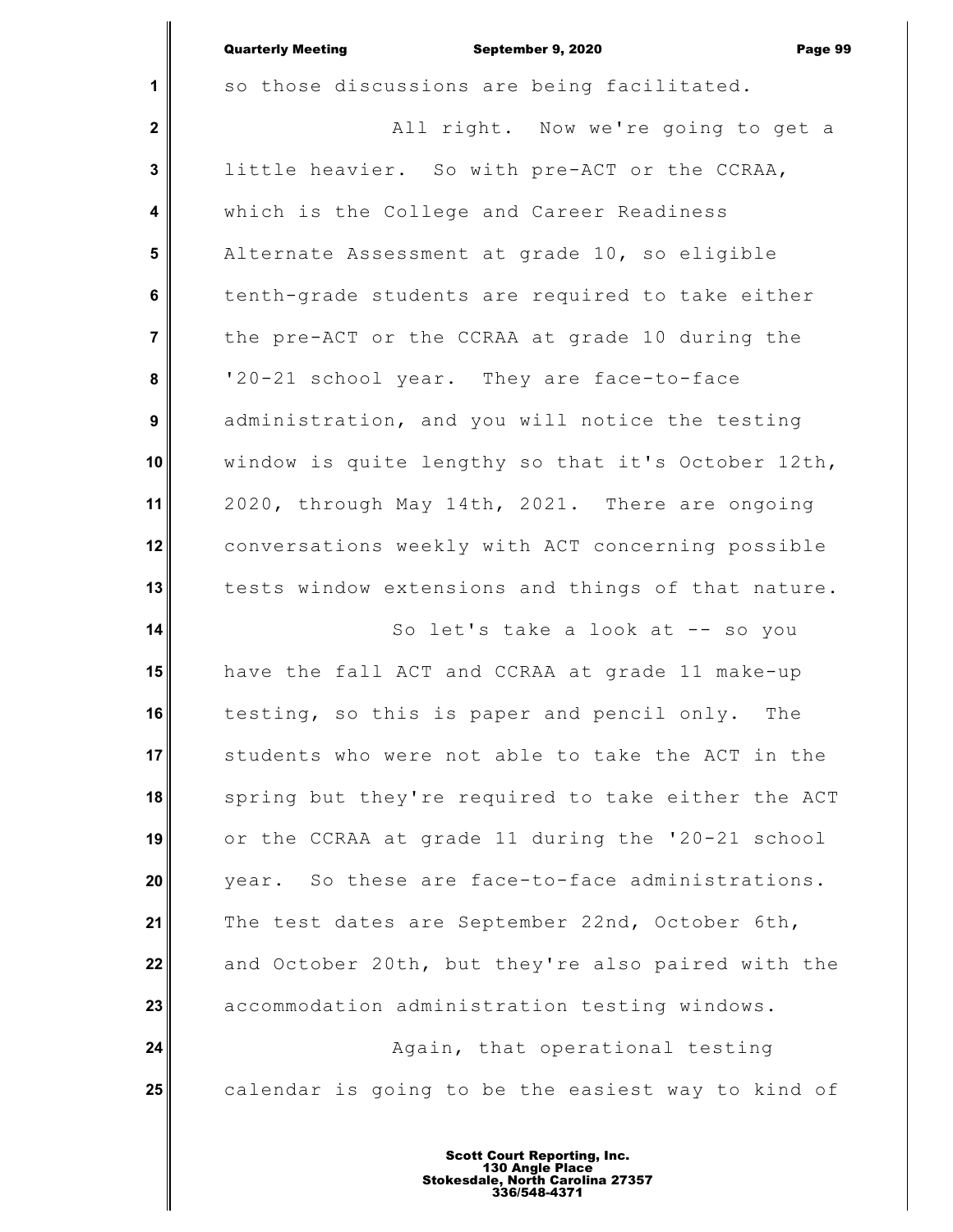so those discussions are being facilitated.

All right. Now we're going to get a little heavier. So with pre-ACT or the CCRAA, which is the College and Career Readiness Alternate Assessment at grade 10, so eligible tenth-grade students are required to take either the pre-ACT or the CCRAA at grade 10 during the '20-21 school year. They are face-to-face administration, and you will notice the testing window is quite lengthy so that it's October 12th, 2020, through May 14th, 2021. There are ongoing conversations weekly with ACT concerning possible tests window extensions and things of that nature.

So let's take a look at -- so you have the fall ACT and CCRAA at grade 11 make-up testing, so this is paper and pencil only. The students who were not able to take the ACT in the spring but they're required to take either the ACT or the CCRAA at grade 11 during the '20-21 school year. So these are face-to-face administrations. The test dates are September 22nd, October 6th, and October 20th, but they're also paired with the accommodation administration testing windows.

Again, that operational testing calendar is going to be the easiest way to kind of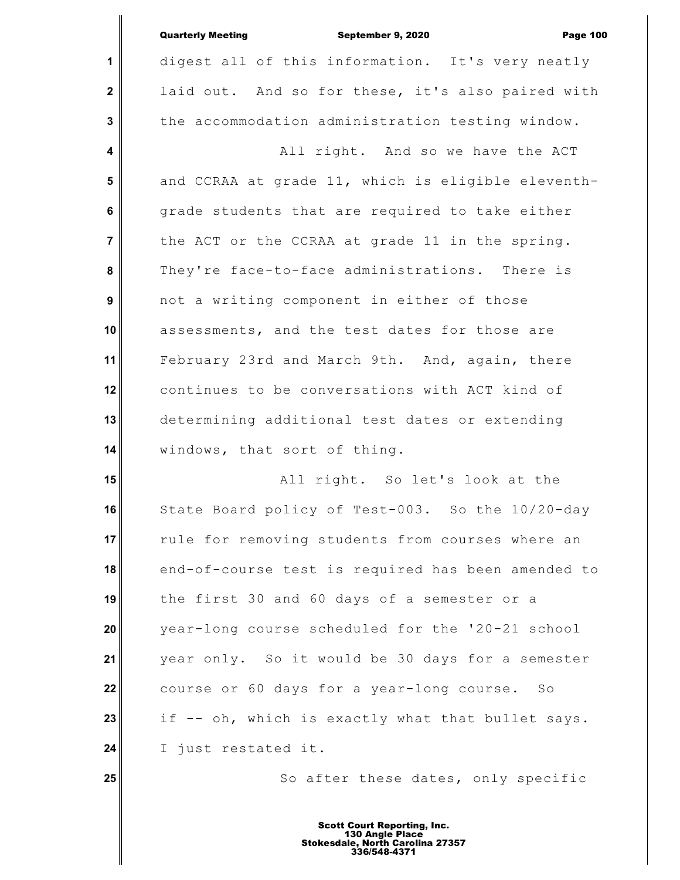digest all of this information. It's very neatly laid out. And so for these, it's also paired with the accommodation administration testing window.

All right. And so we have the ACT and CCRAA at grade 11, which is eligible eleventh-grade students that are required to take either the ACT or the CCRAA at grade 11 in the spring. They're face-to-face administrations. There is not a writing component in either of those assessments, and the test dates for those are February 23rd and March 9th. And, again, there continues to be conversations with ACT kind of determining additional test dates or extending windows, that sort of thing.

All right. So let's look at the State Board policy of Test-003. So the 10/20-day rule for removing students from courses where an end-of-course test is required has been amended to the first 30 and 60 days of a semester or a year-long course scheduled for the '20-21 school year only. So it would be 30 days for a semester course or 60 days for a year-long course. So if -- oh, which is exactly what that bullet says. I just restated it.

So after these dates, only specific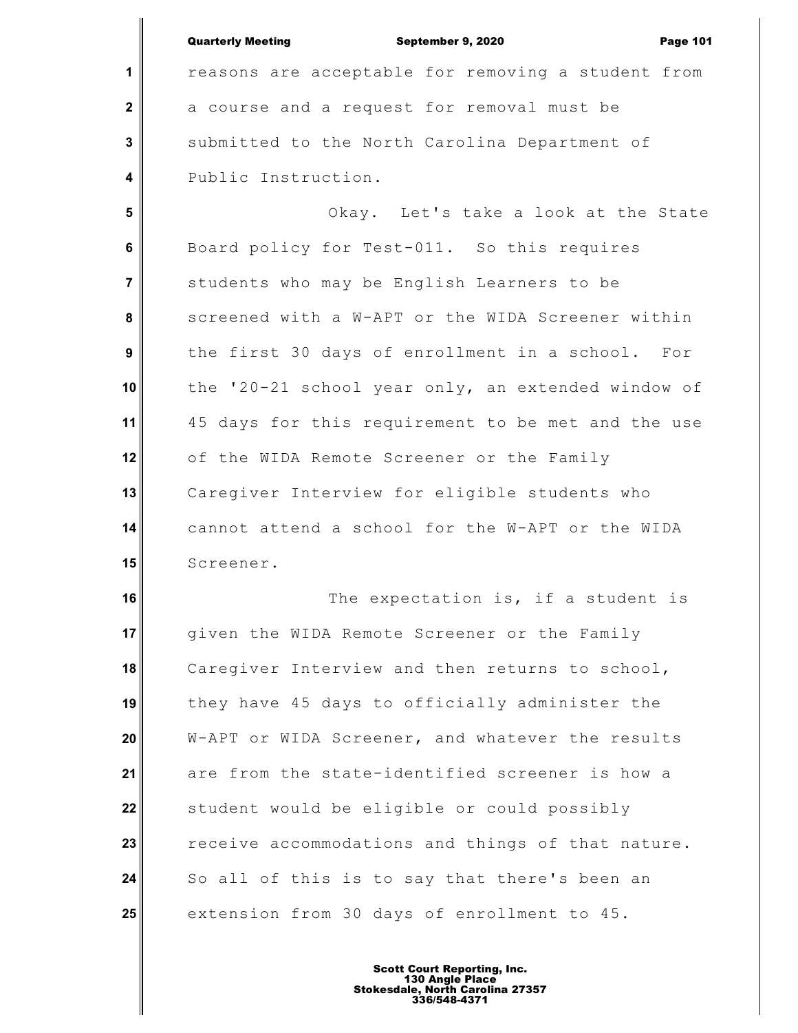reasons are acceptable for removing a student from a course and a request for removal must be submitted to the North Carolina Department of Public Instruction.

Okay. Let's take a look at the State Board policy for Test-011. So this requires students who may be English Learners to be screened with a W-APT or the WIDA Screener within the first 30 days of enrollment in a school. For the '20-21 school year only, an extended window of 45 days for this requirement to be met and the use of the WIDA Remote Screener or the Family Caregiver Interview for eligible students who cannot attend a school for the W-APT or the WIDA Screener.

The expectation is, if a student is given the WIDA Remote Screener or the Family Caregiver Interview and then returns to school, they have 45 days to officially administer the W-APT or WIDA Screener, and whatever the results are from the state-identified screener is how a student would be eligible or could possibly receive accommodations and things of that nature. So all of this is to say that there's been an extension from 30 days of enrollment to 45.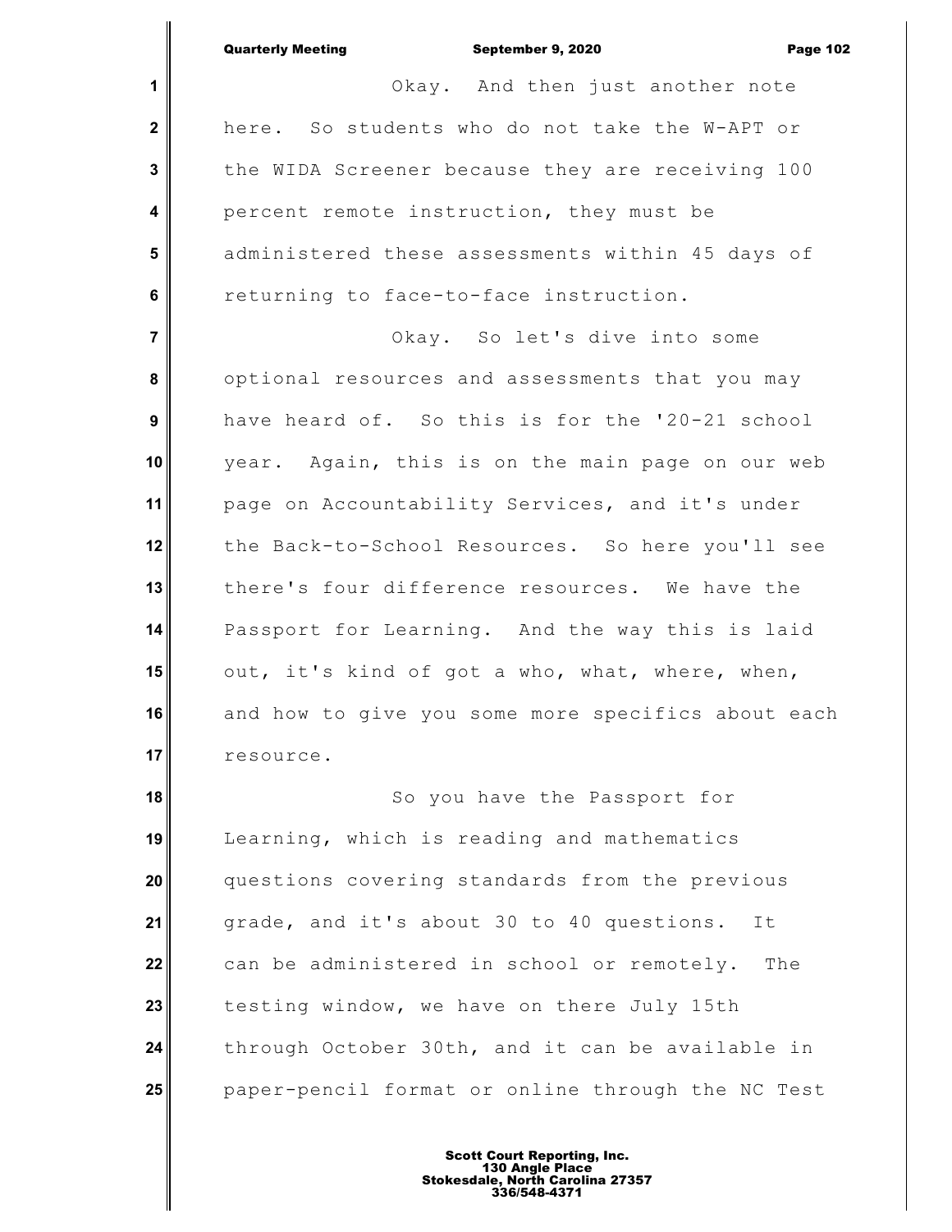Okay. And then just another note here. So students who do not take the W-APT or the WIDA Screener because they are receiving 100 percent remote instruction, they must be administered these assessments within 45 days of returning to face-to-face instruction.

Okay. So let's dive into some optional resources and assessments that you may have heard of. So this is for the '20-21 school year. Again, this is on the main page on our web page on Accountability Services, and it's under the Back-to-School Resources. So here you'll see there's four difference resources. We have the Passport for Learning. And the way this is laid out, it's kind of got a who, what, where, when, and how to give you some more specifics about each resource.

So you have the Passport for Learning, which is reading and mathematics questions covering standards from the previous grade, and it's about 30 to 40 questions. It can be administered in school or remotely. The testing window, we have on there July 15th through October 30th, and it can be available in paper-pencil format or online through the NC Test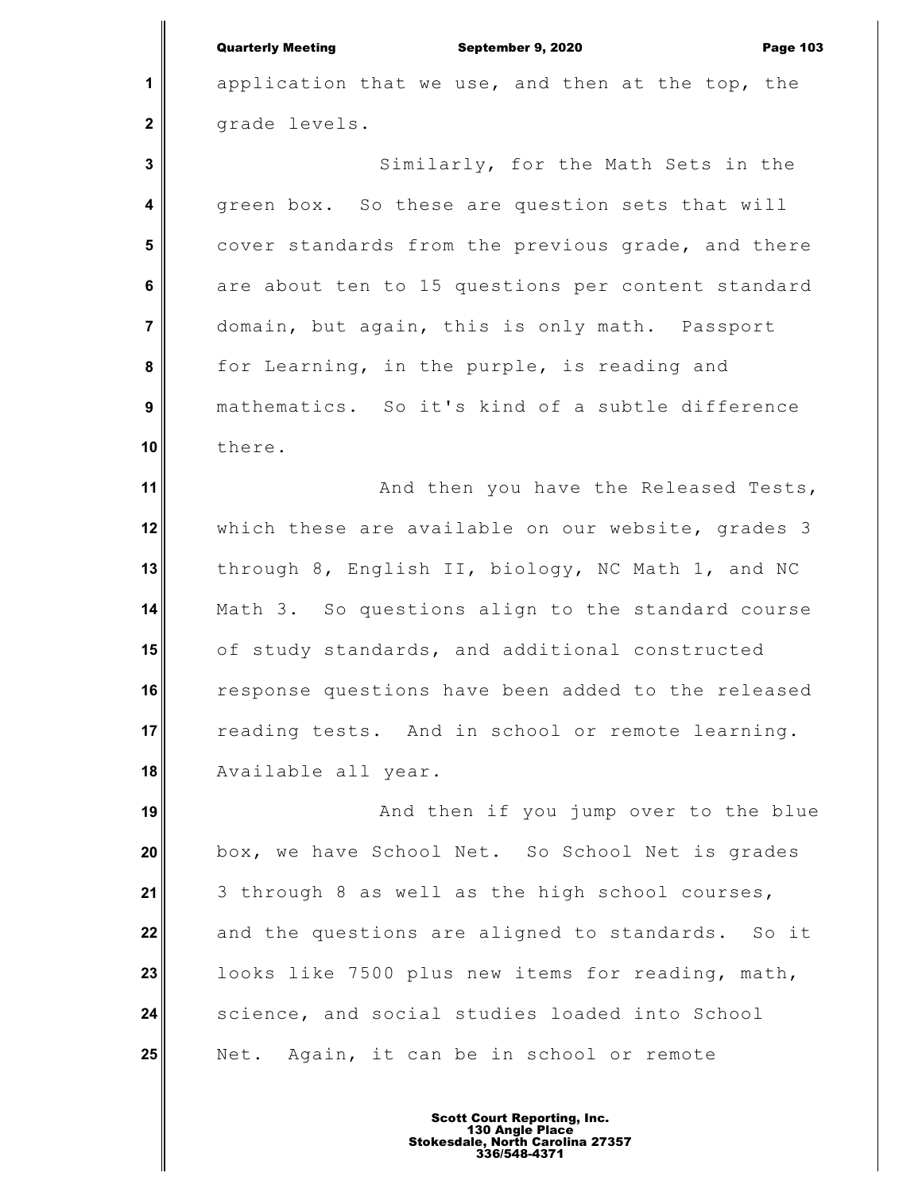application that we use, and then at the top, the grade levels.

Similarly, for the Math Sets in the green box. So these are question sets that will cover standards from the previous grade, and there are about ten to 15 questions per content standard domain, but again, this is only math. Passport for Learning, in the purple, is reading and mathematics. So it's kind of a subtle difference there.

And then you have the Released Tests, which these are available on our website, grades 3 through 8, English II, biology, NC Math 1, and NC Math 3. So questions align to the standard course of study standards, and additional constructed response questions have been added to the released reading tests. And in school or remote learning. Available all year.

And then if you jump over to the blue box, we have School Net. So School Net is grades 3 through 8 as well as the high school courses, and the questions are aligned to standards. So it looks like 7500 plus new items for reading, math, science, and social studies loaded into School Net. Again, it can be in school or remote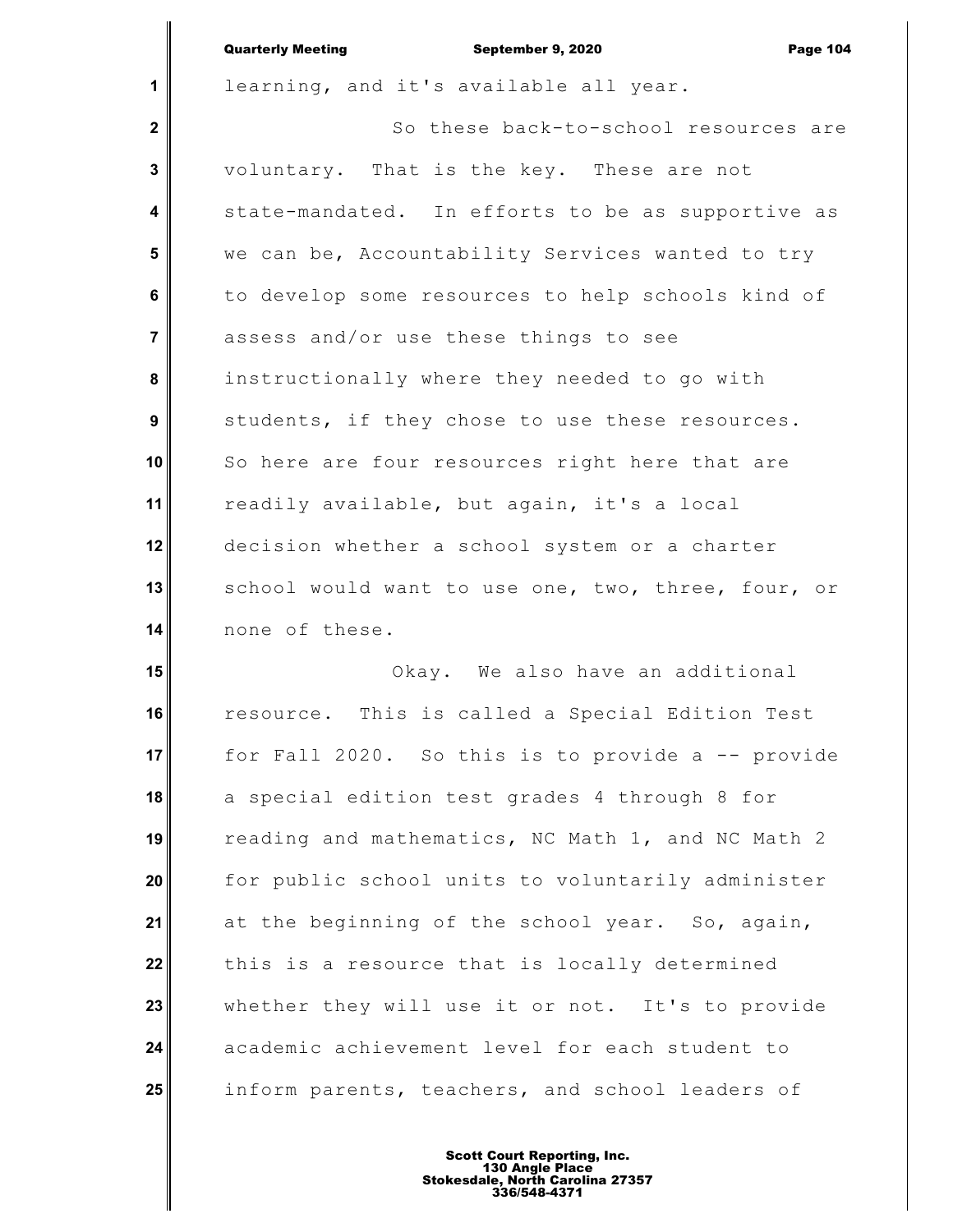learning, and it's available all year.

So these back-to-school resources are voluntary. That is the key. These are not state-mandated. In efforts to be as supportive as we can be, Accountability Services wanted to try to develop some resources to help schools kind of assess and/or use these things to see instructionally where they needed to go with students, if they chose to use these resources. So here are four resources right here that are readily available, but again, it's a local decision whether a school system or a charter school would want to use one, two, three, four, or none of these.

Okay. We also have an additional resource. This is called a Special Edition Test for Fall 2020. So this is to provide a -- provide a special edition test grades 4 through 8 for reading and mathematics, NC Math 1, and NC Math 2 for public school units to voluntarily administer at the beginning of the school year. So, again, this is a resource that is locally determined whether they will use it or not. It's to provide academic achievement level for each student to inform parents, teachers, and school leaders of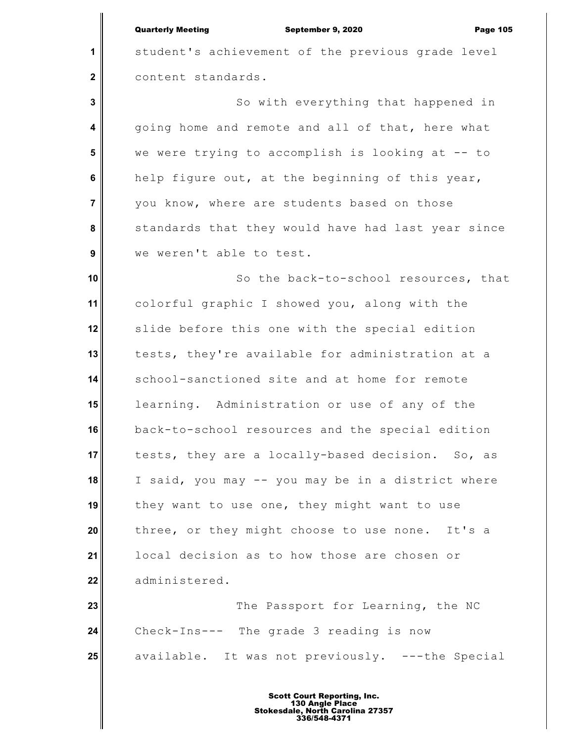student's achievement of the previous grade level content standards.

So with everything that happened in going home and remote and all of that, here what we were trying to accomplish is looking at -- to help figure out, at the beginning of this year, you know, where are students based on those standards that they would have had last year since we weren't able to test.

So the back-to-school resources, that colorful graphic I showed you, along with the slide before this one with the special edition tests, they're available for administration at a school-sanctioned site and at home for remote learning. Administration or use of any of the back-to-school resources and the special edition tests, they are a locally-based decision. So, as I said, you may -- you may be in a district where they want to use one, they might want to use three, or they might choose to use none. It's a local decision as to how those are chosen or administered.

The Passport for Learning, the NC Check-Ins--- The grade 3 reading is now available. It was not previously. ---the Special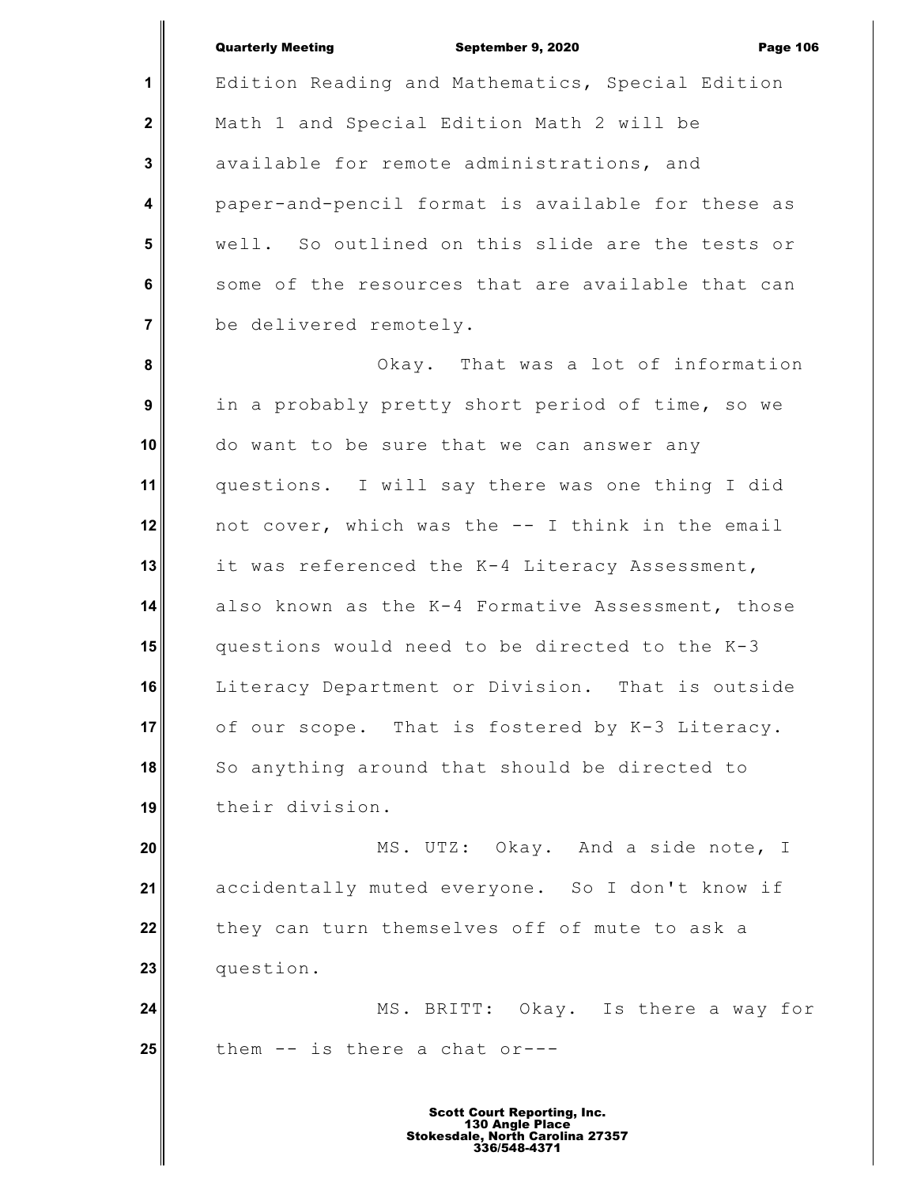Edition Reading and Mathematics, Special Edition Math 1 and Special Edition Math 2 will be available for remote administrations, and paper-and-pencil format is available for these as well. So outlined on this slide are the tests or some of the resources that are available that can be delivered remotely.

Okay. That was a lot of information in a probably pretty short period of time, so we do want to be sure that we can answer any questions. I will say there was one thing I did not cover, which was the -- I think in the email it was referenced the K-4 Literacy Assessment, also known as the K-4 Formative Assessment, those questions would need to be directed to the K-3 Literacy Department or Division. That is outside of our scope. That is fostered by K-3 Literacy. So anything around that should be directed to their division.

MS. UTZ: Okay. And a side note, I accidentally muted everyone. So I don't know if they can turn themselves off of mute to ask a question.

MS. BRITT: Okay. Is there a way for them -- is there a chat or---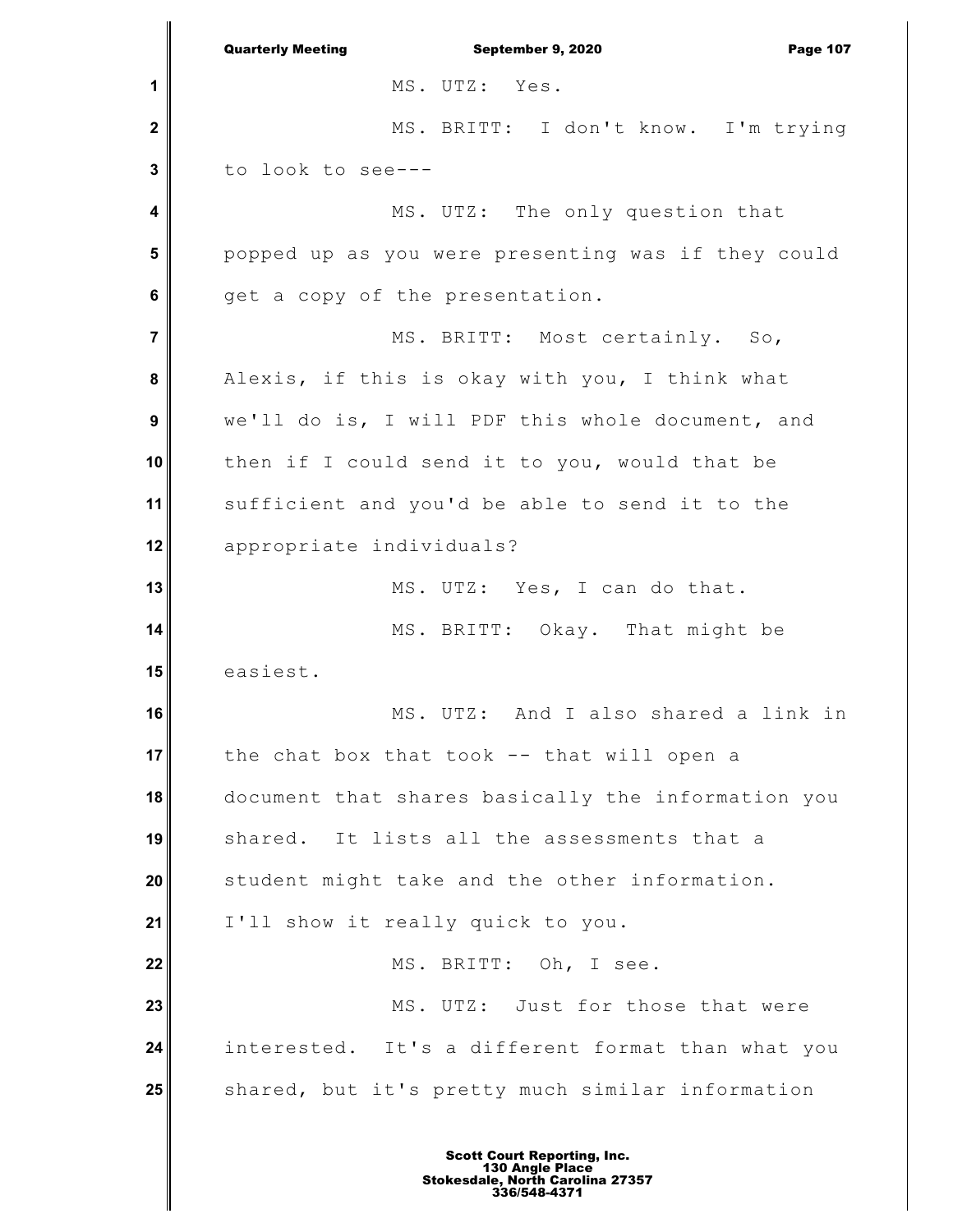MS. UTZ: Yes.

MS. BRITT: I don't know. I'm trying to look to see---

MS. UTZ: The only question that popped up as you were presenting was if they could get a copy of the presentation.

MS. BRITT: Most certainly. So, Alexis, if this is okay with you, I think what we'll do is, I will PDF this whole document, and then if I could send it to you, would that be sufficient and you'd be able to send it to the appropriate individuals?

MS. UTZ: Yes, I can do that.

MS. BRITT: Okay. That might be easiest.

MS. UTZ: And I also shared a link in the chat box that took -- that will open a document that shares basically the information you shared. It lists all the assessments that a student might take and the other information. I'll show it really quick to you.

MS. BRITT: Oh, I see.

MS. UTZ: Just for those that were interested. It's a different format than what you shared, but it's pretty much similar information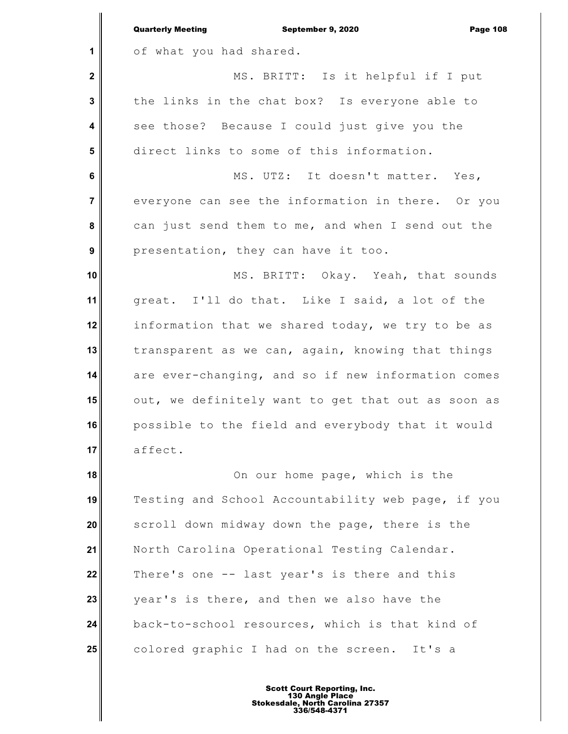of what you had shared.

MS. BRITT: Is it helpful if I put the links in the chat box? Is everyone able to see those? Because I could just give you the direct links to some of this information.

MS. UTZ: It doesn't matter. Yes, everyone can see the information in there. Or you can just send them to me, and when I send out the presentation, they can have it too.

MS. BRITT: Okay. Yeah, that sounds great. I'll do that. Like I said, a lot of the information that we shared today, we try to be as transparent as we can, again, knowing that things are ever-changing, and so if new information comes out, we definitely want to get that out as soon as possible to the field and everybody that it would affect.

On our home page, which is the Testing and School Accountability web page, if you scroll down midway down the page, there is the North Carolina Operational Testing Calendar. There's one -- last year's is there and this year's is there, and then we also have the back-to-school resources, which is that kind of colored graphic I had on the screen. It's a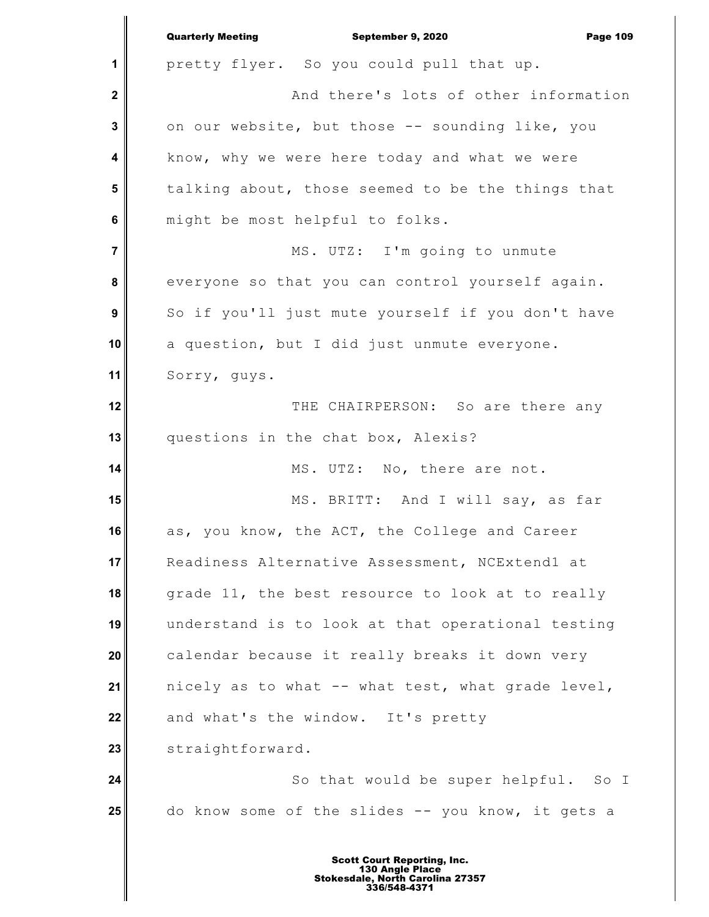pretty flyer. So you could pull that up.

And there's lots of other information on our website, but those -- sounding like, you know, why we were here today and what we were talking about, those seemed to be the things that might be most helpful to folks.

MS. UTZ: I'm going to unmute everyone so that you can control yourself again. So if you'll just mute yourself if you don't have a question, but I did just unmute everyone. Sorry, guys.

THE CHAIRPERSON: So are there any questions in the chat box, Alexis?

MS. UTZ: No, there are not.

MS. BRITT: And I will say, as far as, you know, the ACT, the College and Career Readiness Alternative Assessment, NCExtend1 at grade 11, the best resource to look at to really understand is to look at that operational testing calendar because it really breaks it down very nicely as to what -- what test, what grade level, and what's the window. It's pretty straightforward.

So that would be super helpful. So I do know some of the slides -- you know, it gets a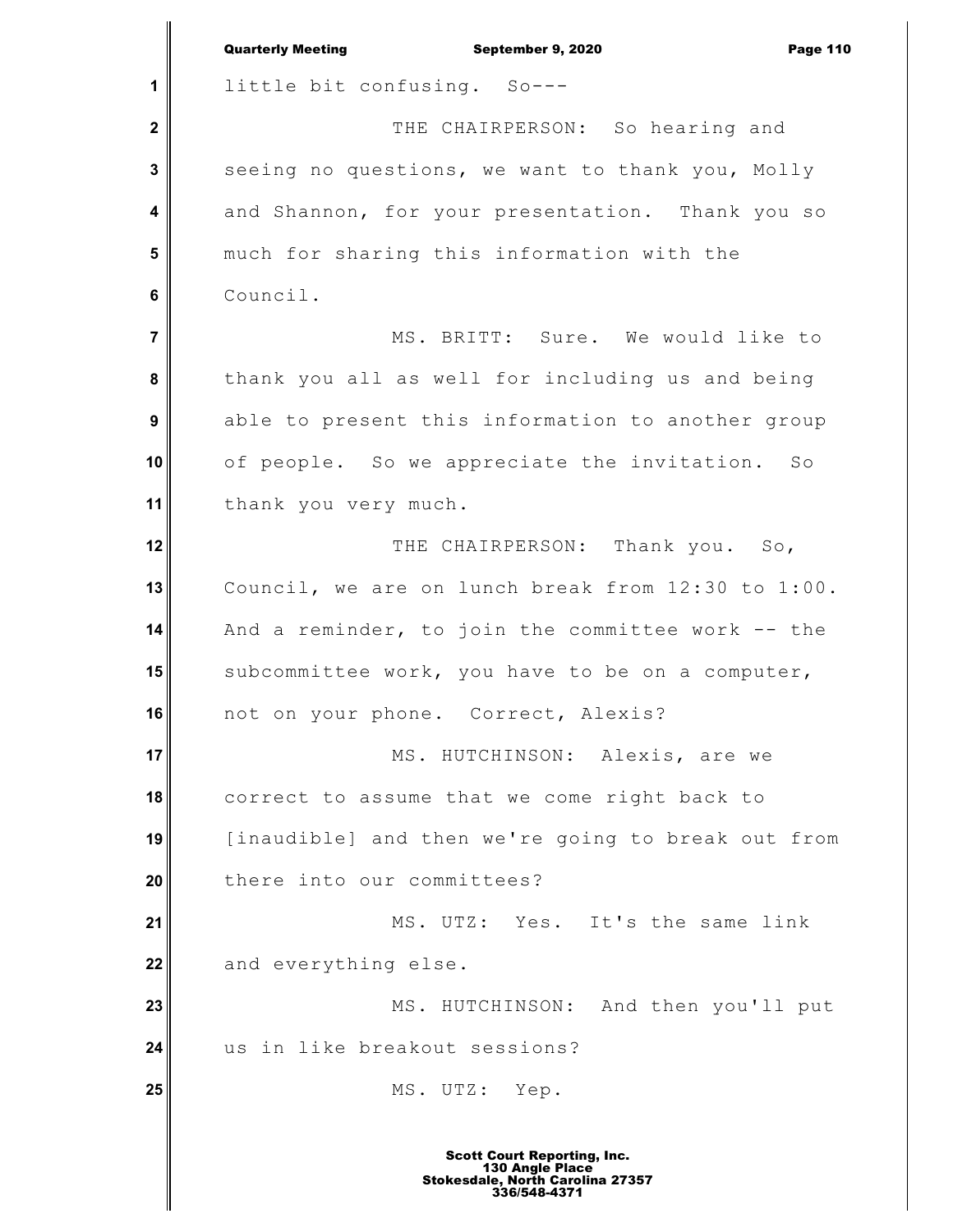little bit confusing. So---

THE CHAIRPERSON: So hearing and seeing no questions, we want to thank you, Molly and Shannon, for your presentation. Thank you so much for sharing this information with the Council.

MS. BRITT: Sure. We would like to thank you all as well for including us and being able to present this information to another group of people. So we appreciate the invitation. So thank you very much.

THE CHAIRPERSON: Thank you. So, Council, we are on lunch break from 12:30 to 1:00. And a reminder, to join the committee work -- the subcommittee work, you have to be on a computer, not on your phone. Correct, Alexis?

MS. HUTCHINSON: Alexis, are we correct to assume that we come right back to [inaudible] and then we're going to break out from there into our committees?

MS. UTZ: Yes. It's the same link and everything else.

MS. HUTCHINSON: And then you'll put us in like breakout sessions?

MS. UTZ: Yep.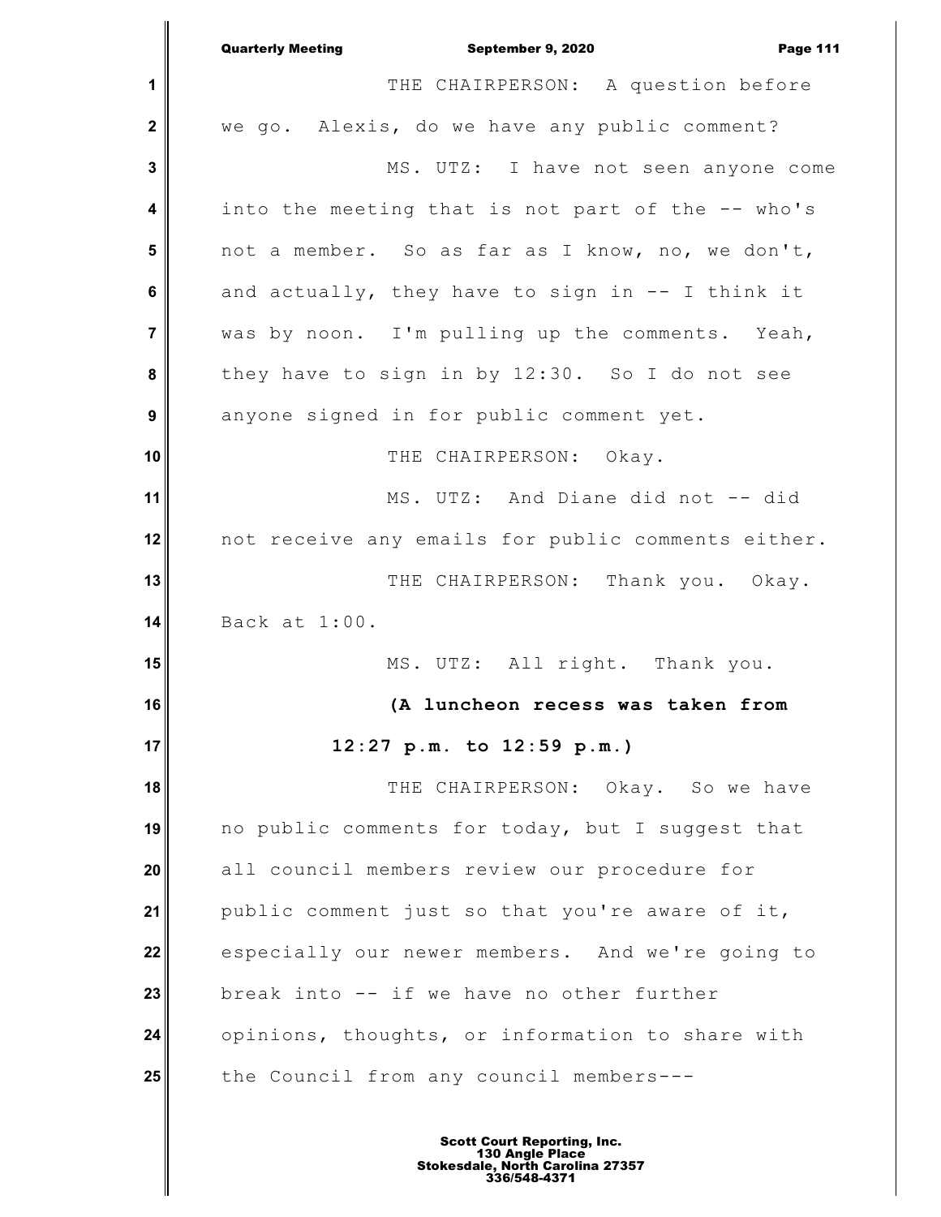THE CHAIRPERSON: A question before we go. Alexis, do we have any public comment?

MS. UTZ: I have not seen anyone come into the meeting that is not part of the -- who's not a member. So as far as I know, no, we don't, and actually, they have to sign in -- I think it was by noon. I'm pulling up the comments. Yeah, they have to sign in by 12:30. So I do not see anyone signed in for public comment yet.

THE CHAIRPERSON: Okay.

MS. UTZ: And Diane did not -- did not receive any emails for public comments either.

THE CHAIRPERSON: Thank you. Okay. Back at 1:00.

MS. UTZ: All right. Thank you.

**(A luncheon recess was taken from 12:27 p.m. to 12:59 p.m.)**

THE CHAIRPERSON: Okay. So we have no public comments for today, but I suggest that all council members review our procedure for public comment just so that you're aware of it, especially our newer members. And we're going to break into -- if we have no other further opinions, thoughts, or information to share with the Council from any council members---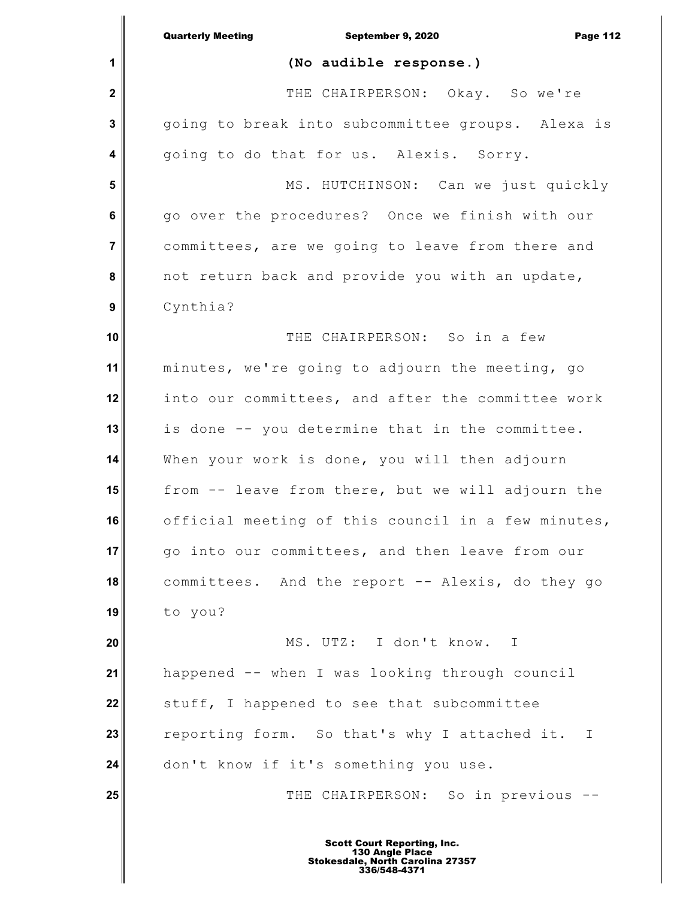**(No audible response.)**

THE CHAIRPERSON: Okay. So we're going to break into subcommittee groups. Alexa is going to do that for us. Alexis. Sorry.

MS. HUTCHINSON: Can we just quickly go over the procedures? Once we finish with our committees, are we going to leave from there and not return back and provide you with an update, Cynthia?

THE CHAIRPERSON: So in a few minutes, we're going to adjourn the meeting, go into our committees, and after the committee work is done -- you determine that in the committee. When your work is done, you will then adjourn from -- leave from there, but we will adjourn the official meeting of this council in a few minutes, go into our committees, and then leave from our committees. And the report -- Alexis, do they go to you?

MS. UTZ: I don't know. I happened -- when I was looking through council stuff, I happened to see that subcommittee reporting form. So that's why I attached it. I don't know if it's something you use.

THE CHAIRPERSON: So in previous --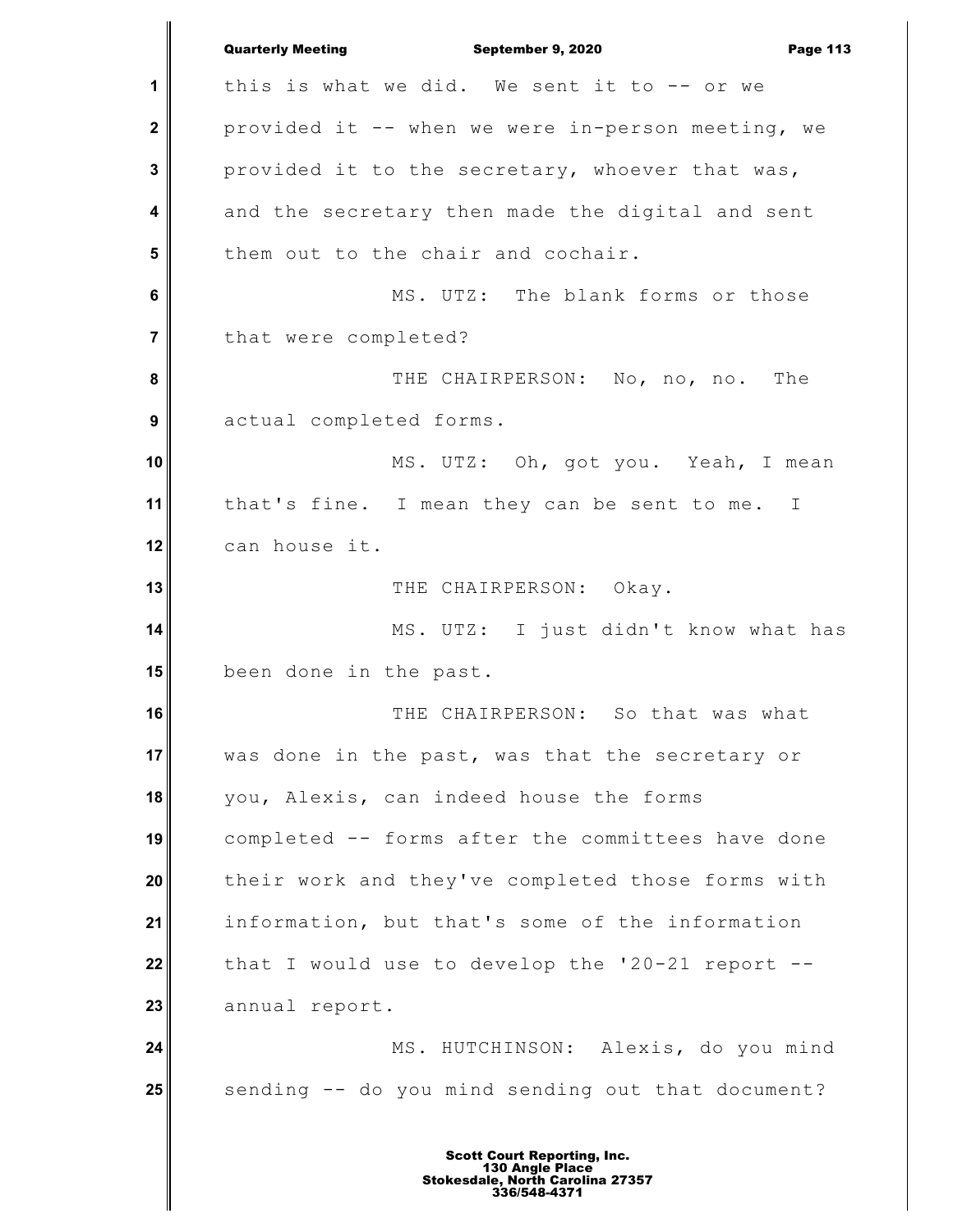this is what we did. We sent it to -- or we provided it -- when we were in-person meeting, we provided it to the secretary, whoever that was, and the secretary then made the digital and sent them out to the chair and cochair.

MS. UTZ: The blank forms or those that were completed?

THE CHAIRPERSON: No, no, no. The actual completed forms.

MS. UTZ: Oh, got you. Yeah, I mean that's fine. I mean they can be sent to me. I can house it.

THE CHAIRPERSON: Okay.

MS. UTZ: I just didn't know what has been done in the past.

THE CHAIRPERSON: So that was what was done in the past, was that the secretary or you, Alexis, can indeed house the forms completed -- forms after the committees have done their work and they've completed those forms with information, but that's some of the information that I would use to develop the '20-21 report -- annual report.

MS. HUTCHINSON: Alexis, do you mind sending -- do you mind sending out that document?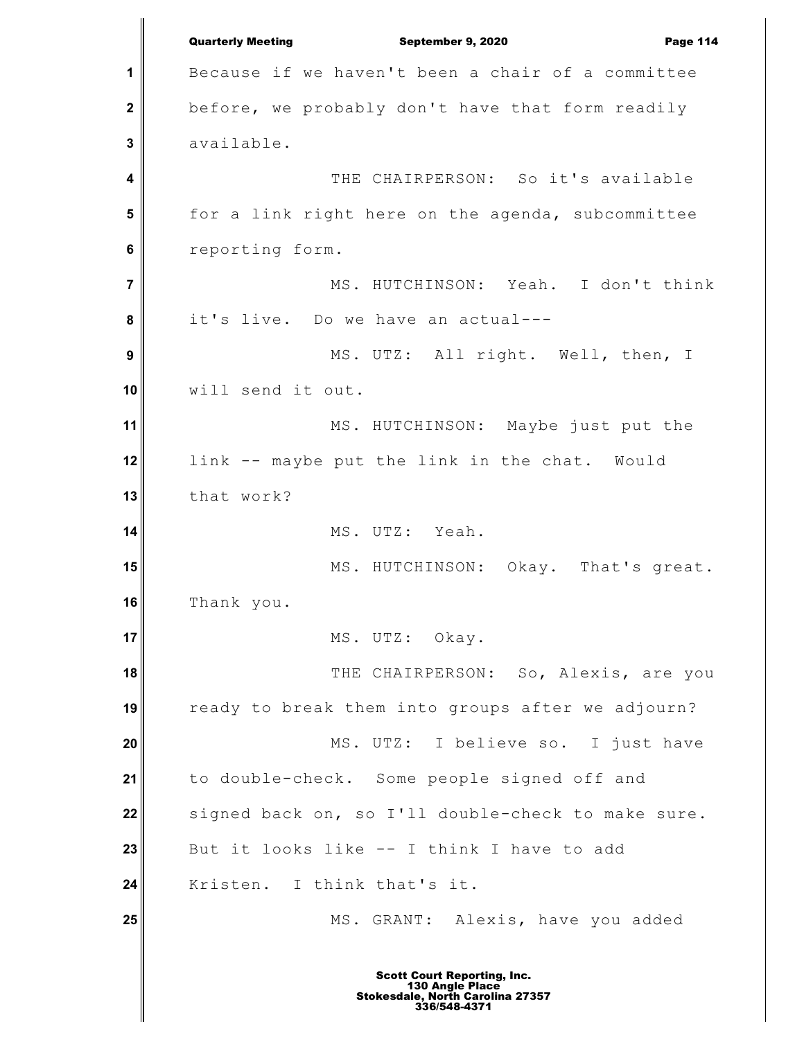Because if we haven't been a chair of a committee before, we probably don't have that form readily available.

THE CHAIRPERSON: So it's available for a link right here on the agenda, subcommittee reporting form.

MS. HUTCHINSON: Yeah. I don't think it's live. Do we have an actual---

MS. UTZ: All right. Well, then, I will send it out.

MS. HUTCHINSON: Maybe just put the link -- maybe put the link in the chat. Would that work?

MS. UTZ: Yeah.

MS. HUTCHINSON: Okay. That's great. Thank you.

MS. UTZ: Okay.

THE CHAIRPERSON: So, Alexis, are you ready to break them into groups after we adjourn?

MS. UTZ: I believe so. I just have to double-check. Some people signed off and signed back on, so I'll double-check to make sure. But it looks like -- I think I have to add Kristen. I think that's it.

MS. GRANT: Alexis, have you added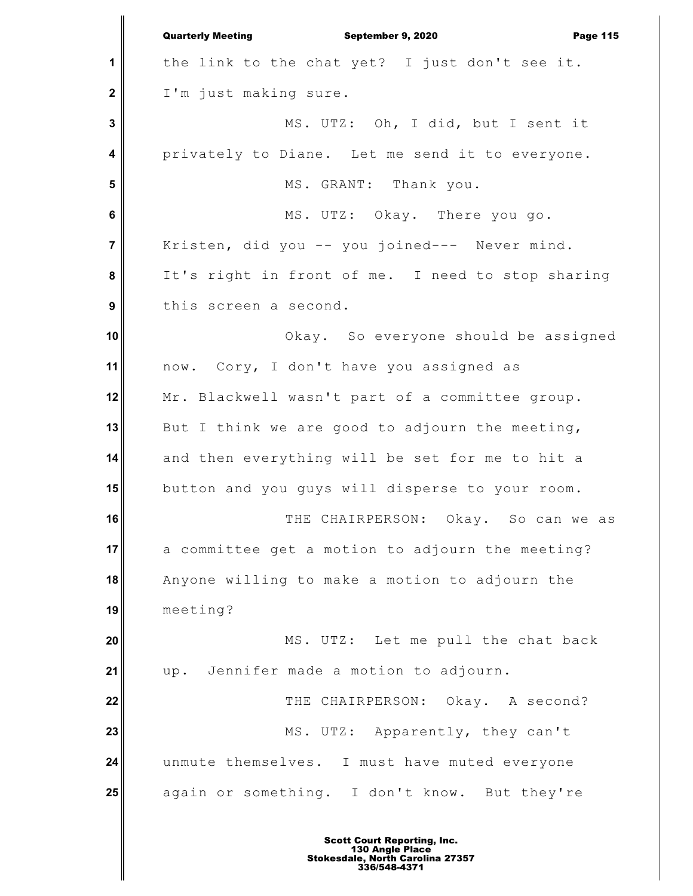the link to the chat yet? I just don't see it. I'm just making sure.

MS. UTZ: Oh, I did, but I sent it privately to Diane. Let me send it to everyone.

MS. GRANT: Thank you.

MS. UTZ: Okay. There you go. Kristen, did you -- you joined--- Never mind. It's right in front of me. I need to stop sharing this screen a second.

Okay. So everyone should be assigned now. Cory, I don't have you assigned as Mr. Blackwell wasn't part of a committee group. But I think we are good to adjourn the meeting, and then everything will be set for me to hit a button and you guys will disperse to your room.

THE CHAIRPERSON: Okay. So can we as a committee get a motion to adjourn the meeting? Anyone willing to make a motion to adjourn the meeting?

MS. UTZ: Let me pull the chat back up. Jennifer made a motion to adjourn.

THE CHAIRPERSON: Okay. A second?

MS. UTZ: Apparently, they can't unmute themselves. I must have muted everyone again or something. I don't know. But they're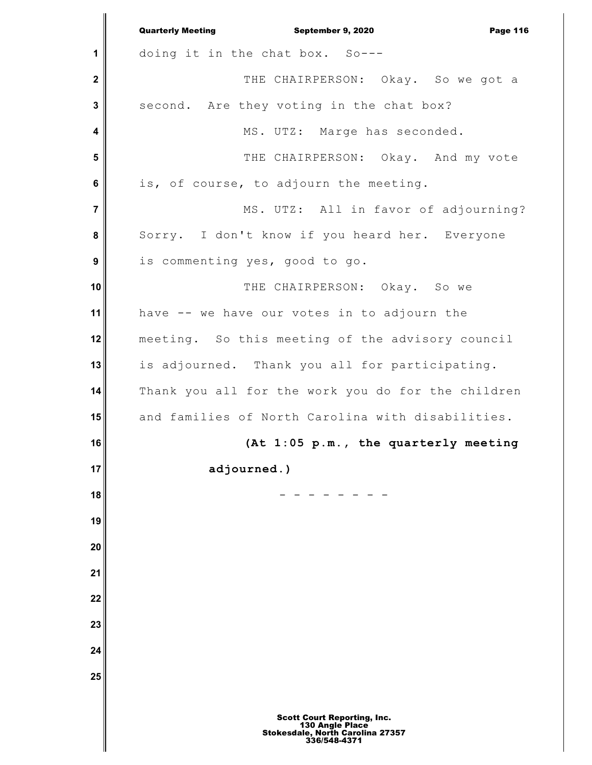doing it in the chat box. So---

THE CHAIRPERSON: Okay. So we got a second. Are they voting in the chat box?

MS. UTZ: Marge has seconded.

THE CHAIRPERSON: Okay. And my vote is, of course, to adjourn the meeting.

MS. UTZ: All in favor of adjourning? Sorry. I don't know if you heard her. Everyone is commenting yes, good to go.

THE CHAIRPERSON: Okay. So we have -- we have our votes in to adjourn the meeting. So this meeting of the advisory council is adjourned. Thank you all for participating. Thank you all for the work you do for the children and families of North Carolina with disabilities.

**(At 1:05 p.m., the quarterly meeting adjourned.)**

- - - - - - - -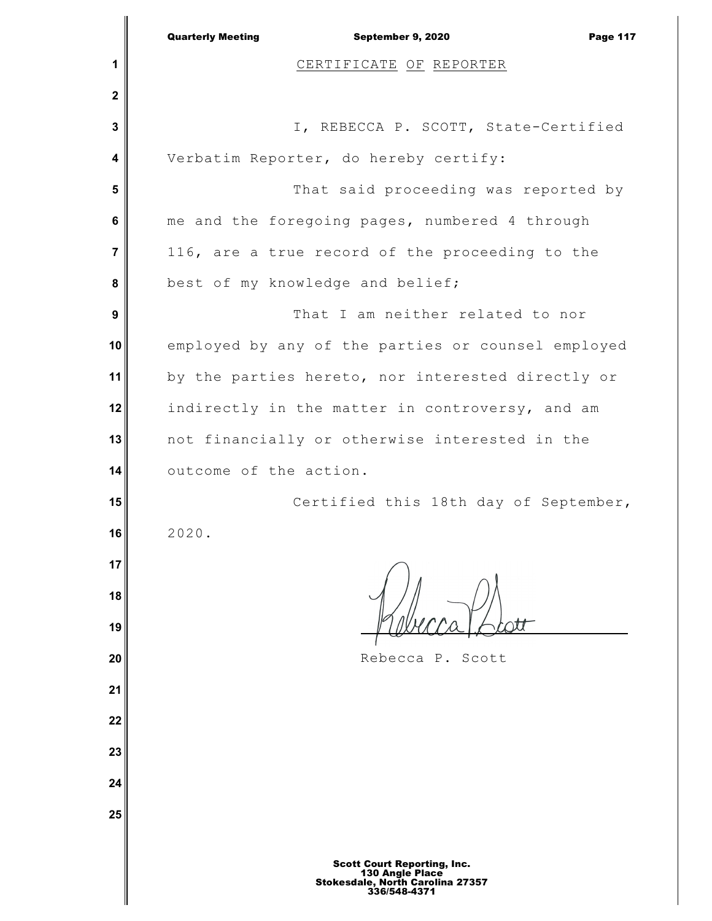# CERTIFICATE OF REPORTER

I, REBECCA P. SCOTT, State-Certified Verbatim Reporter, do hereby certify:

That said proceeding was reported by me and the foregoing pages, numbered 4 through 116, are a true record of the proceeding to the best of my knowledge and belief;

That I am neither related to nor employed by any of the parties or counsel employed by the parties hereto, nor interested directly or indirectly in the matter in controversy, and am not financially or otherwise interested in the outcome of the action.

Certified this 18th day of September, 2020.

Rebecca P. Scott

Scott Court Reporting, Inc.
130 Angle Place
Stokesdale, North Carolina 27357
336/548-4371